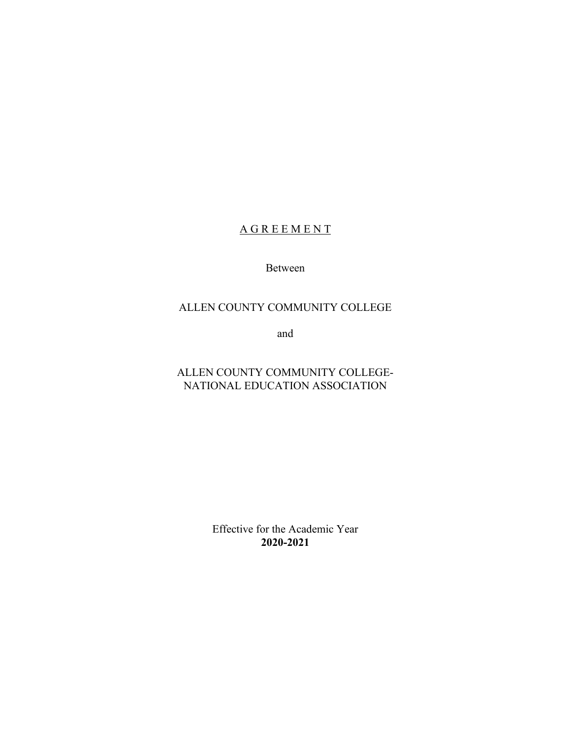# A G R E E M E N T

Between

ALLEN COUNTY COMMUNITY COLLEGE

and

ALLEN COUNTY COMMUNITY COLLEGE-
NATIONAL EDUCATION ASSOCIATION

Effective for the Academic Year
**2020-2021**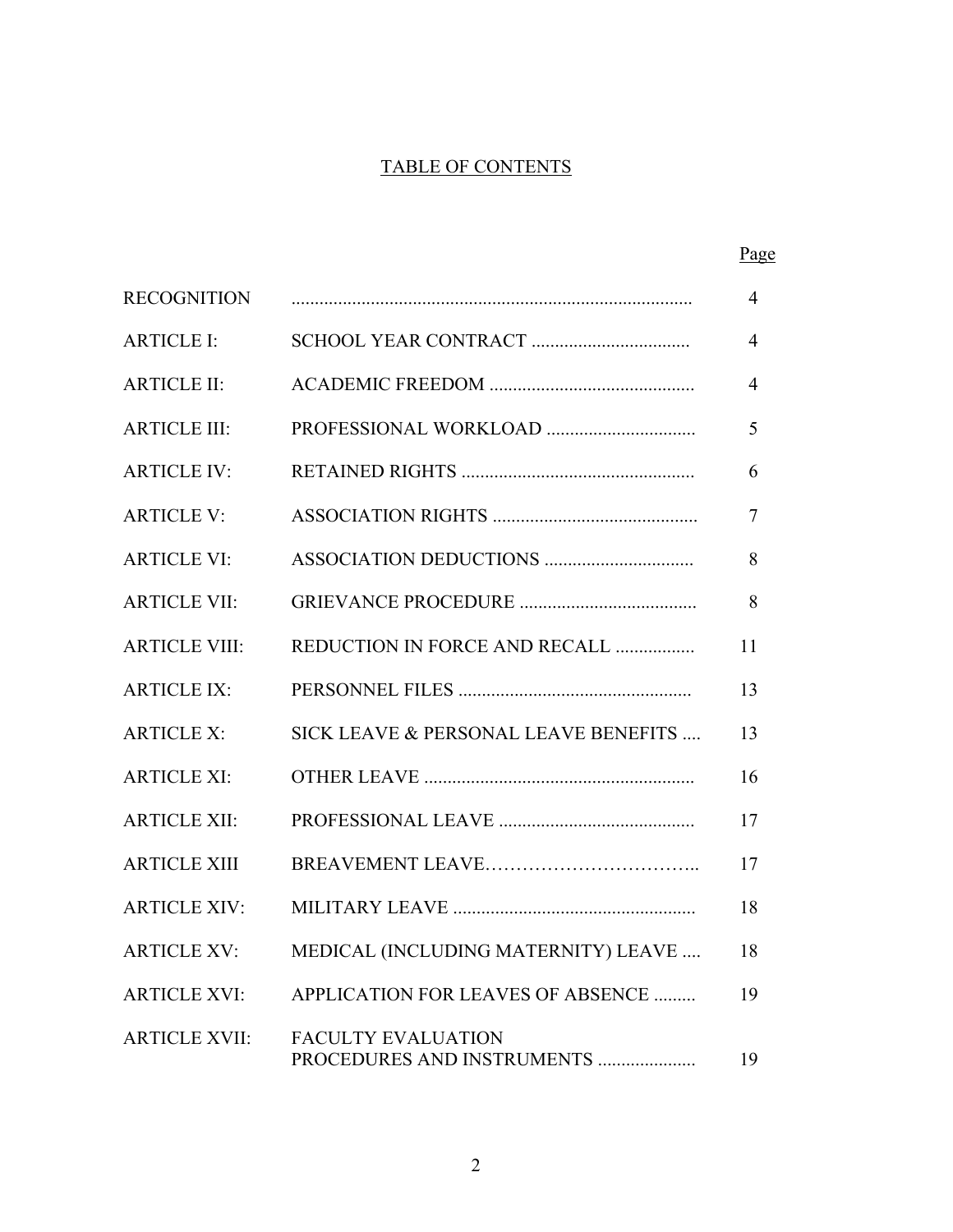# TABLE OF CONTENTS

| | | Page |
|---|---|---|
| RECOGNITION | | 4 |
| ARTICLE I: | SCHOOL YEAR CONTRACT | 4 |
| ARTICLE II: | ACADEMIC FREEDOM | 4 |
| ARTICLE III: | PROFESSIONAL WORKLOAD | 5 |
| ARTICLE IV: | RETAINED RIGHTS | 6 |
| ARTICLE V: | ASSOCIATION RIGHTS | 7 |
| ARTICLE VI: | ASSOCIATION DEDUCTIONS | 8 |
| ARTICLE VII: | GRIEVANCE PROCEDURE | 8 |
| ARTICLE VIII: | REDUCTION IN FORCE AND RECALL | 11 |
| ARTICLE IX: | PERSONNEL FILES | 13 |
| ARTICLE X: | SICK LEAVE & PERSONAL LEAVE BENEFITS | 13 |
| ARTICLE XI: | OTHER LEAVE | 16 |
| ARTICLE XII: | PROFESSIONAL LEAVE | 17 |
| ARTICLE XIII | BREAVEMENT LEAVE | 17 |
| ARTICLE XIV: | MILITARY LEAVE | 18 |
| ARTICLE XV: | MEDICAL (INCLUDING MATERNITY) LEAVE | 18 |
| ARTICLE XVI: | APPLICATION FOR LEAVES OF ABSENCE | 19 |
| ARTICLE XVII: | FACULTY EVALUATION PROCEDURES AND INSTRUMENTS | 19 |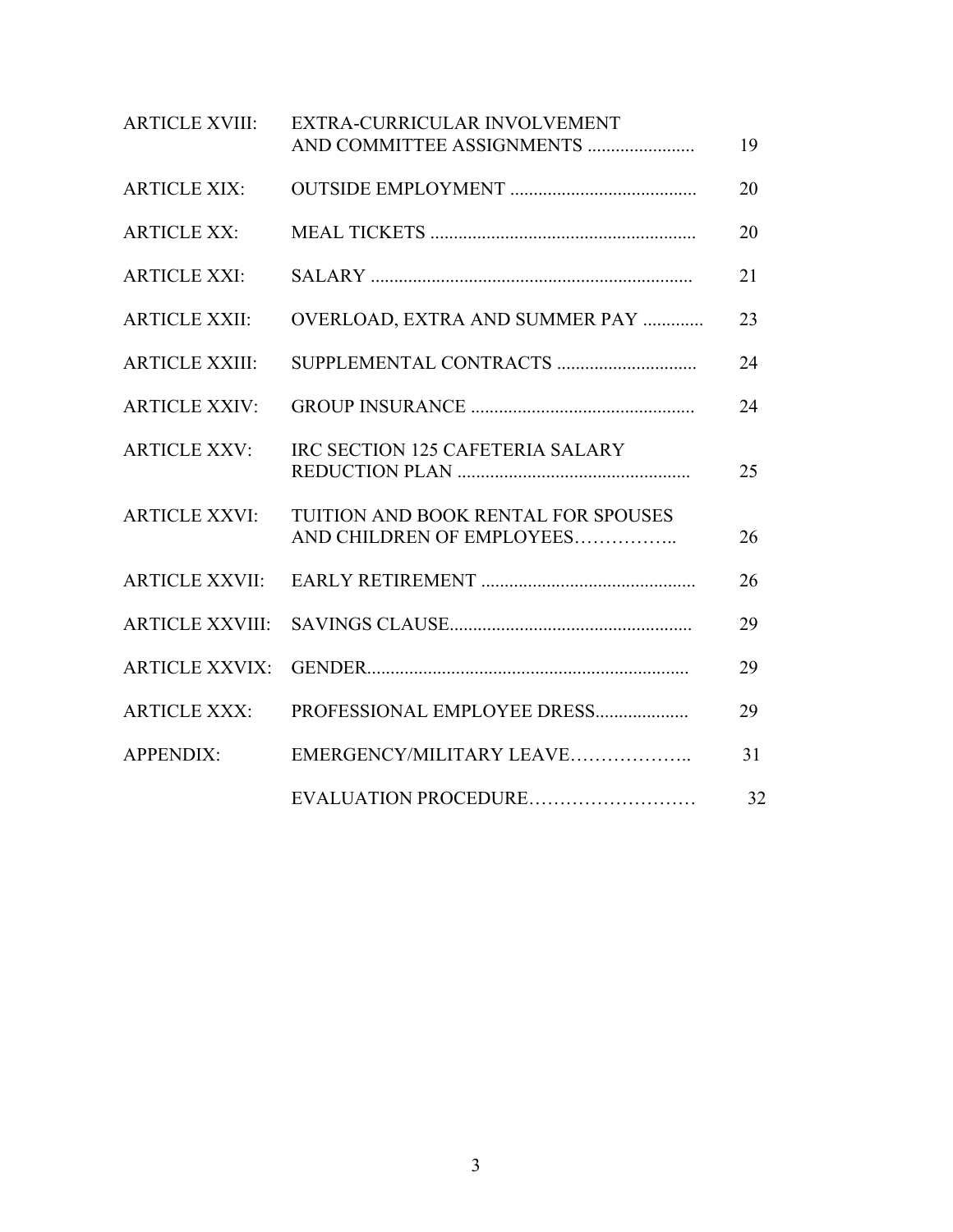| | | |
|---|---|---|
| ARTICLE XVIII: | EXTRA-CURRICULAR INVOLVEMENT AND COMMITTEE ASSIGNMENTS ....................... | 19 |
| ARTICLE XIX: | OUTSIDE EMPLOYMENT ........................................ | 20 |
| ARTICLE XX: | MEAL TICKETS ......................................................... | 20 |
| ARTICLE XXI: | SALARY ..................................................................... | 21 |
| ARTICLE XXII: | OVERLOAD, EXTRA AND SUMMER PAY ............. | 23 |
| ARTICLE XXIII: | SUPPLEMENTAL CONTRACTS .............................. | 24 |
| ARTICLE XXIV: | GROUP INSURANCE ................................................ | 24 |
| ARTICLE XXV: | IRC SECTION 125 CAFETERIA SALARY REDUCTION PLAN .................................................. | 25 |
| ARTICLE XXVI: | TUITION AND BOOK RENTAL FOR SPOUSES AND CHILDREN OF EMPLOYEES…………….. | 26 |
| ARTICLE XXVII: | EARLY RETIREMENT .............................................. | 26 |
| ARTICLE XXVIII: | SAVINGS CLAUSE.................................................... | 29 |
| ARTICLE XXVIX: | GENDER..................................................................... | 29 |
| ARTICLE XXX: | PROFESSIONAL EMPLOYEE DRESS.................... | 29 |
| APPENDIX: | EMERGENCY/MILITARY LEAVE……………….. | 31 |
| | EVALUATION PROCEDURE……………………… | 32 |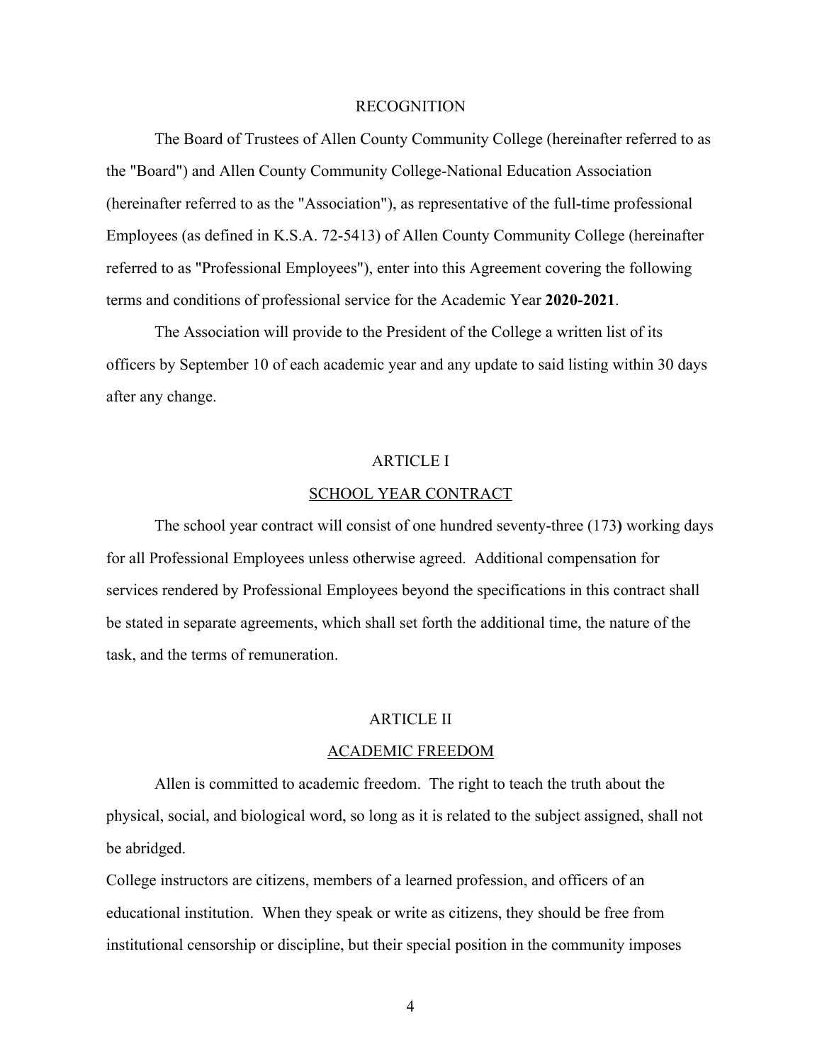# RECOGNITION

The Board of Trustees of Allen County Community College (hereinafter referred to as the "Board") and Allen County Community College-National Education Association (hereinafter referred to as the "Association"), as representative of the full-time professional Employees (as defined in K.S.A. 72-5413) of Allen County Community College (hereinafter referred to as "Professional Employees"), enter into this Agreement covering the following terms and conditions of professional service for the Academic Year **2020-2021**.

The Association will provide to the President of the College a written list of its officers by September 10 of each academic year and any update to said listing within 30 days after any change.

# ARTICLE I

## SCHOOL YEAR CONTRACT

The school year contract will consist of one hundred seventy-three (173**)** working days for all Professional Employees unless otherwise agreed. Additional compensation for services rendered by Professional Employees beyond the specifications in this contract shall be stated in separate agreements, which shall set forth the additional time, the nature of the task, and the terms of remuneration.

# ARTICLE II

## ACADEMIC FREEDOM

Allen is committed to academic freedom. The right to teach the truth about the physical, social, and biological word, so long as it is related to the subject assigned, shall not be abridged.

College instructors are citizens, members of a learned profession, and officers of an educational institution. When they speak or write as citizens, they should be free from institutional censorship or discipline, but their special position in the community imposes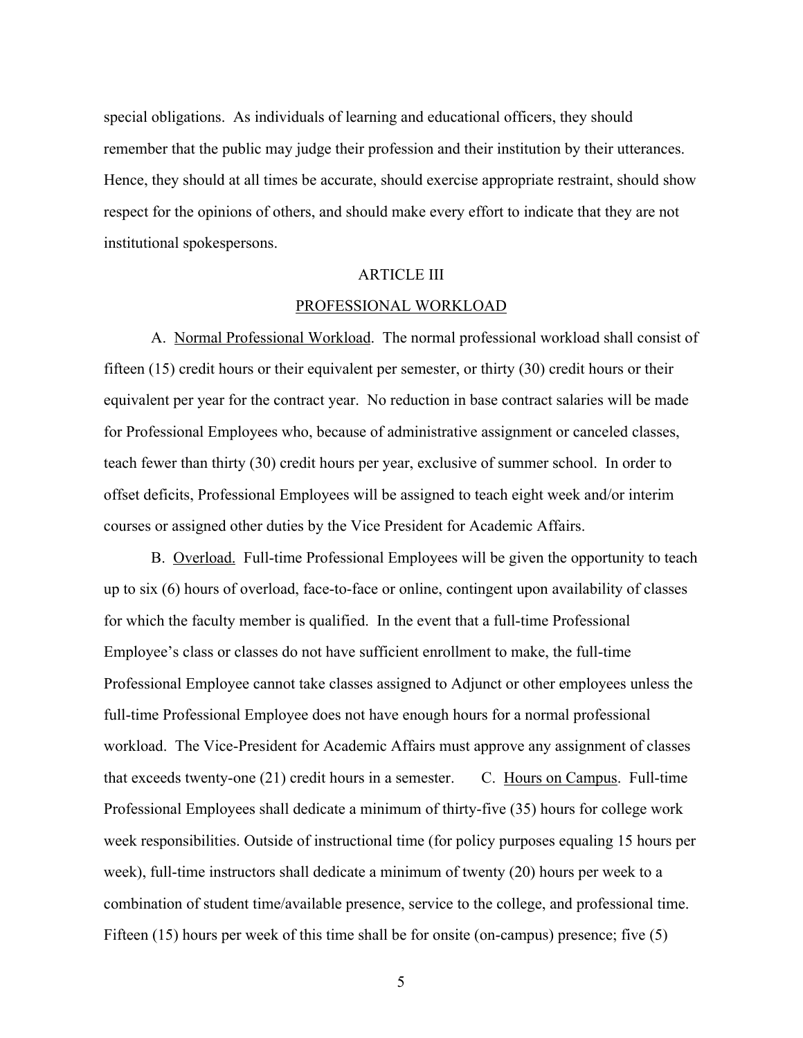special obligations. As individuals of learning and educational officers, they should remember that the public may judge their profession and their institution by their utterances. Hence, they should at all times be accurate, should exercise appropriate restraint, should show respect for the opinions of others, and should make every effort to indicate that they are not institutional spokespersons.

## ARTICLE III

## PROFESSIONAL WORKLOAD

A. Normal Professional Workload. The normal professional workload shall consist of fifteen (15) credit hours or their equivalent per semester, or thirty (30) credit hours or their equivalent per year for the contract year. No reduction in base contract salaries will be made for Professional Employees who, because of administrative assignment or canceled classes, teach fewer than thirty (30) credit hours per year, exclusive of summer school. In order to offset deficits, Professional Employees will be assigned to teach eight week and/or interim courses or assigned other duties by the Vice President for Academic Affairs.

B. Overload. Full-time Professional Employees will be given the opportunity to teach up to six (6) hours of overload, face-to-face or online, contingent upon availability of classes for which the faculty member is qualified. In the event that a full-time Professional Employee's class or classes do not have sufficient enrollment to make, the full-time Professional Employee cannot take classes assigned to Adjunct or other employees unless the full-time Professional Employee does not have enough hours for a normal professional workload. The Vice-President for Academic Affairs must approve any assignment of classes that exceeds twenty-one (21) credit hours in a semester.

C. Hours on Campus. Full-time Professional Employees shall dedicate a minimum of thirty-five (35) hours for college work week responsibilities. Outside of instructional time (for policy purposes equaling 15 hours per week), full-time instructors shall dedicate a minimum of twenty (20) hours per week to a combination of student time/available presence, service to the college, and professional time. Fifteen (15) hours per week of this time shall be for onsite (on-campus) presence; five (5)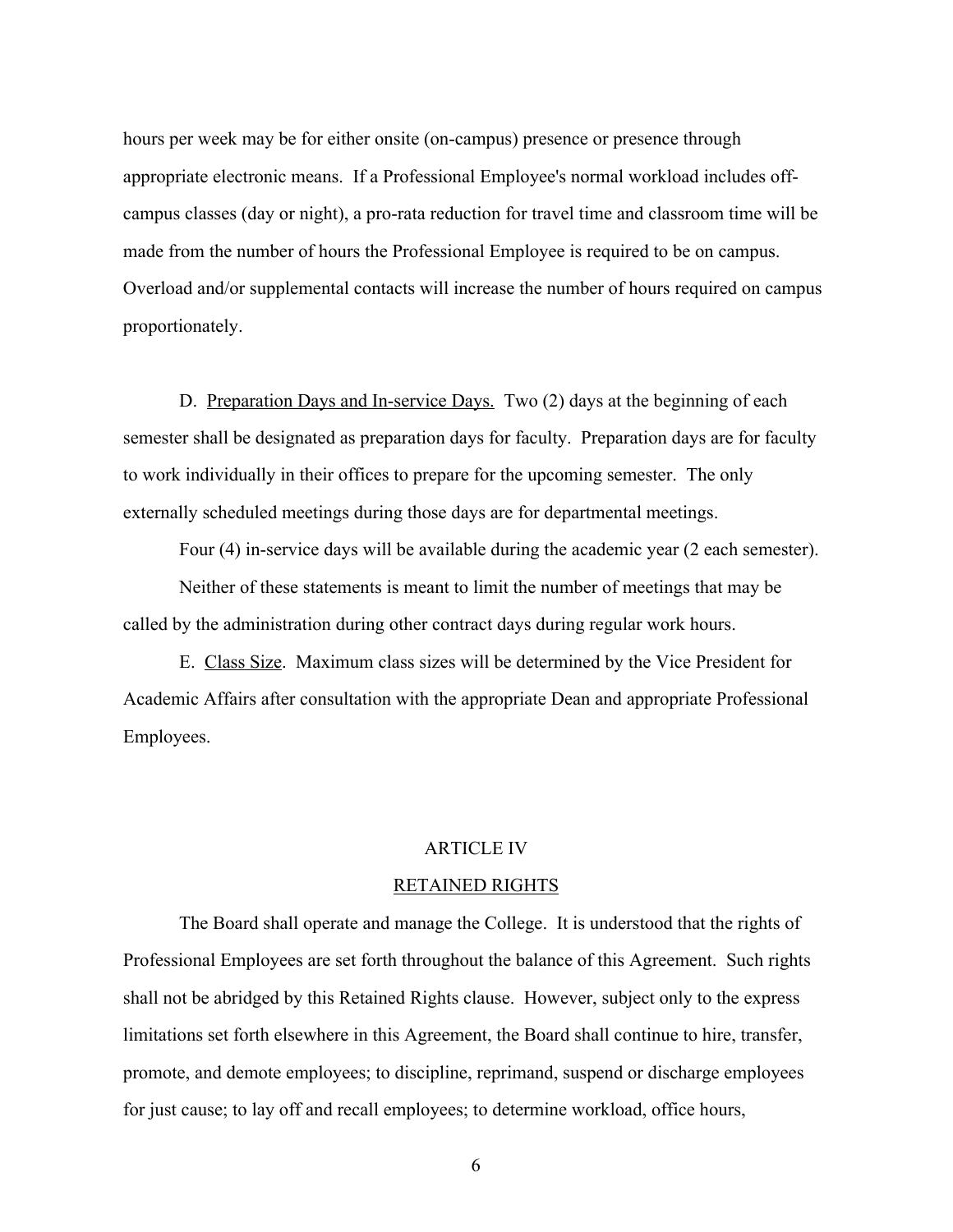hours per week may be for either onsite (on-campus) presence or presence through appropriate electronic means. If a Professional Employee's normal workload includes off-campus classes (day or night), a pro-rata reduction for travel time and classroom time will be made from the number of hours the Professional Employee is required to be on campus. Overload and/or supplemental contacts will increase the number of hours required on campus proportionately.

D. Preparation Days and In-service Days. Two (2) days at the beginning of each semester shall be designated as preparation days for faculty. Preparation days are for faculty to work individually in their offices to prepare for the upcoming semester. The only externally scheduled meetings during those days are for departmental meetings.

Four (4) in-service days will be available during the academic year (2 each semester).

Neither of these statements is meant to limit the number of meetings that may be called by the administration during other contract days during regular work hours.

E. Class Size. Maximum class sizes will be determined by the Vice President for Academic Affairs after consultation with the appropriate Dean and appropriate Professional Employees.

## ARTICLE IV

## RETAINED RIGHTS

The Board shall operate and manage the College. It is understood that the rights of Professional Employees are set forth throughout the balance of this Agreement. Such rights shall not be abridged by this Retained Rights clause. However, subject only to the express limitations set forth elsewhere in this Agreement, the Board shall continue to hire, transfer, promote, and demote employees; to discipline, reprimand, suspend or discharge employees for just cause; to lay off and recall employees; to determine workload, office hours,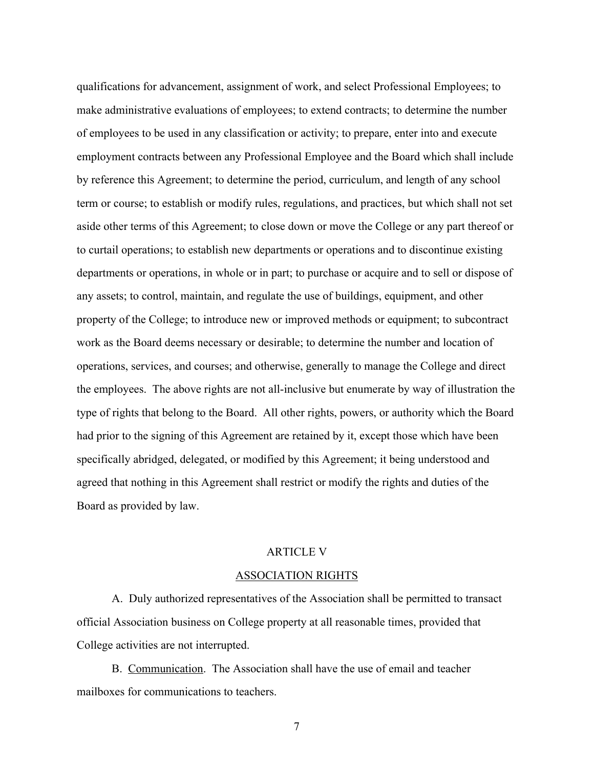qualifications for advancement, assignment of work, and select Professional Employees; to make administrative evaluations of employees; to extend contracts; to determine the number of employees to be used in any classification or activity; to prepare, enter into and execute employment contracts between any Professional Employee and the Board which shall include by reference this Agreement; to determine the period, curriculum, and length of any school term or course; to establish or modify rules, regulations, and practices, but which shall not set aside other terms of this Agreement; to close down or move the College or any part thereof or to curtail operations; to establish new departments or operations and to discontinue existing departments or operations, in whole or in part; to purchase or acquire and to sell or dispose of any assets; to control, maintain, and regulate the use of buildings, equipment, and other property of the College; to introduce new or improved methods or equipment; to subcontract work as the Board deems necessary or desirable; to determine the number and location of operations, services, and courses; and otherwise, generally to manage the College and direct the employees. The above rights are not all-inclusive but enumerate by way of illustration the type of rights that belong to the Board. All other rights, powers, or authority which the Board had prior to the signing of this Agreement are retained by it, except those which have been specifically abridged, delegated, or modified by this Agreement; it being understood and agreed that nothing in this Agreement shall restrict or modify the rights and duties of the Board as provided by law.

## ARTICLE V

## ASSOCIATION RIGHTS

A. Duly authorized representatives of the Association shall be permitted to transact official Association business on College property at all reasonable times, provided that College activities are not interrupted.

B. Communication. The Association shall have the use of email and teacher mailboxes for communications to teachers.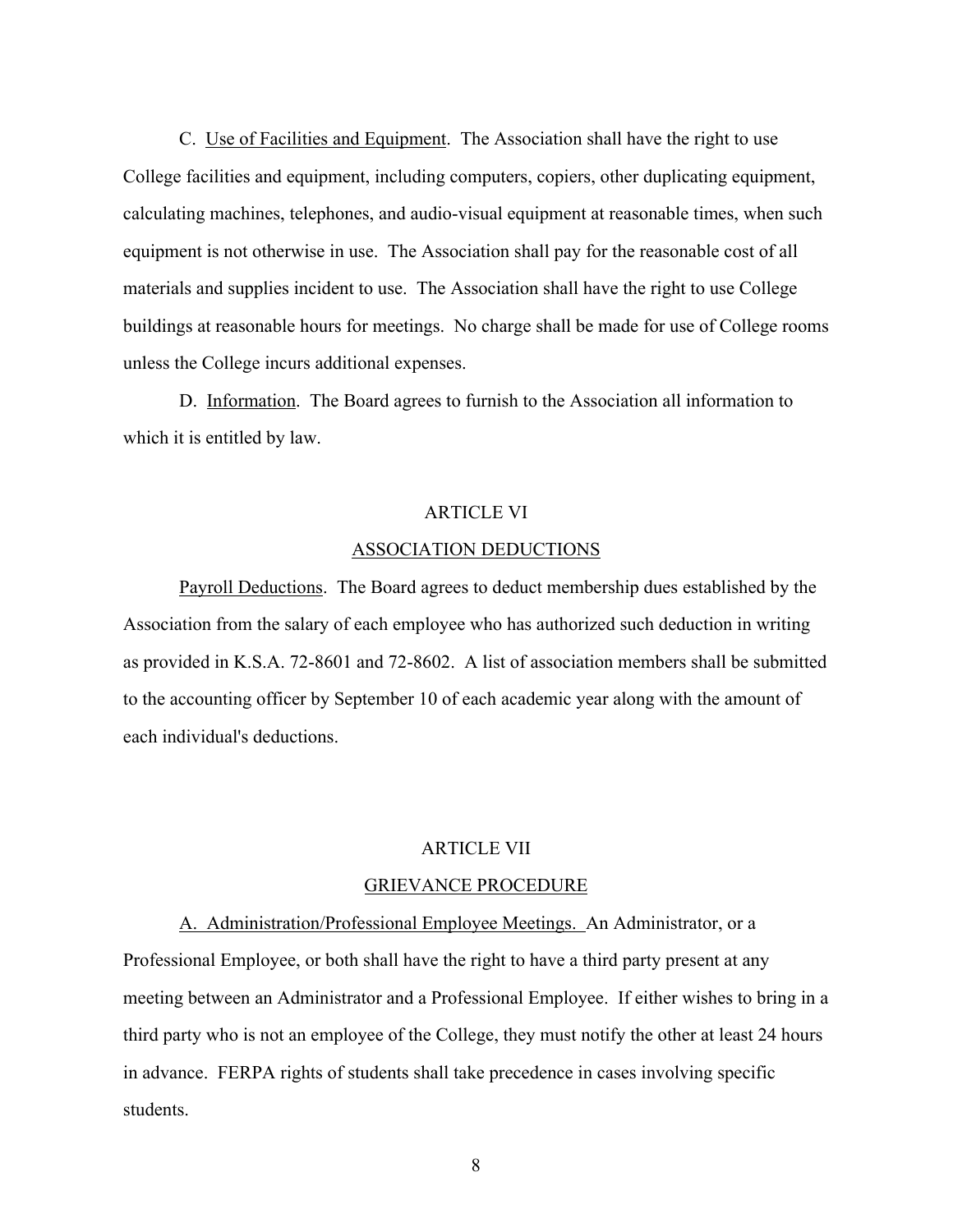C. Use of Facilities and Equipment. The Association shall have the right to use College facilities and equipment, including computers, copiers, other duplicating equipment, calculating machines, telephones, and audio-visual equipment at reasonable times, when such equipment is not otherwise in use. The Association shall pay for the reasonable cost of all materials and supplies incident to use. The Association shall have the right to use College buildings at reasonable hours for meetings. No charge shall be made for use of College rooms unless the College incurs additional expenses.

D. Information. The Board agrees to furnish to the Association all information to which it is entitled by law.

## ARTICLE VI

## ASSOCIATION DEDUCTIONS

Payroll Deductions. The Board agrees to deduct membership dues established by the Association from the salary of each employee who has authorized such deduction in writing as provided in K.S.A. 72-8601 and 72-8602. A list of association members shall be submitted to the accounting officer by September 10 of each academic year along with the amount of each individual's deductions.

## ARTICLE VII

## GRIEVANCE PROCEDURE

A. Administration/Professional Employee Meetings. An Administrator, or a Professional Employee, or both shall have the right to have a third party present at any meeting between an Administrator and a Professional Employee. If either wishes to bring in a third party who is not an employee of the College, they must notify the other at least 24 hours in advance. FERPA rights of students shall take precedence in cases involving specific students.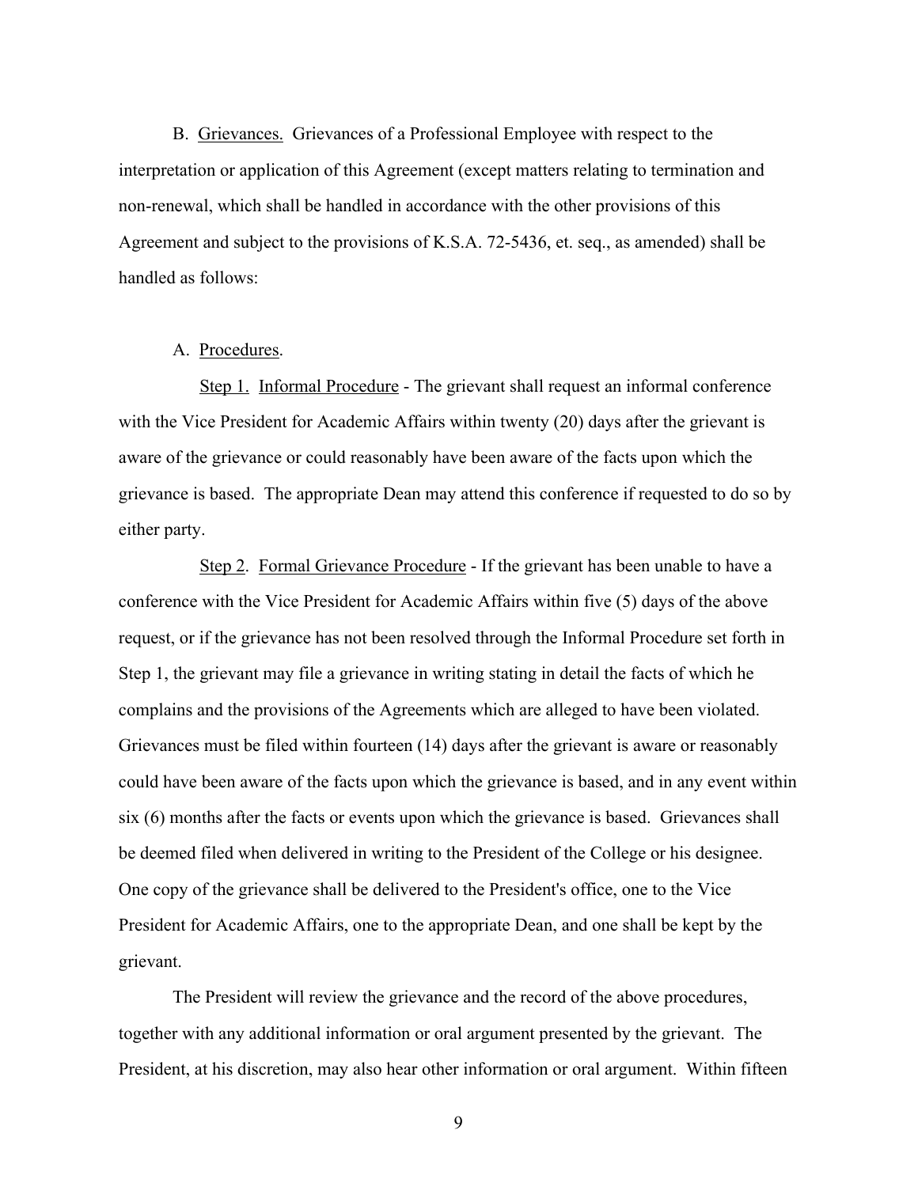B. Grievances. Grievances of a Professional Employee with respect to the interpretation or application of this Agreement (except matters relating to termination and non-renewal, which shall be handled in accordance with the other provisions of this Agreement and subject to the provisions of K.S.A. 72-5436, et. seq., as amended) shall be handled as follows:

A. Procedures.

Step 1. Informal Procedure - The grievant shall request an informal conference with the Vice President for Academic Affairs within twenty (20) days after the grievant is aware of the grievance or could reasonably have been aware of the facts upon which the grievance is based. The appropriate Dean may attend this conference if requested to do so by either party.

Step 2. Formal Grievance Procedure - If the grievant has been unable to have a conference with the Vice President for Academic Affairs within five (5) days of the above request, or if the grievance has not been resolved through the Informal Procedure set forth in Step 1, the grievant may file a grievance in writing stating in detail the facts of which he complains and the provisions of the Agreements which are alleged to have been violated. Grievances must be filed within fourteen (14) days after the grievant is aware or reasonably could have been aware of the facts upon which the grievance is based, and in any event within six (6) months after the facts or events upon which the grievance is based. Grievances shall be deemed filed when delivered in writing to the President of the College or his designee. One copy of the grievance shall be delivered to the President's office, one to the Vice President for Academic Affairs, one to the appropriate Dean, and one shall be kept by the grievant.

The President will review the grievance and the record of the above procedures, together with any additional information or oral argument presented by the grievant. The President, at his discretion, may also hear other information or oral argument. Within fifteen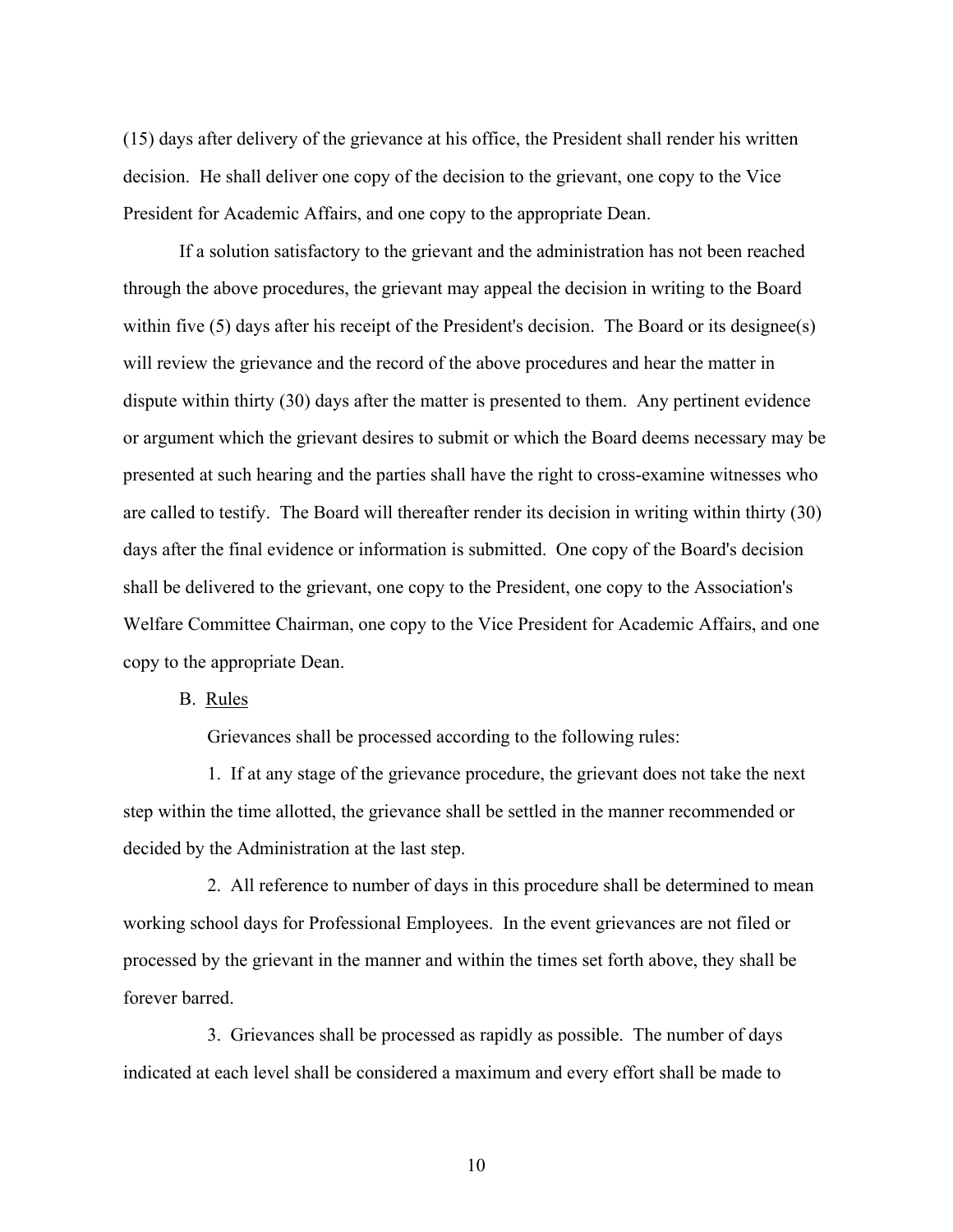(15) days after delivery of the grievance at his office, the President shall render his written decision. He shall deliver one copy of the decision to the grievant, one copy to the Vice President for Academic Affairs, and one copy to the appropriate Dean.

If a solution satisfactory to the grievant and the administration has not been reached through the above procedures, the grievant may appeal the decision in writing to the Board within five (5) days after his receipt of the President's decision. The Board or its designee(s) will review the grievance and the record of the above procedures and hear the matter in dispute within thirty (30) days after the matter is presented to them. Any pertinent evidence or argument which the grievant desires to submit or which the Board deems necessary may be presented at such hearing and the parties shall have the right to cross-examine witnesses who are called to testify. The Board will thereafter render its decision in writing within thirty (30) days after the final evidence or information is submitted. One copy of the Board's decision shall be delivered to the grievant, one copy to the President, one copy to the Association's Welfare Committee Chairman, one copy to the Vice President for Academic Affairs, and one copy to the appropriate Dean.

B. Rules

Grievances shall be processed according to the following rules:

1. If at any stage of the grievance procedure, the grievant does not take the next step within the time allotted, the grievance shall be settled in the manner recommended or decided by the Administration at the last step.

2. All reference to number of days in this procedure shall be determined to mean working school days for Professional Employees. In the event grievances are not filed or processed by the grievant in the manner and within the times set forth above, they shall be forever barred.

3. Grievances shall be processed as rapidly as possible. The number of days indicated at each level shall be considered a maximum and every effort shall be made to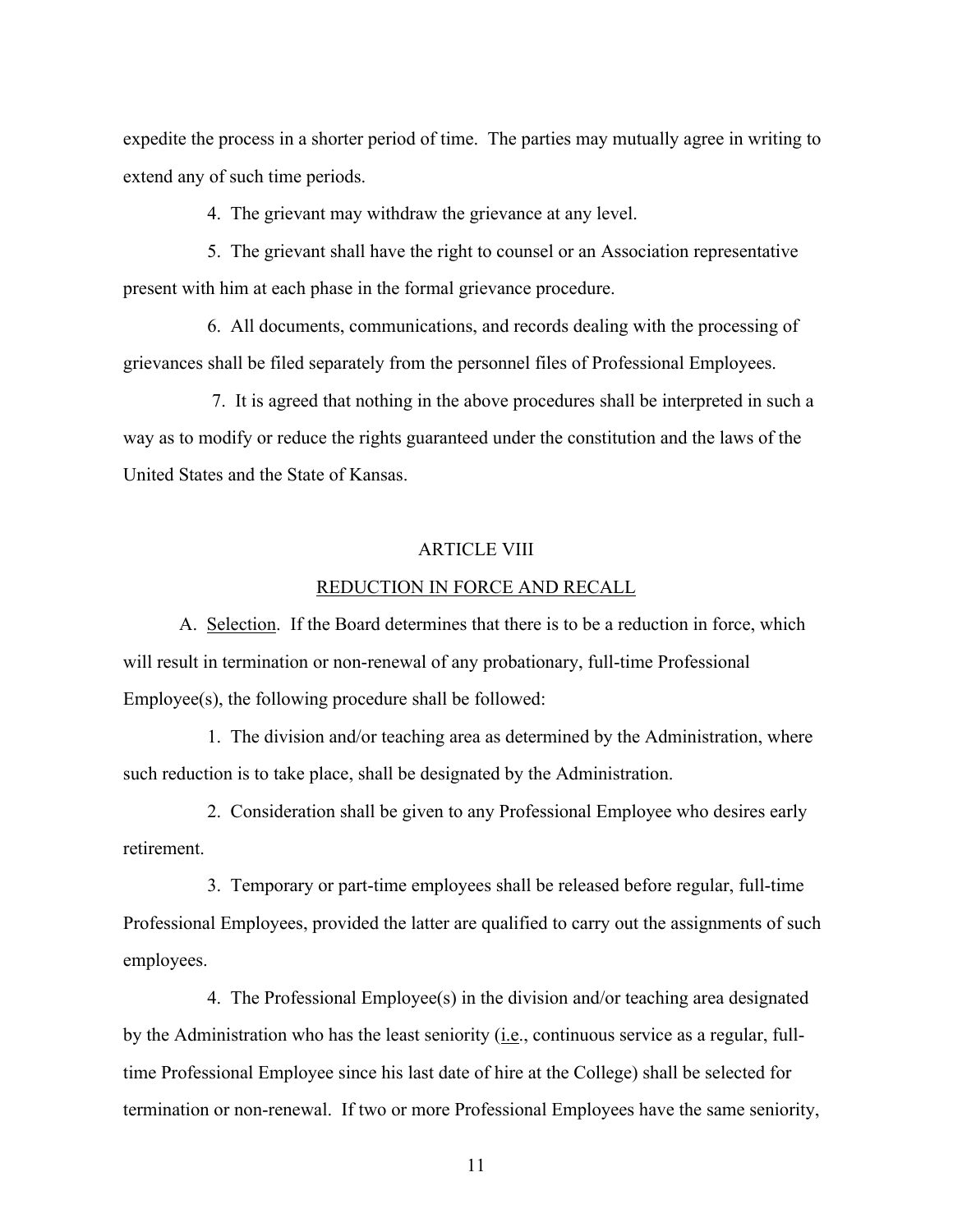expedite the process in a shorter period of time. The parties may mutually agree in writing to extend any of such time periods.

4. The grievant may withdraw the grievance at any level.

5. The grievant shall have the right to counsel or an Association representative present with him at each phase in the formal grievance procedure.

6. All documents, communications, and records dealing with the processing of grievances shall be filed separately from the personnel files of Professional Employees.

7. It is agreed that nothing in the above procedures shall be interpreted in such a way as to modify or reduce the rights guaranteed under the constitution and the laws of the United States and the State of Kansas.

## ARTICLE VIII

## REDUCTION IN FORCE AND RECALL

A. Selection. If the Board determines that there is to be a reduction in force, which will result in termination or non-renewal of any probationary, full-time Professional Employee(s), the following procedure shall be followed:

1. The division and/or teaching area as determined by the Administration, where such reduction is to take place, shall be designated by the Administration.

2. Consideration shall be given to any Professional Employee who desires early retirement.

3. Temporary or part-time employees shall be released before regular, full-time Professional Employees, provided the latter are qualified to carry out the assignments of such employees.

4. The Professional Employee(s) in the division and/or teaching area designated by the Administration who has the least seniority (i.e., continuous service as a regular, full-time Professional Employee since his last date of hire at the College) shall be selected for termination or non-renewal. If two or more Professional Employees have the same seniority,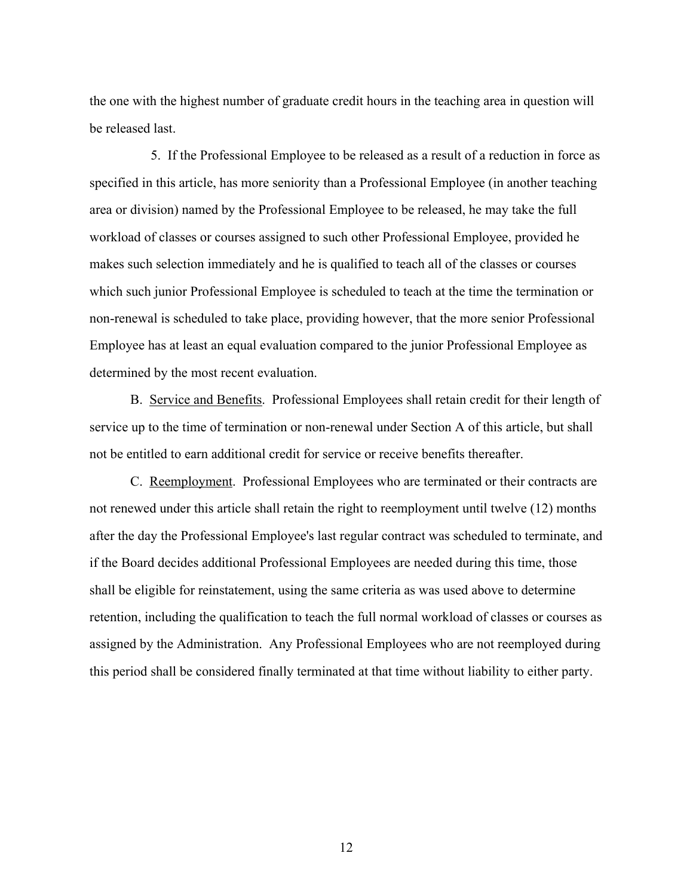the one with the highest number of graduate credit hours in the teaching area in question will be released last.

5. If the Professional Employee to be released as a result of a reduction in force as specified in this article, has more seniority than a Professional Employee (in another teaching area or division) named by the Professional Employee to be released, he may take the full workload of classes or courses assigned to such other Professional Employee, provided he makes such selection immediately and he is qualified to teach all of the classes or courses which such junior Professional Employee is scheduled to teach at the time the termination or non-renewal is scheduled to take place, providing however, that the more senior Professional Employee has at least an equal evaluation compared to the junior Professional Employee as determined by the most recent evaluation.

B. Service and Benefits. Professional Employees shall retain credit for their length of service up to the time of termination or non-renewal under Section A of this article, but shall not be entitled to earn additional credit for service or receive benefits thereafter.

C. Reemployment. Professional Employees who are terminated or their contracts are not renewed under this article shall retain the right to reemployment until twelve (12) months after the day the Professional Employee's last regular contract was scheduled to terminate, and if the Board decides additional Professional Employees are needed during this time, those shall be eligible for reinstatement, using the same criteria as was used above to determine retention, including the qualification to teach the full normal workload of classes or courses as assigned by the Administration. Any Professional Employees who are not reemployed during this period shall be considered finally terminated at that time without liability to either party.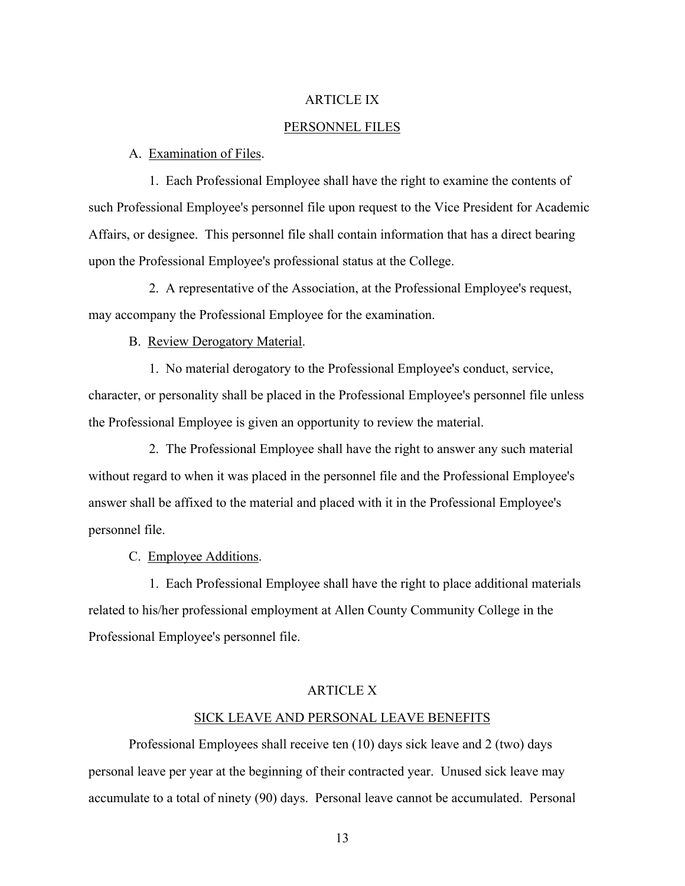# ARTICLE IX

## PERSONNEL FILES

A. Examination of Files.

1. Each Professional Employee shall have the right to examine the contents of such Professional Employee's personnel file upon request to the Vice President for Academic Affairs, or designee. This personnel file shall contain information that has a direct bearing upon the Professional Employee's professional status at the College.

2. A representative of the Association, at the Professional Employee's request, may accompany the Professional Employee for the examination.

B. Review Derogatory Material.

1. No material derogatory to the Professional Employee's conduct, service, character, or personality shall be placed in the Professional Employee's personnel file unless the Professional Employee is given an opportunity to review the material.

2. The Professional Employee shall have the right to answer any such material without regard to when it was placed in the personnel file and the Professional Employee's answer shall be affixed to the material and placed with it in the Professional Employee's personnel file.

C. Employee Additions.

1. Each Professional Employee shall have the right to place additional materials related to his/her professional employment at Allen County Community College in the Professional Employee's personnel file.

# ARTICLE X

## SICK LEAVE AND PERSONAL LEAVE BENEFITS

Professional Employees shall receive ten (10) days sick leave and 2 (two) days personal leave per year at the beginning of their contracted year. Unused sick leave may accumulate to a total of ninety (90) days. Personal leave cannot be accumulated. Personal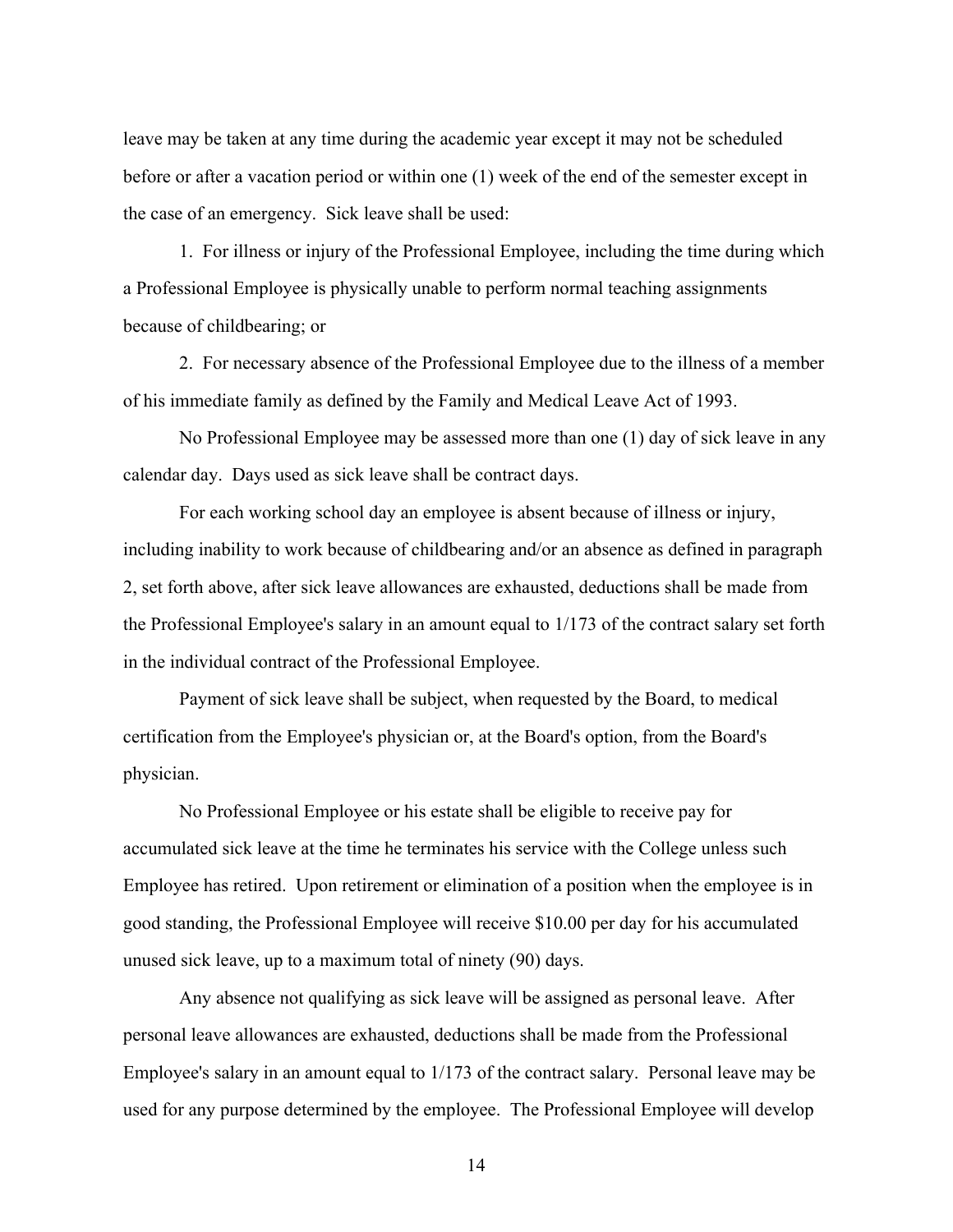leave may be taken at any time during the academic year except it may not be scheduled before or after a vacation period or within one (1) week of the end of the semester except in the case of an emergency. Sick leave shall be used:

1. For illness or injury of the Professional Employee, including the time during which a Professional Employee is physically unable to perform normal teaching assignments because of childbearing; or

2. For necessary absence of the Professional Employee due to the illness of a member of his immediate family as defined by the Family and Medical Leave Act of 1993.

No Professional Employee may be assessed more than one (1) day of sick leave in any calendar day. Days used as sick leave shall be contract days.

For each working school day an employee is absent because of illness or injury, including inability to work because of childbearing and/or an absence as defined in paragraph 2, set forth above, after sick leave allowances are exhausted, deductions shall be made from the Professional Employee's salary in an amount equal to 1/173 of the contract salary set forth in the individual contract of the Professional Employee.

Payment of sick leave shall be subject, when requested by the Board, to medical certification from the Employee's physician or, at the Board's option, from the Board's physician.

No Professional Employee or his estate shall be eligible to receive pay for accumulated sick leave at the time he terminates his service with the College unless such Employee has retired. Upon retirement or elimination of a position when the employee is in good standing, the Professional Employee will receive $10.00 per day for his accumulated unused sick leave, up to a maximum total of ninety (90) days.

Any absence not qualifying as sick leave will be assigned as personal leave. After personal leave allowances are exhausted, deductions shall be made from the Professional Employee's salary in an amount equal to 1/173 of the contract salary. Personal leave may be used for any purpose determined by the employee. The Professional Employee will develop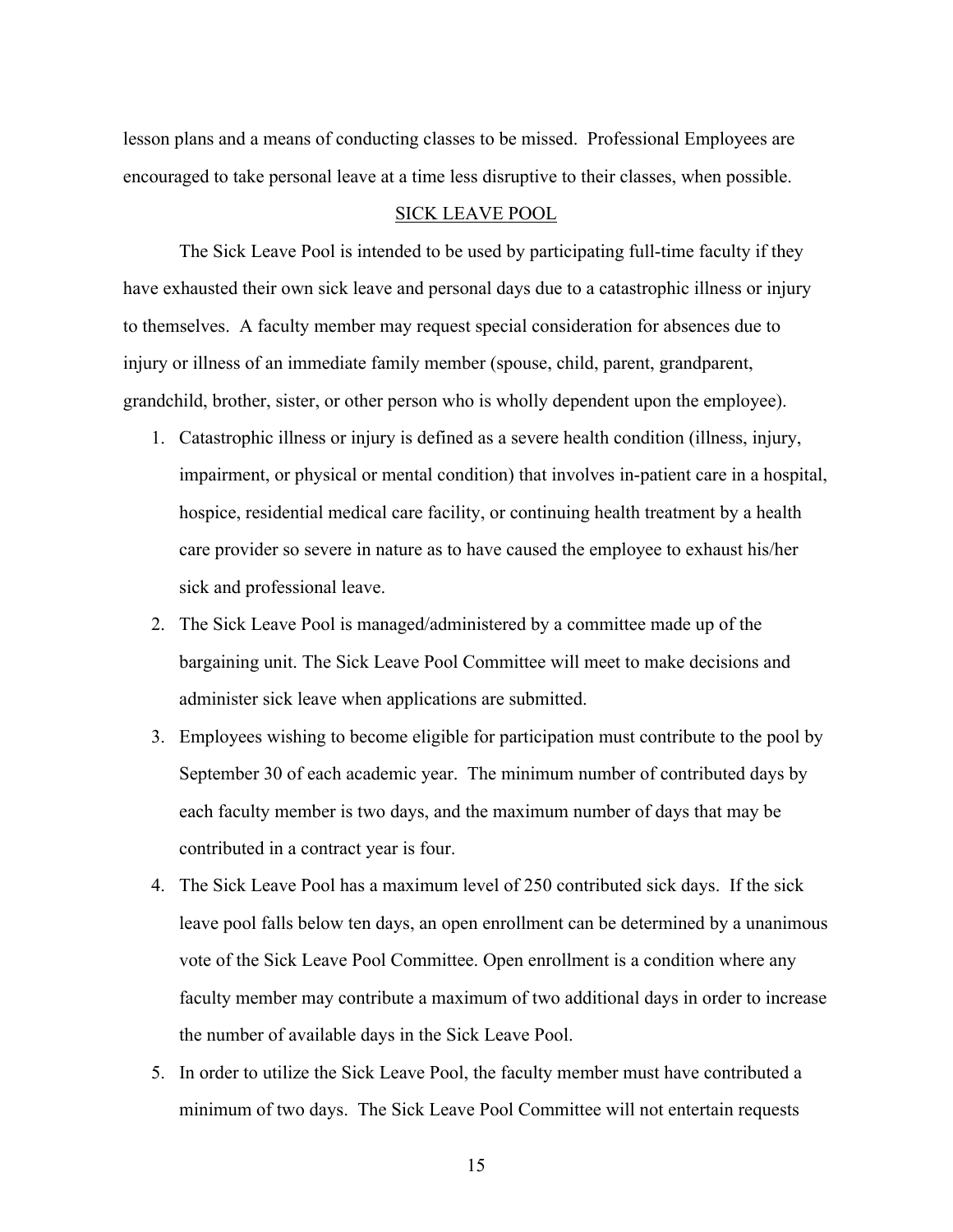lesson plans and a means of conducting classes to be missed. Professional Employees are encouraged to take personal leave at a time less disruptive to their classes, when possible.

## SICK LEAVE POOL

The Sick Leave Pool is intended to be used by participating full-time faculty if they have exhausted their own sick leave and personal days due to a catastrophic illness or injury to themselves. A faculty member may request special consideration for absences due to injury or illness of an immediate family member (spouse, child, parent, grandparent, grandchild, brother, sister, or other person who is wholly dependent upon the employee).

1. Catastrophic illness or injury is defined as a severe health condition (illness, injury, impairment, or physical or mental condition) that involves in-patient care in a hospital, hospice, residential medical care facility, or continuing health treatment by a health care provider so severe in nature as to have caused the employee to exhaust his/her sick and professional leave.
2. The Sick Leave Pool is managed/administered by a committee made up of the bargaining unit. The Sick Leave Pool Committee will meet to make decisions and administer sick leave when applications are submitted.
3. Employees wishing to become eligible for participation must contribute to the pool by September 30 of each academic year. The minimum number of contributed days by each faculty member is two days, and the maximum number of days that may be contributed in a contract year is four.
4. The Sick Leave Pool has a maximum level of 250 contributed sick days. If the sick leave pool falls below ten days, an open enrollment can be determined by a unanimous vote of the Sick Leave Pool Committee. Open enrollment is a condition where any faculty member may contribute a maximum of two additional days in order to increase the number of available days in the Sick Leave Pool.
5. In order to utilize the Sick Leave Pool, the faculty member must have contributed a minimum of two days. The Sick Leave Pool Committee will not entertain requests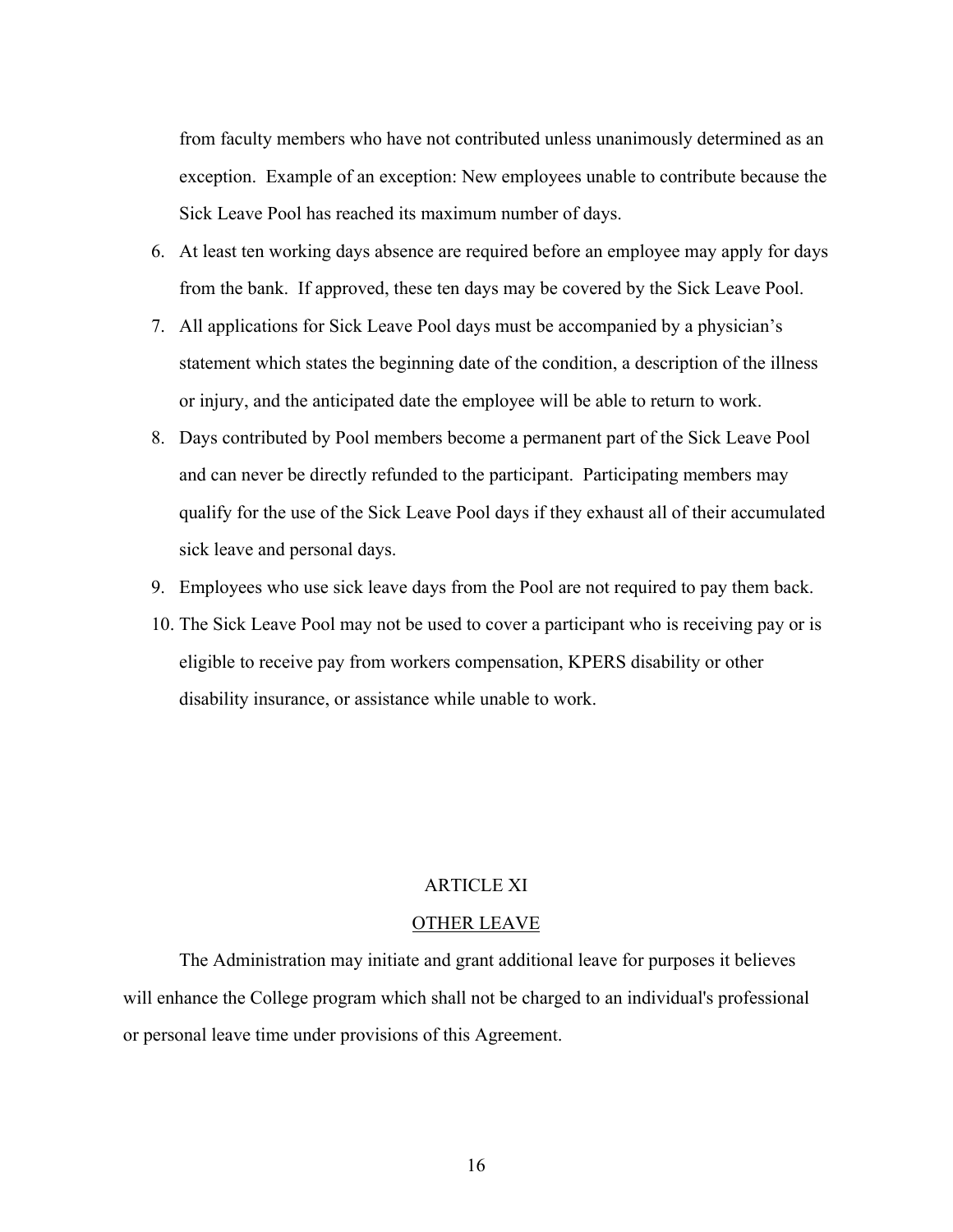from faculty members who have not contributed unless unanimously determined as an exception. Example of an exception: New employees unable to contribute because the Sick Leave Pool has reached its maximum number of days.

6. At least ten working days absence are required before an employee may apply for days from the bank. If approved, these ten days may be covered by the Sick Leave Pool.
7. All applications for Sick Leave Pool days must be accompanied by a physician's statement which states the beginning date of the condition, a description of the illness or injury, and the anticipated date the employee will be able to return to work.
8. Days contributed by Pool members become a permanent part of the Sick Leave Pool and can never be directly refunded to the participant. Participating members may qualify for the use of the Sick Leave Pool days if they exhaust all of their accumulated sick leave and personal days.
9. Employees who use sick leave days from the Pool are not required to pay them back.
10. The Sick Leave Pool may not be used to cover a participant who is receiving pay or is eligible to receive pay from workers compensation, KPERS disability or other disability insurance, or assistance while unable to work.

## ARTICLE XI

## OTHER LEAVE

The Administration may initiate and grant additional leave for purposes it believes will enhance the College program which shall not be charged to an individual's professional or personal leave time under provisions of this Agreement.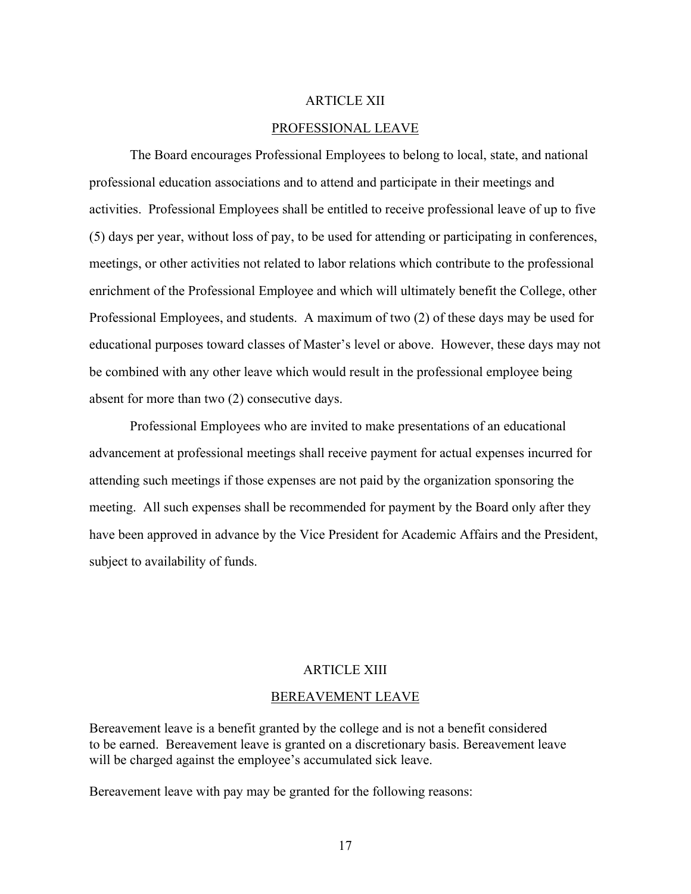## ARTICLE XII

## PROFESSIONAL LEAVE

The Board encourages Professional Employees to belong to local, state, and national professional education associations and to attend and participate in their meetings and activities. Professional Employees shall be entitled to receive professional leave of up to five (5) days per year, without loss of pay, to be used for attending or participating in conferences, meetings, or other activities not related to labor relations which contribute to the professional enrichment of the Professional Employee and which will ultimately benefit the College, other Professional Employees, and students. A maximum of two (2) of these days may be used for educational purposes toward classes of Master's level or above. However, these days may not be combined with any other leave which would result in the professional employee being absent for more than two (2) consecutive days.

Professional Employees who are invited to make presentations of an educational advancement at professional meetings shall receive payment for actual expenses incurred for attending such meetings if those expenses are not paid by the organization sponsoring the meeting. All such expenses shall be recommended for payment by the Board only after they have been approved in advance by the Vice President for Academic Affairs and the President, subject to availability of funds.

## ARTICLE XIII

## BEREAVEMENT LEAVE

Bereavement leave is a benefit granted by the college and is not a benefit considered to be earned. Bereavement leave is granted on a discretionary basis. Bereavement leave will be charged against the employee's accumulated sick leave.

Bereavement leave with pay may be granted for the following reasons: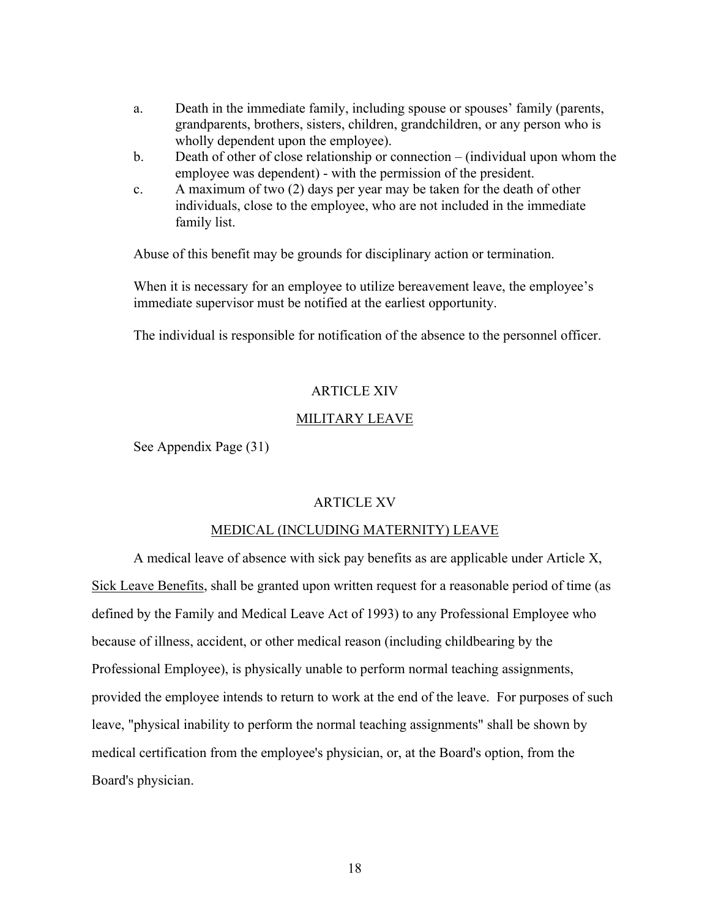a. Death in the immediate family, including spouse or spouses' family (parents, grandparents, brothers, sisters, children, grandchildren, or any person who is wholly dependent upon the employee).
b. Death of other of close relationship or connection – (individual upon whom the employee was dependent) - with the permission of the president.
c. A maximum of two (2) days per year may be taken for the death of other individuals, close to the employee, who are not included in the immediate family list.

Abuse of this benefit may be grounds for disciplinary action or termination.

When it is necessary for an employee to utilize bereavement leave, the employee's immediate supervisor must be notified at the earliest opportunity.

The individual is responsible for notification of the absence to the personnel officer.

## ARTICLE XIV

## MILITARY LEAVE

See Appendix Page (31)

## ARTICLE XV

## MEDICAL (INCLUDING MATERNITY) LEAVE

A medical leave of absence with sick pay benefits as are applicable under Article X, Sick Leave Benefits, shall be granted upon written request for a reasonable period of time (as defined by the Family and Medical Leave Act of 1993) to any Professional Employee who because of illness, accident, or other medical reason (including childbearing by the Professional Employee), is physically unable to perform normal teaching assignments, provided the employee intends to return to work at the end of the leave. For purposes of such leave, "physical inability to perform the normal teaching assignments" shall be shown by medical certification from the employee's physician, or, at the Board's option, from the Board's physician.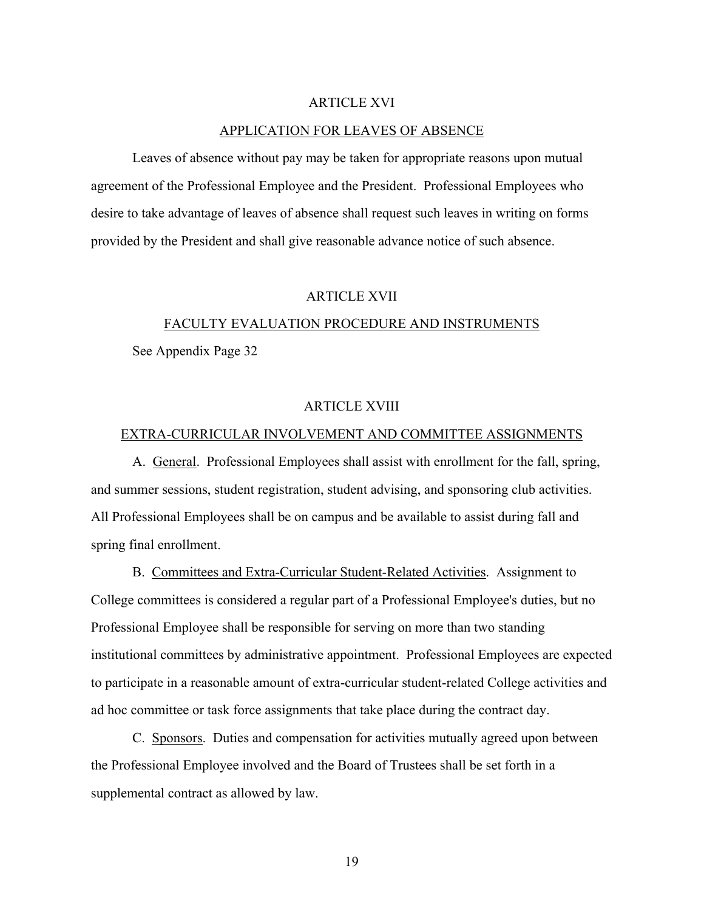## ARTICLE XVI

## APPLICATION FOR LEAVES OF ABSENCE

Leaves of absence without pay may be taken for appropriate reasons upon mutual agreement of the Professional Employee and the President. Professional Employees who desire to take advantage of leaves of absence shall request such leaves in writing on forms provided by the President and shall give reasonable advance notice of such absence.

## ARTICLE XVII

## FACULTY EVALUATION PROCEDURE AND INSTRUMENTS

See Appendix Page 32

## ARTICLE XVIII

## EXTRA-CURRICULAR INVOLVEMENT AND COMMITTEE ASSIGNMENTS

A. General. Professional Employees shall assist with enrollment for the fall, spring, and summer sessions, student registration, student advising, and sponsoring club activities. All Professional Employees shall be on campus and be available to assist during fall and spring final enrollment.

B. Committees and Extra-Curricular Student-Related Activities. Assignment to College committees is considered a regular part of a Professional Employee's duties, but no Professional Employee shall be responsible for serving on more than two standing institutional committees by administrative appointment. Professional Employees are expected to participate in a reasonable amount of extra-curricular student-related College activities and ad hoc committee or task force assignments that take place during the contract day.

C. Sponsors. Duties and compensation for activities mutually agreed upon between the Professional Employee involved and the Board of Trustees shall be set forth in a supplemental contract as allowed by law.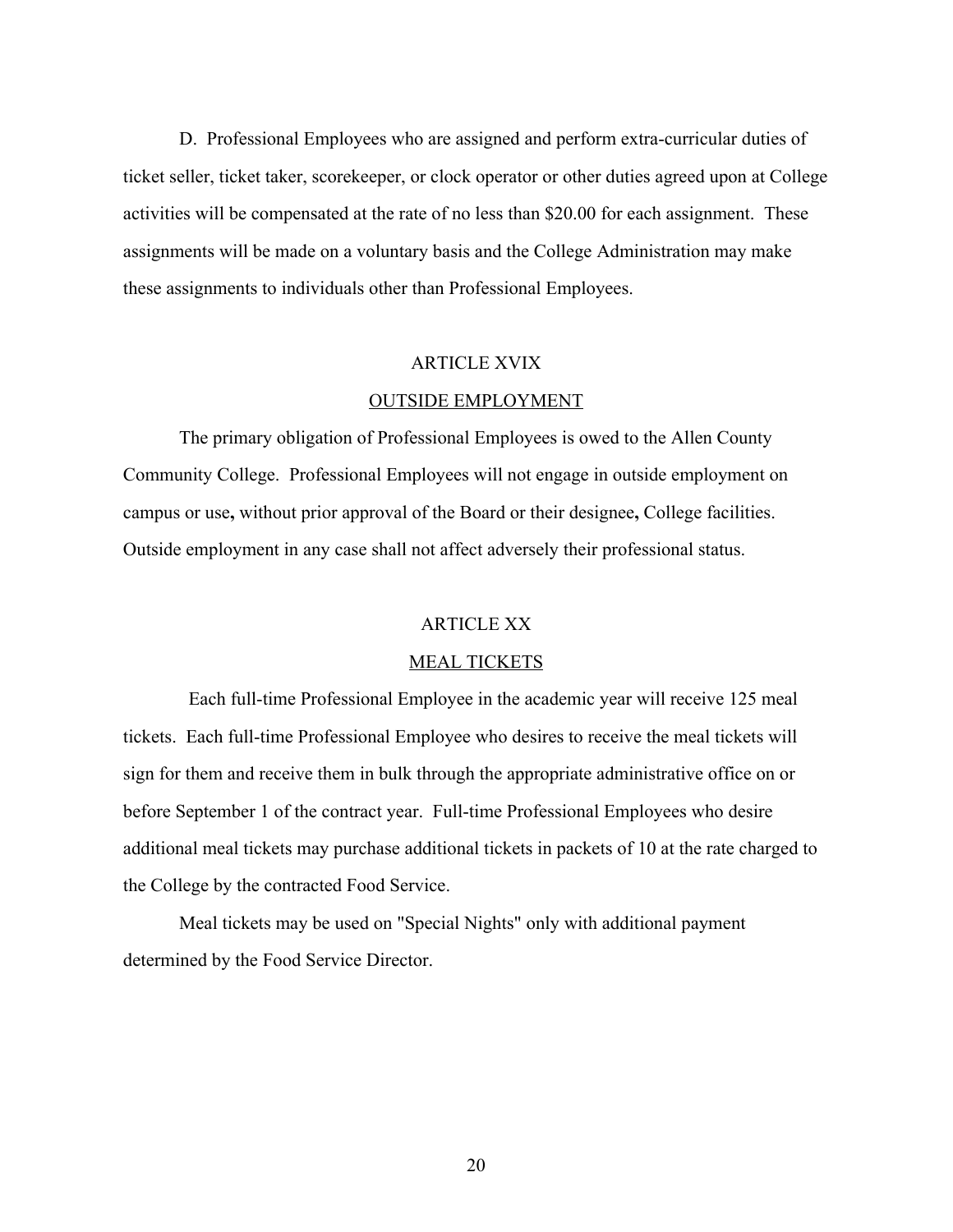D. Professional Employees who are assigned and perform extra-curricular duties of ticket seller, ticket taker, scorekeeper, or clock operator or other duties agreed upon at College activities will be compensated at the rate of no less than $20.00 for each assignment. These assignments will be made on a voluntary basis and the College Administration may make these assignments to individuals other than Professional Employees.

## ARTICLE XVIX

## OUTSIDE EMPLOYMENT

The primary obligation of Professional Employees is owed to the Allen County Community College. Professional Employees will not engage in outside employment on campus or use**,** without prior approval of the Board or their designee**,** College facilities. Outside employment in any case shall not affect adversely their professional status.

## ARTICLE XX

## MEAL TICKETS

Each full-time Professional Employee in the academic year will receive 125 meal tickets. Each full-time Professional Employee who desires to receive the meal tickets will sign for them and receive them in bulk through the appropriate administrative office on or before September 1 of the contract year. Full-time Professional Employees who desire additional meal tickets may purchase additional tickets in packets of 10 at the rate charged to the College by the contracted Food Service.

Meal tickets may be used on "Special Nights" only with additional payment determined by the Food Service Director.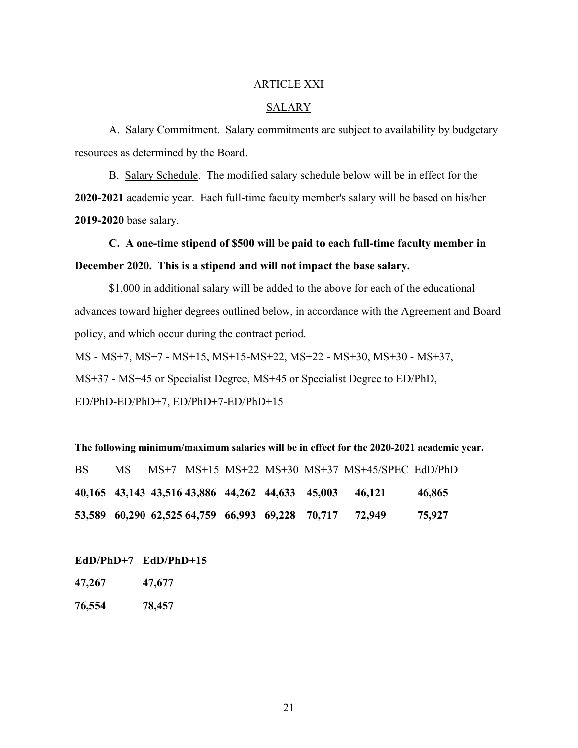# ARTICLE XXI

## SALARY

A. Salary Commitment. Salary commitments are subject to availability by budgetary resources as determined by the Board.

B. Salary Schedule. The modified salary schedule below will be in effect for the **2020-2021** academic year. Each full-time faculty member's salary will be based on his/her **2019-2020** base salary.

**C. A one-time stipend of $500 will be paid to each full-time faculty member in December 2020. This is a stipend and will not impact the base salary.**

$1,000 in additional salary will be added to the above for each of the educational advances toward higher degrees outlined below, in accordance with the Agreement and Board policy, and which occur during the contract period.

MS - MS+7, MS+7 - MS+15, MS+15-MS+22, MS+22 - MS+30, MS+30 - MS+37, MS+37 - MS+45 or Specialist Degree, MS+45 or Specialist Degree to ED/PhD, ED/PhD-ED/PhD+7, ED/PhD+7-ED/PhD+15

**The following minimum/maximum salaries will be in effect for the 2020-2021 academic year.**

| BS | MS | MS+7 | MS+15 | MS+22 | MS+30 | MS+37 | MS+45/SPEC | EdD/PhD |
|---|---|---|---|---|---|---|---|---|
| **40,165** | **43,143** | **43,516** | **43,886** | **44,262** | **44,633** | **45,003** | **46,121** | **46,865** |
| **53,589** | **60,290** | **62,525** | **64,759** | **66,993** | **69,228** | **70,717** | **72,949** | **75,927** |

| EdD/PhD+7 | EdD/PhD+15 |
|---|---|
| **47,267** | **47,677** |
| **76,554** | **78,457** |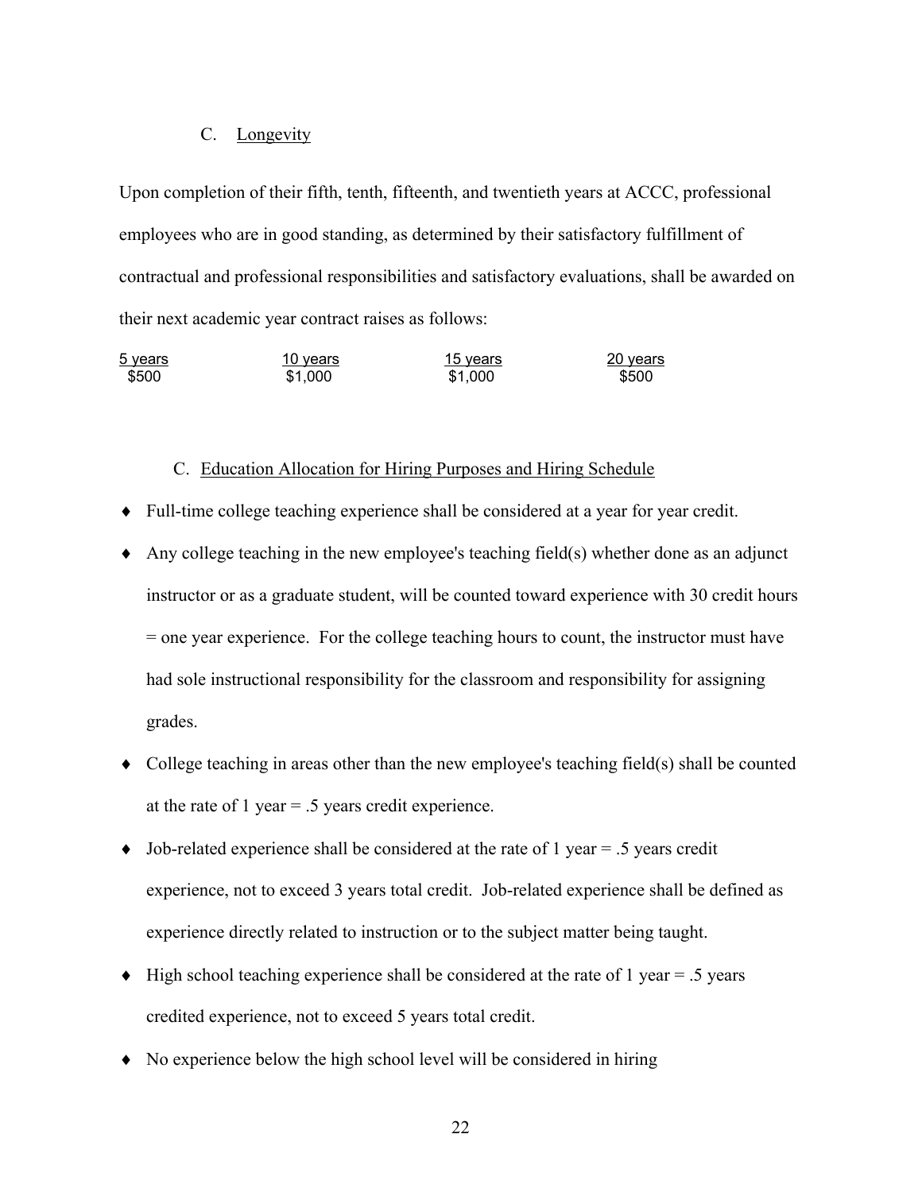### C. Longevity

Upon completion of their fifth, tenth, fifteenth, and twentieth years at ACCC, professional employees who are in good standing, as determined by their satisfactory fulfillment of contractual and professional responsibilities and satisfactory evaluations, shall be awarded on their next academic year contract raises as follows:

| 5 years | 10 years | 15 years | 20 years |
|---|---|---|---|
| $500 | $1,000 | $1,000 | $500 |

### C. Education Allocation for Hiring Purposes and Hiring Schedule

- Full-time college teaching experience shall be considered at a year for year credit.
- Any college teaching in the new employee's teaching field(s) whether done as an adjunct instructor or as a graduate student, will be counted toward experience with 30 credit hours = one year experience. For the college teaching hours to count, the instructor must have had sole instructional responsibility for the classroom and responsibility for assigning grades.
- College teaching in areas other than the new employee's teaching field(s) shall be counted at the rate of 1 year = .5 years credit experience.
- Job-related experience shall be considered at the rate of 1 year = .5 years credit experience, not to exceed 3 years total credit. Job-related experience shall be defined as experience directly related to instruction or to the subject matter being taught.
- High school teaching experience shall be considered at the rate of 1 year = .5 years credited experience, not to exceed 5 years total credit.
- No experience below the high school level will be considered in hiring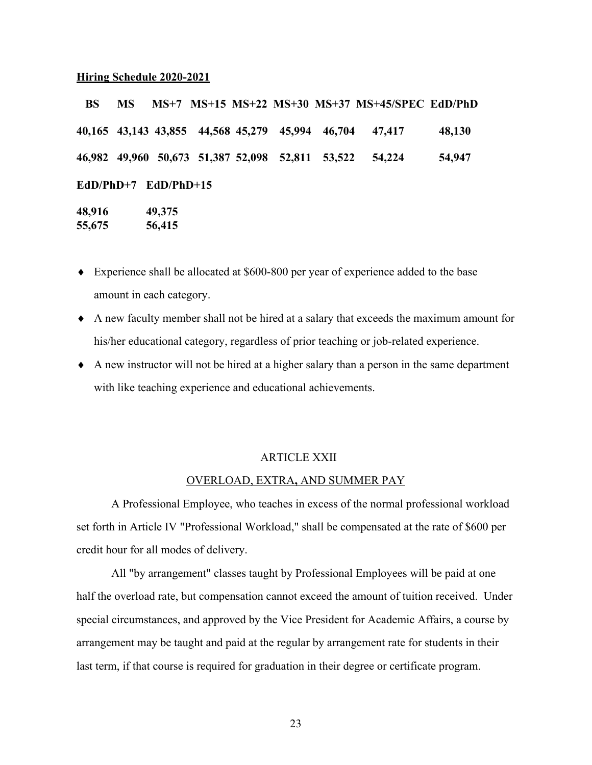**Hiring Schedule 2020-2021**

| BS | MS | MS+7 | MS+15 | MS+22 | MS+30 | MS+37 | MS+45/SPEC | EdD/PhD |
|---|---|---|---|---|---|---|---|---|
| 40,165 | 43,143 | 43,855 | 44,568 | 45,279 | 45,994 | 46,704 | 47,417 | 48,130 |
| 46,982 | 49,960 | 50,673 | 51,387 | 52,098 | 52,811 | 53,522 | 54,224 | 54,947 |

| EdD/PhD+7 | EdD/PhD+15 |
|---|---|
| 48,916 | 49,375 |
| 55,675 | 56,415 |

- Experience shall be allocated at $600-800 per year of experience added to the base amount in each category.
- A new faculty member shall not be hired at a salary that exceeds the maximum amount for his/her educational category, regardless of prior teaching or job-related experience.
- A new instructor will not be hired at a higher salary than a person in the same department with like teaching experience and educational achievements.

## ARTICLE XXII

## OVERLOAD, EXTRA, AND SUMMER PAY

A Professional Employee, who teaches in excess of the normal professional workload set forth in Article IV "Professional Workload," shall be compensated at the rate of $600 per credit hour for all modes of delivery.

All "by arrangement" classes taught by Professional Employees will be paid at one half the overload rate, but compensation cannot exceed the amount of tuition received. Under special circumstances, and approved by the Vice President for Academic Affairs, a course by arrangement may be taught and paid at the regular by arrangement rate for students in their last term, if that course is required for graduation in their degree or certificate program.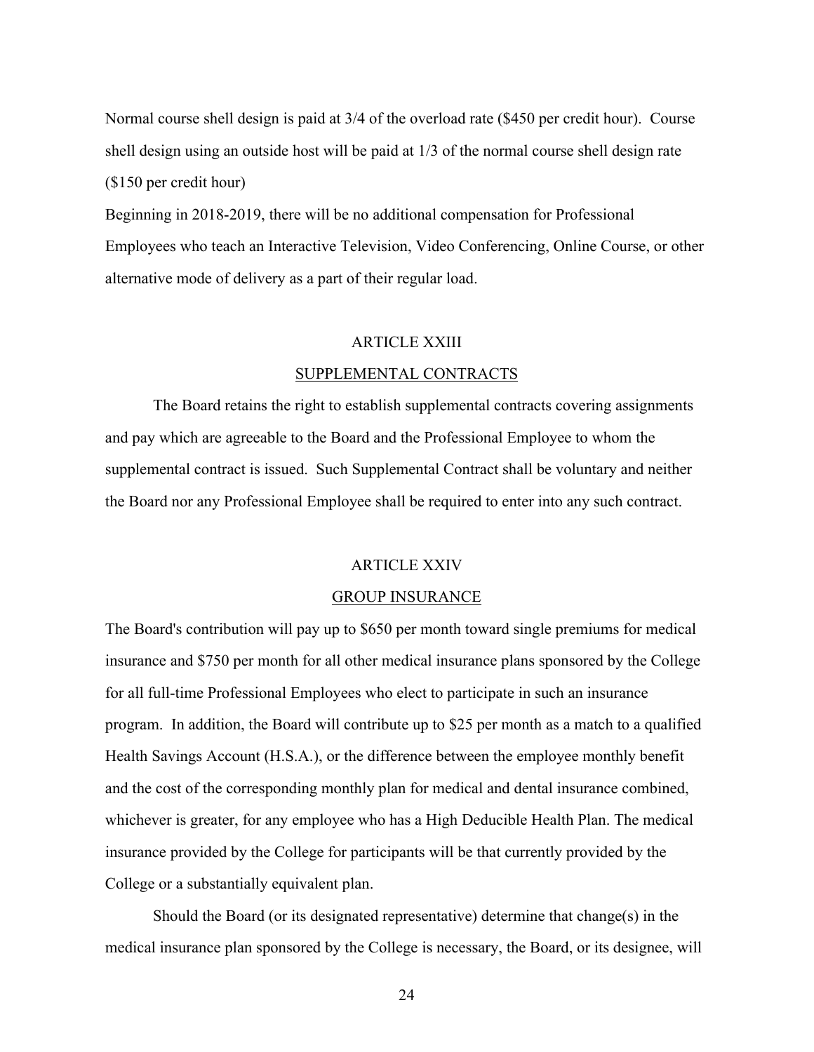Normal course shell design is paid at 3/4 of the overload rate ($450 per credit hour). Course shell design using an outside host will be paid at 1/3 of the normal course shell design rate ($150 per credit hour)

Beginning in 2018-2019, there will be no additional compensation for Professional Employees who teach an Interactive Television, Video Conferencing, Online Course, or other alternative mode of delivery as a part of their regular load.

## ARTICLE XXIII

## SUPPLEMENTAL CONTRACTS

The Board retains the right to establish supplemental contracts covering assignments and pay which are agreeable to the Board and the Professional Employee to whom the supplemental contract is issued. Such Supplemental Contract shall be voluntary and neither the Board nor any Professional Employee shall be required to enter into any such contract.

## ARTICLE XXIV

## GROUP INSURANCE

The Board's contribution will pay up to $650 per month toward single premiums for medical insurance and $750 per month for all other medical insurance plans sponsored by the College for all full-time Professional Employees who elect to participate in such an insurance program. In addition, the Board will contribute up to $25 per month as a match to a qualified Health Savings Account (H.S.A.), or the difference between the employee monthly benefit and the cost of the corresponding monthly plan for medical and dental insurance combined, whichever is greater, for any employee who has a High Deducible Health Plan. The medical insurance provided by the College for participants will be that currently provided by the College or a substantially equivalent plan.

Should the Board (or its designated representative) determine that change(s) in the medical insurance plan sponsored by the College is necessary, the Board, or its designee, will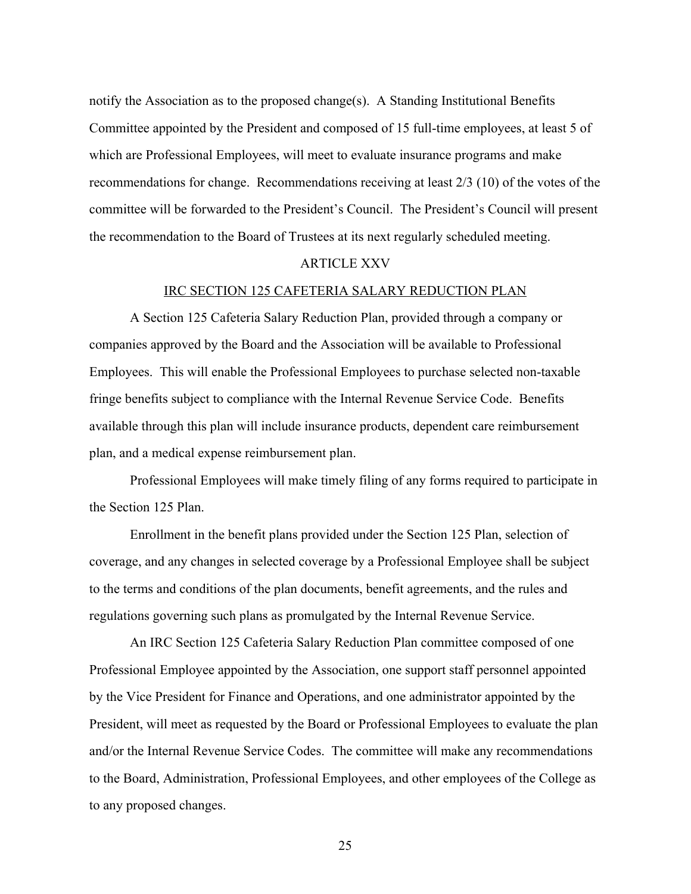notify the Association as to the proposed change(s). A Standing Institutional Benefits Committee appointed by the President and composed of 15 full-time employees, at least 5 of which are Professional Employees, will meet to evaluate insurance programs and make recommendations for change. Recommendations receiving at least 2/3 (10) of the votes of the committee will be forwarded to the President's Council. The President's Council will present the recommendation to the Board of Trustees at its next regularly scheduled meeting.

## ARTICLE XXV

## IRC SECTION 125 CAFETERIA SALARY REDUCTION PLAN

A Section 125 Cafeteria Salary Reduction Plan, provided through a company or companies approved by the Board and the Association will be available to Professional Employees. This will enable the Professional Employees to purchase selected non-taxable fringe benefits subject to compliance with the Internal Revenue Service Code. Benefits available through this plan will include insurance products, dependent care reimbursement plan, and a medical expense reimbursement plan.

Professional Employees will make timely filing of any forms required to participate in the Section 125 Plan.

Enrollment in the benefit plans provided under the Section 125 Plan, selection of coverage, and any changes in selected coverage by a Professional Employee shall be subject to the terms and conditions of the plan documents, benefit agreements, and the rules and regulations governing such plans as promulgated by the Internal Revenue Service.

An IRC Section 125 Cafeteria Salary Reduction Plan committee composed of one Professional Employee appointed by the Association, one support staff personnel appointed by the Vice President for Finance and Operations, and one administrator appointed by the President, will meet as requested by the Board or Professional Employees to evaluate the plan and/or the Internal Revenue Service Codes. The committee will make any recommendations to the Board, Administration, Professional Employees, and other employees of the College as to any proposed changes.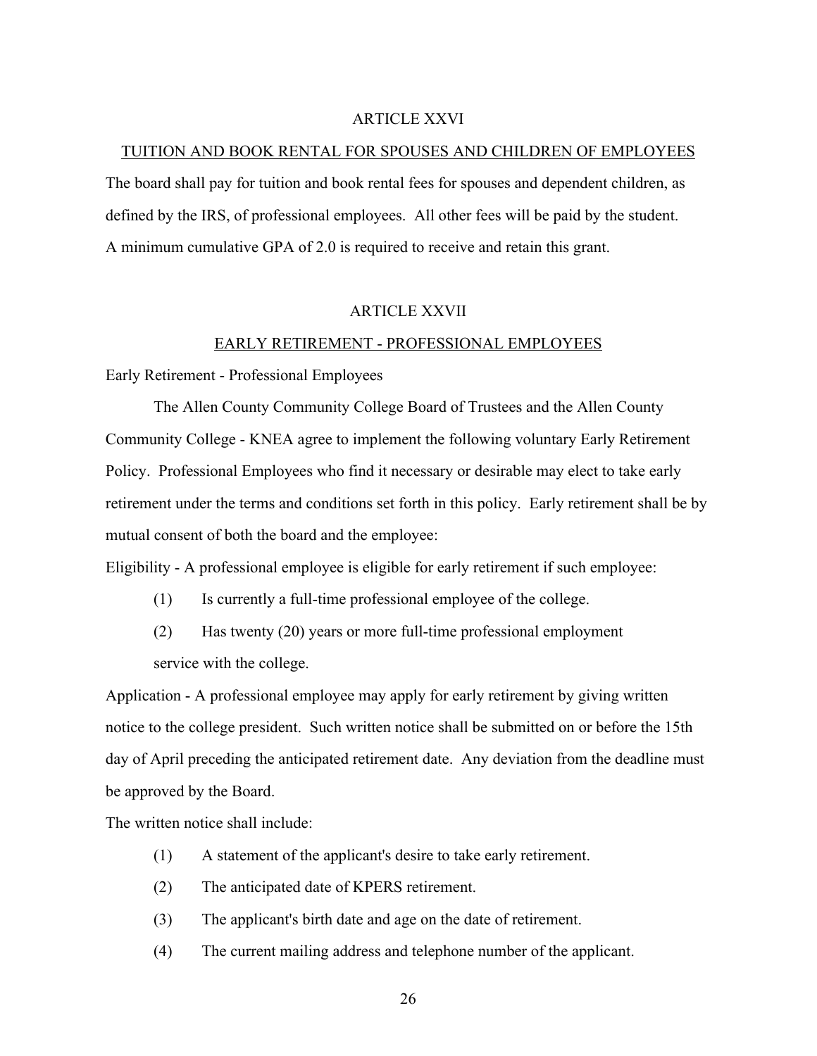## ARTICLE XXVI

### TUITION AND BOOK RENTAL FOR SPOUSES AND CHILDREN OF EMPLOYEES

The board shall pay for tuition and book rental fees for spouses and dependent children, as defined by the IRS, of professional employees. All other fees will be paid by the student. A minimum cumulative GPA of 2.0 is required to receive and retain this grant.

## ARTICLE XXVII

### EARLY RETIREMENT - PROFESSIONAL EMPLOYEES

Early Retirement - Professional Employees

The Allen County Community College Board of Trustees and the Allen County Community College - KNEA agree to implement the following voluntary Early Retirement Policy. Professional Employees who find it necessary or desirable may elect to take early retirement under the terms and conditions set forth in this policy. Early retirement shall be by mutual consent of both the board and the employee:

Eligibility - A professional employee is eligible for early retirement if such employee:

(1) Is currently a full-time professional employee of the college.

(2) Has twenty (20) years or more full-time professional employment service with the college.

Application - A professional employee may apply for early retirement by giving written notice to the college president. Such written notice shall be submitted on or before the 15th day of April preceding the anticipated retirement date. Any deviation from the deadline must be approved by the Board.

The written notice shall include:

(1) A statement of the applicant's desire to take early retirement.

(2) The anticipated date of KPERS retirement.

(3) The applicant's birth date and age on the date of retirement.

(4) The current mailing address and telephone number of the applicant.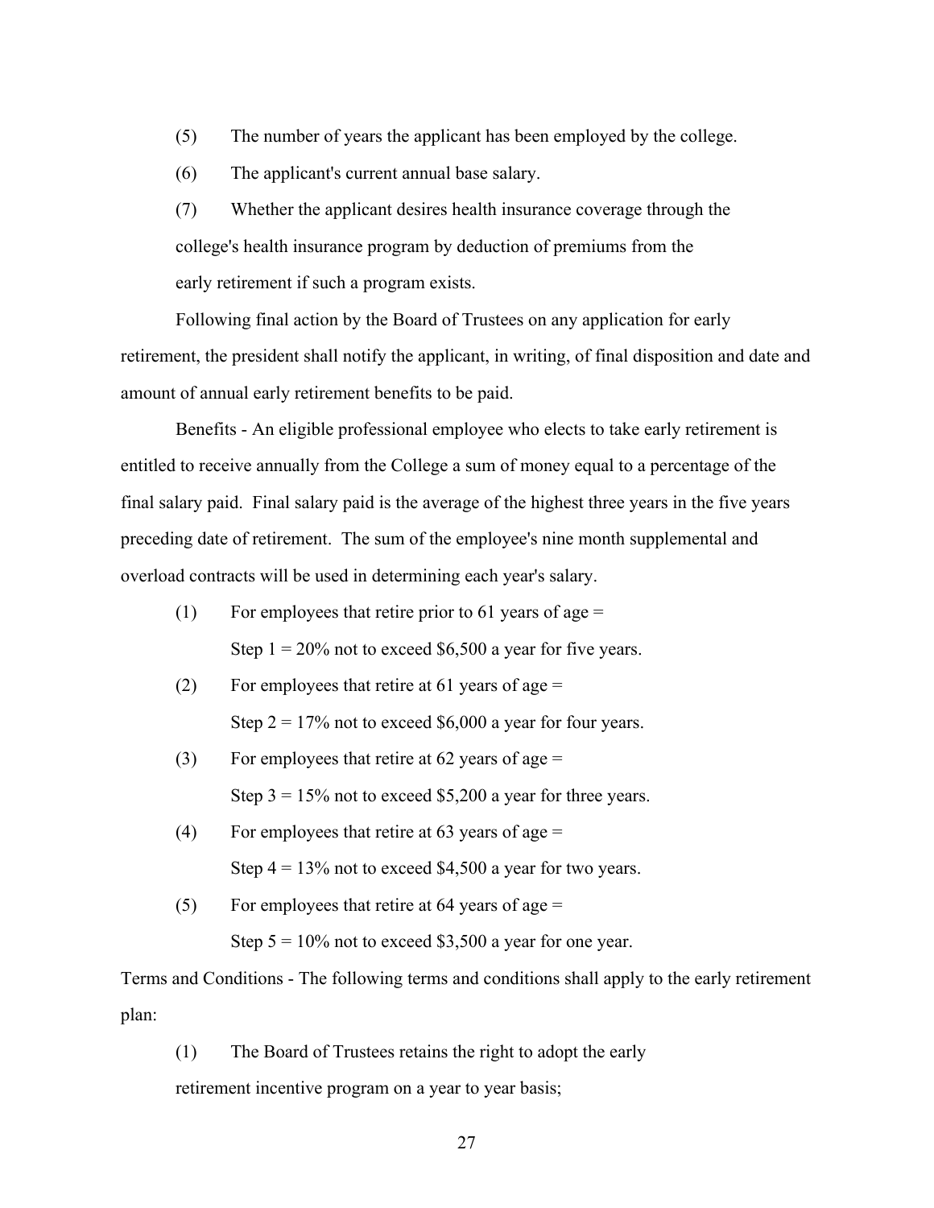(5) The number of years the applicant has been employed by the college.

(6) The applicant's current annual base salary.

(7) Whether the applicant desires health insurance coverage through the college's health insurance program by deduction of premiums from the early retirement if such a program exists.

Following final action by the Board of Trustees on any application for early retirement, the president shall notify the applicant, in writing, of final disposition and date and amount of annual early retirement benefits to be paid.

Benefits - An eligible professional employee who elects to take early retirement is entitled to receive annually from the College a sum of money equal to a percentage of the final salary paid. Final salary paid is the average of the highest three years in the five years preceding date of retirement. The sum of the employee's nine month supplemental and overload contracts will be used in determining each year's salary.

(1) For employees that retire prior to 61 years of age =
Step 1 = 20% not to exceed $6,500 a year for five years.

(2) For employees that retire at 61 years of age =
Step 2 = 17% not to exceed $6,000 a year for four years.

(3) For employees that retire at 62 years of age =
Step 3 = 15% not to exceed $5,200 a year for three years.

(4) For employees that retire at 63 years of age =
Step 4 = 13% not to exceed $4,500 a year for two years.

(5) For employees that retire at 64 years of age =
Step 5 = 10% not to exceed $3,500 a year for one year.

Terms and Conditions - The following terms and conditions shall apply to the early retirement plan:

(1) The Board of Trustees retains the right to adopt the early retirement incentive program on a year to year basis;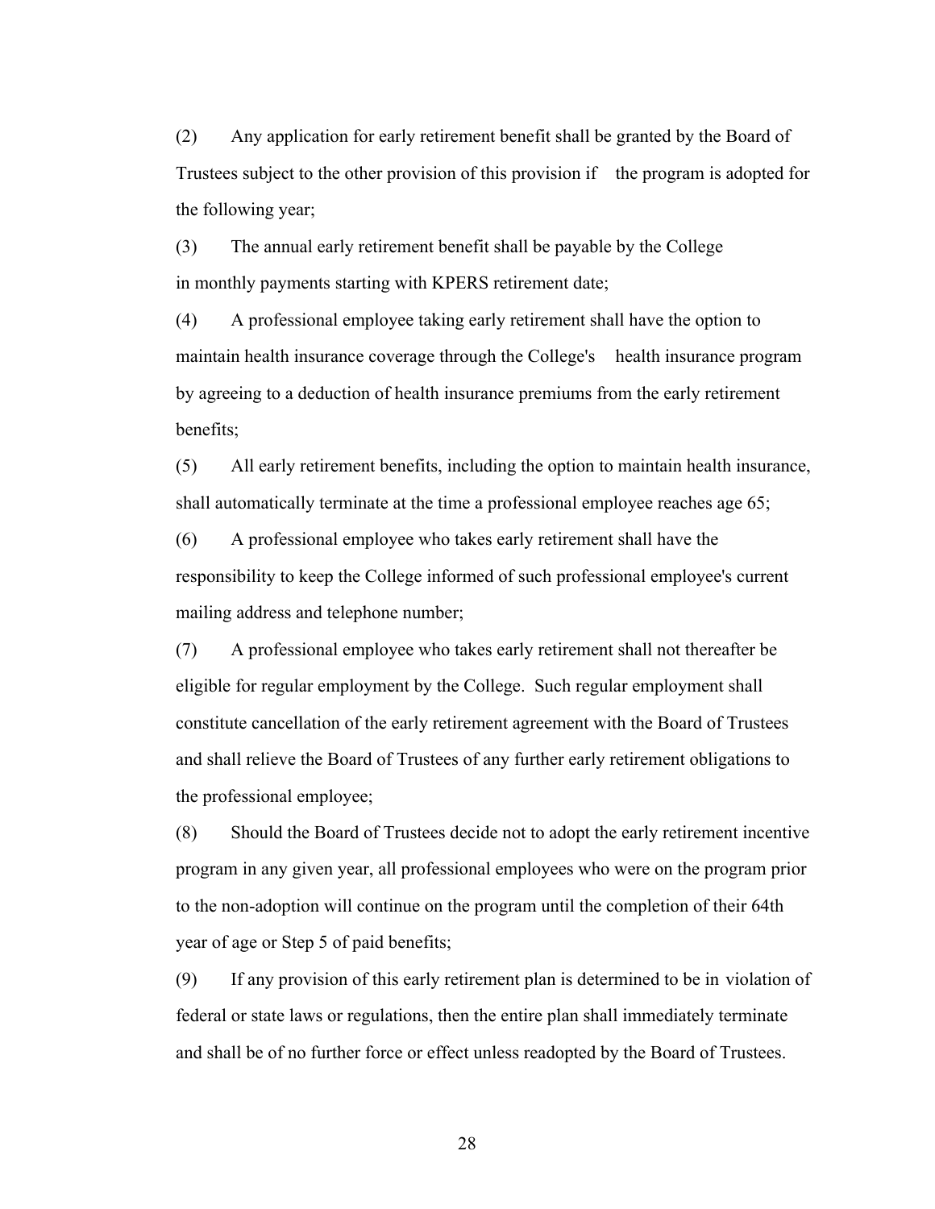(2) Any application for early retirement benefit shall be granted by the Board of Trustees subject to the other provision of this provision if the program is adopted for the following year;

(3) The annual early retirement benefit shall be payable by the College in monthly payments starting with KPERS retirement date;

(4) A professional employee taking early retirement shall have the option to maintain health insurance coverage through the College's health insurance program by agreeing to a deduction of health insurance premiums from the early retirement benefits;

(5) All early retirement benefits, including the option to maintain health insurance, shall automatically terminate at the time a professional employee reaches age 65;

(6) A professional employee who takes early retirement shall have the responsibility to keep the College informed of such professional employee's current mailing address and telephone number;

(7) A professional employee who takes early retirement shall not thereafter be eligible for regular employment by the College. Such regular employment shall constitute cancellation of the early retirement agreement with the Board of Trustees and shall relieve the Board of Trustees of any further early retirement obligations to the professional employee;

(8) Should the Board of Trustees decide not to adopt the early retirement incentive program in any given year, all professional employees who were on the program prior to the non-adoption will continue on the program until the completion of their 64th year of age or Step 5 of paid benefits;

(9) If any provision of this early retirement plan is determined to be in violation of federal or state laws or regulations, then the entire plan shall immediately terminate and shall be of no further force or effect unless readopted by the Board of Trustees.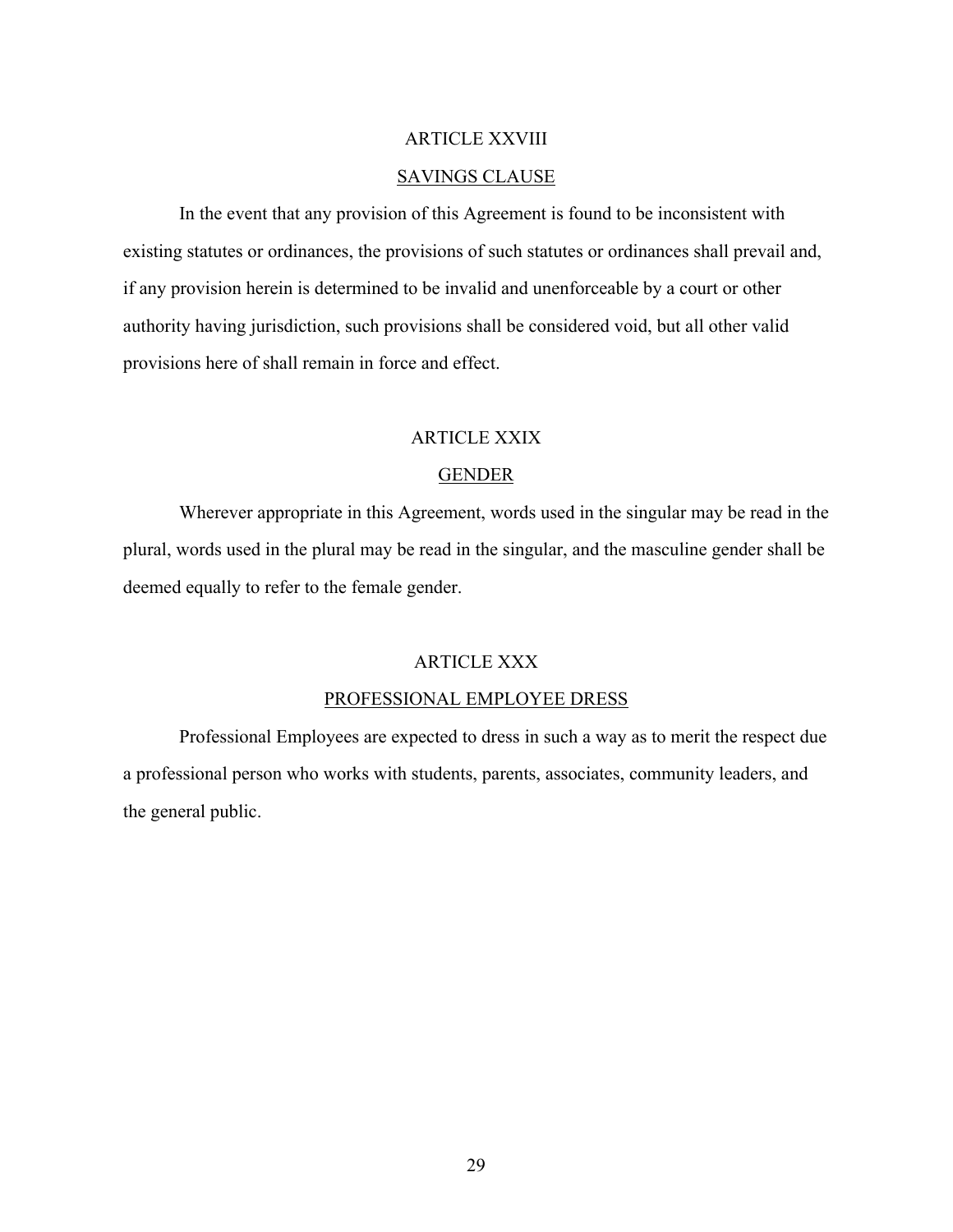## ARTICLE XXVIII

### SAVINGS CLAUSE

In the event that any provision of this Agreement is found to be inconsistent with existing statutes or ordinances, the provisions of such statutes or ordinances shall prevail and, if any provision herein is determined to be invalid and unenforceable by a court or other authority having jurisdiction, such provisions shall be considered void, but all other valid provisions here of shall remain in force and effect.

## ARTICLE XXIX

### GENDER

Wherever appropriate in this Agreement, words used in the singular may be read in the plural, words used in the plural may be read in the singular, and the masculine gender shall be deemed equally to refer to the female gender.

## ARTICLE XXX

### PROFESSIONAL EMPLOYEE DRESS

Professional Employees are expected to dress in such a way as to merit the respect due a professional person who works with students, parents, associates, community leaders, and the general public.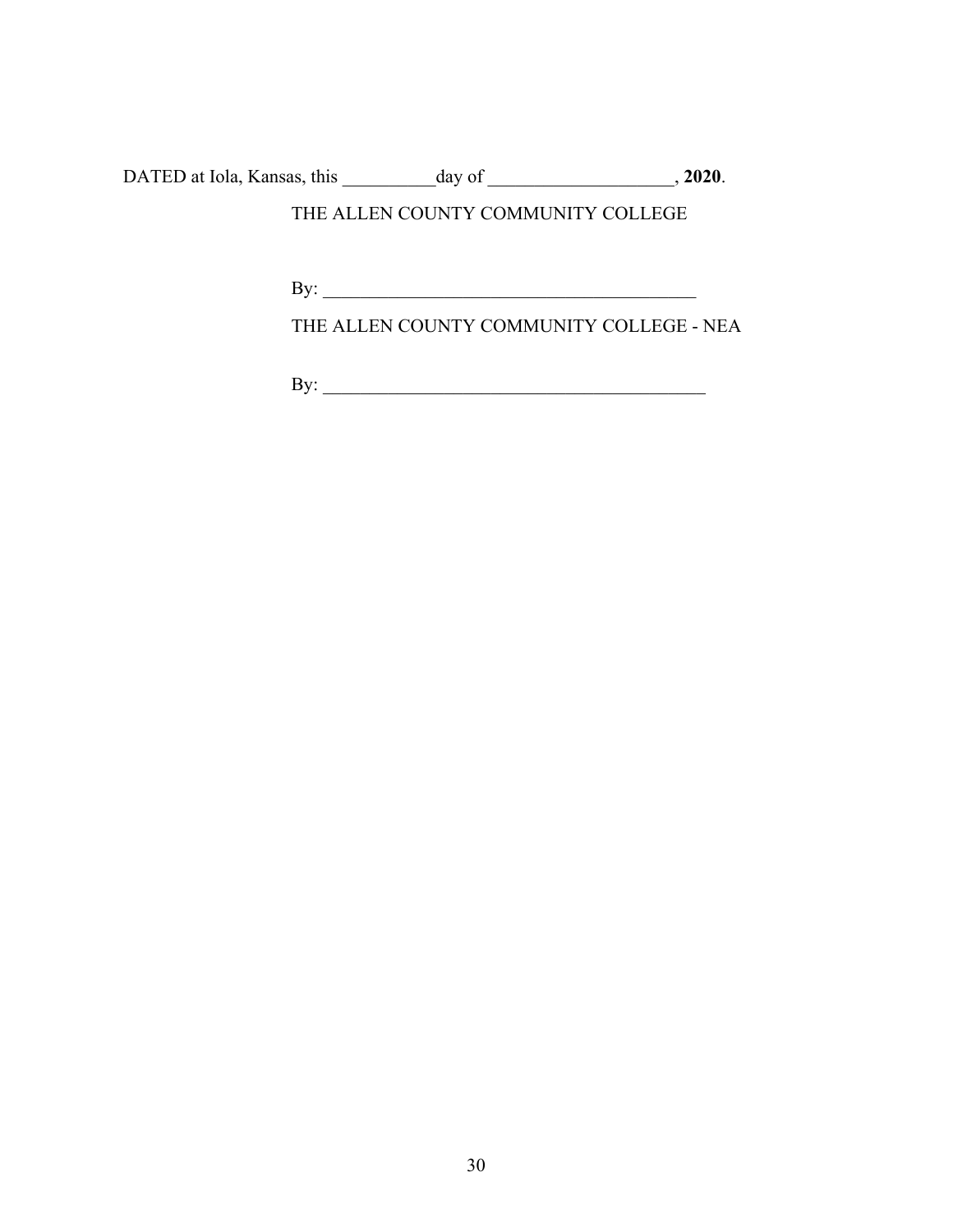DATED at Iola, Kansas, this __________day of ____________________, **2020**.

THE ALLEN COUNTY COMMUNITY COLLEGE

By: __________________________________________

THE ALLEN COUNTY COMMUNITY COLLEGE - NEA

By: ____________________________________________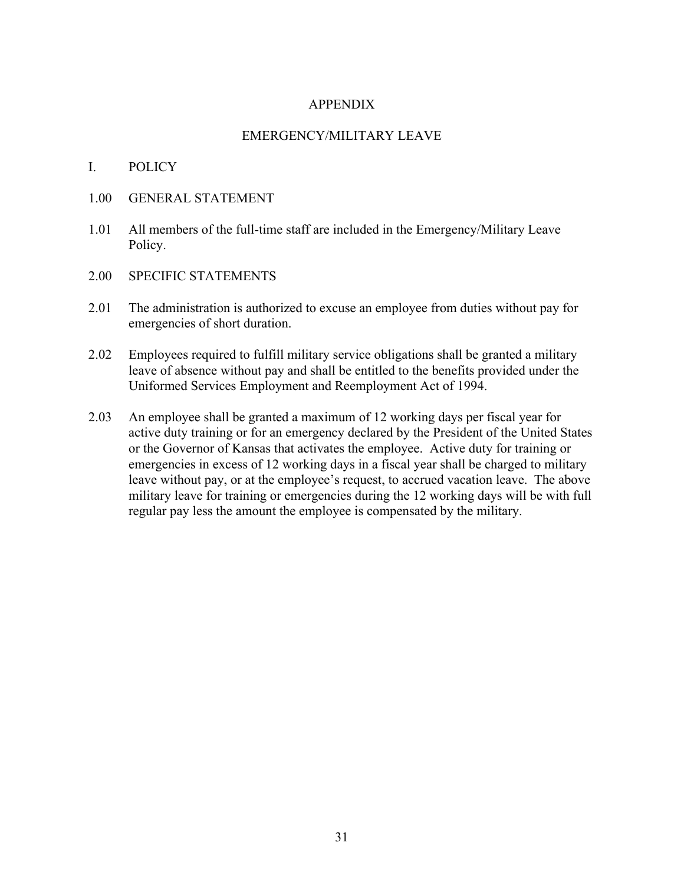# APPENDIX

## EMERGENCY/MILITARY LEAVE

I. POLICY

1.00 GENERAL STATEMENT

1.01 All members of the full-time staff are included in the Emergency/Military Leave Policy.

2.00 SPECIFIC STATEMENTS

2.01 The administration is authorized to excuse an employee from duties without pay for emergencies of short duration.

2.02 Employees required to fulfill military service obligations shall be granted a military leave of absence without pay and shall be entitled to the benefits provided under the Uniformed Services Employment and Reemployment Act of 1994.

2.03 An employee shall be granted a maximum of 12 working days per fiscal year for active duty training or for an emergency declared by the President of the United States or the Governor of Kansas that activates the employee. Active duty for training or emergencies in excess of 12 working days in a fiscal year shall be charged to military leave without pay, or at the employee's request, to accrued vacation leave. The above military leave for training or emergencies during the 12 working days will be with full regular pay less the amount the employee is compensated by the military.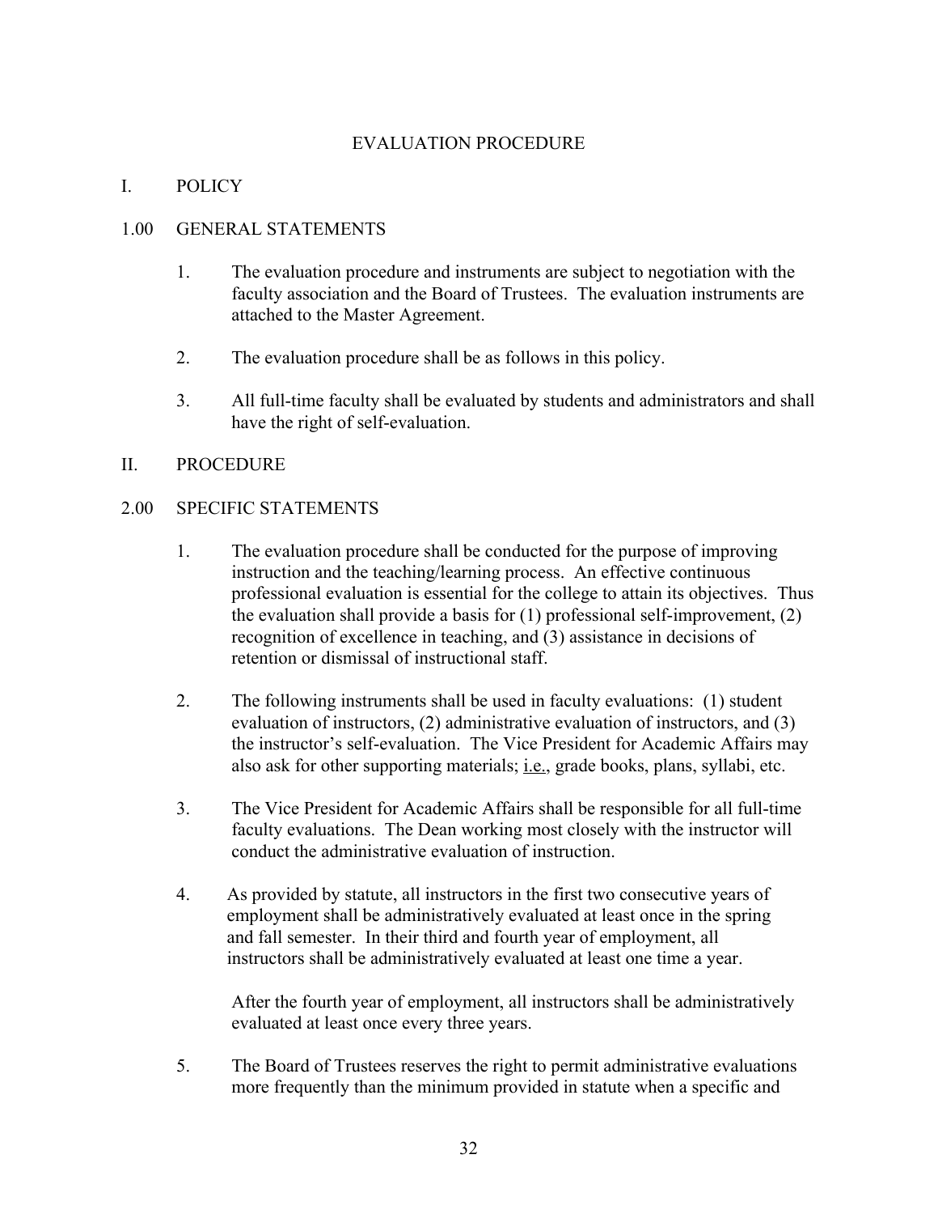# EVALUATION PROCEDURE

## I. POLICY

### 1.00 GENERAL STATEMENTS

1. The evaluation procedure and instruments are subject to negotiation with the faculty association and the Board of Trustees. The evaluation instruments are attached to the Master Agreement.

2. The evaluation procedure shall be as follows in this policy.

3. All full-time faculty shall be evaluated by students and administrators and shall have the right of self-evaluation.

## II. PROCEDURE

### 2.00 SPECIFIC STATEMENTS

1. The evaluation procedure shall be conducted for the purpose of improving instruction and the teaching/learning process. An effective continuous professional evaluation is essential for the college to attain its objectives. Thus the evaluation shall provide a basis for (1) professional self-improvement, (2) recognition of excellence in teaching, and (3) assistance in decisions of retention or dismissal of instructional staff.

2. The following instruments shall be used in faculty evaluations: (1) student evaluation of instructors, (2) administrative evaluation of instructors, and (3) the instructor's self-evaluation. The Vice President for Academic Affairs may also ask for other supporting materials; i.e., grade books, plans, syllabi, etc.

3. The Vice President for Academic Affairs shall be responsible for all full-time faculty evaluations. The Dean working most closely with the instructor will conduct the administrative evaluation of instruction.

4. As provided by statute, all instructors in the first two consecutive years of employment shall be administratively evaluated at least once in the spring and fall semester. In their third and fourth year of employment, all instructors shall be administratively evaluated at least one time a year.

   After the fourth year of employment, all instructors shall be administratively evaluated at least once every three years.

5. The Board of Trustees reserves the right to permit administrative evaluations more frequently than the minimum provided in statute when a specific and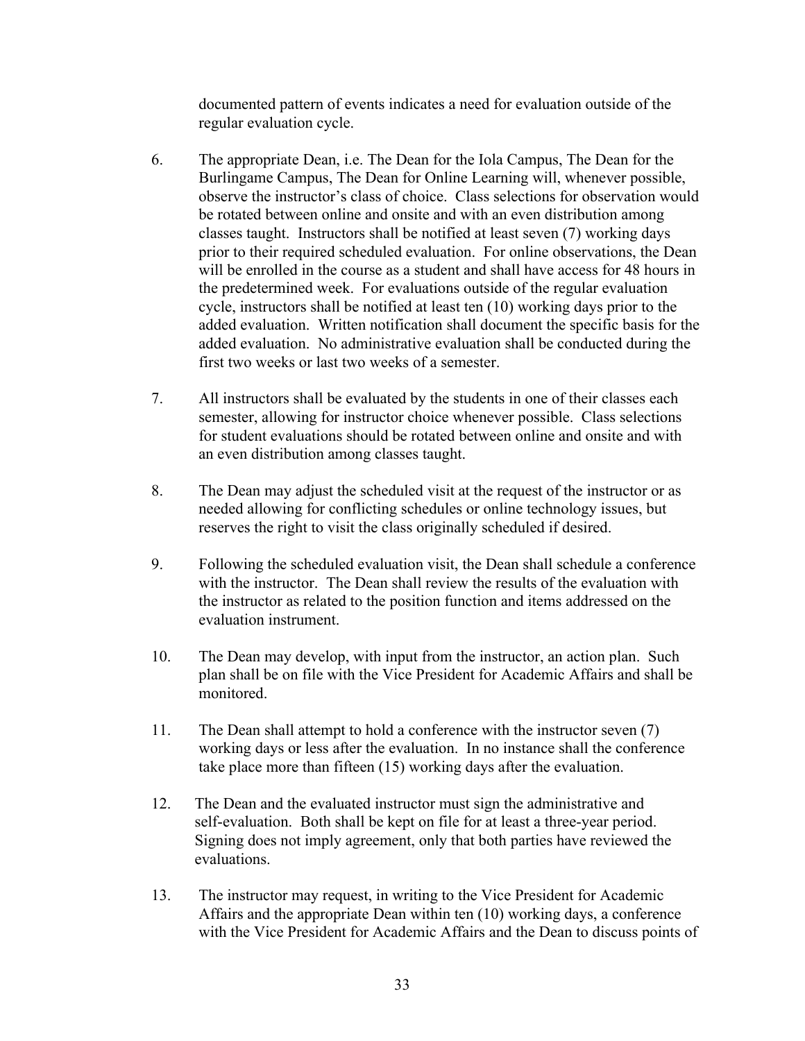documented pattern of events indicates a need for evaluation outside of the regular evaluation cycle.

6. The appropriate Dean, i.e. The Dean for the Iola Campus, The Dean for the Burlingame Campus, The Dean for Online Learning will, whenever possible, observe the instructor's class of choice. Class selections for observation would be rotated between online and onsite and with an even distribution among classes taught. Instructors shall be notified at least seven (7) working days prior to their required scheduled evaluation. For online observations, the Dean will be enrolled in the course as a student and shall have access for 48 hours in the predetermined week. For evaluations outside of the regular evaluation cycle, instructors shall be notified at least ten (10) working days prior to the added evaluation. Written notification shall document the specific basis for the added evaluation. No administrative evaluation shall be conducted during the first two weeks or last two weeks of a semester.

7. All instructors shall be evaluated by the students in one of their classes each semester, allowing for instructor choice whenever possible. Class selections for student evaluations should be rotated between online and onsite and with an even distribution among classes taught.

8. The Dean may adjust the scheduled visit at the request of the instructor or as needed allowing for conflicting schedules or online technology issues, but reserves the right to visit the class originally scheduled if desired.

9. Following the scheduled evaluation visit, the Dean shall schedule a conference with the instructor. The Dean shall review the results of the evaluation with the instructor as related to the position function and items addressed on the evaluation instrument.

10. The Dean may develop, with input from the instructor, an action plan. Such plan shall be on file with the Vice President for Academic Affairs and shall be monitored.

11. The Dean shall attempt to hold a conference with the instructor seven (7) working days or less after the evaluation. In no instance shall the conference take place more than fifteen (15) working days after the evaluation.

12. The Dean and the evaluated instructor must sign the administrative and self-evaluation. Both shall be kept on file for at least a three-year period. Signing does not imply agreement, only that both parties have reviewed the evaluations.

13. The instructor may request, in writing to the Vice President for Academic Affairs and the appropriate Dean within ten (10) working days, a conference with the Vice President for Academic Affairs and the Dean to discuss points of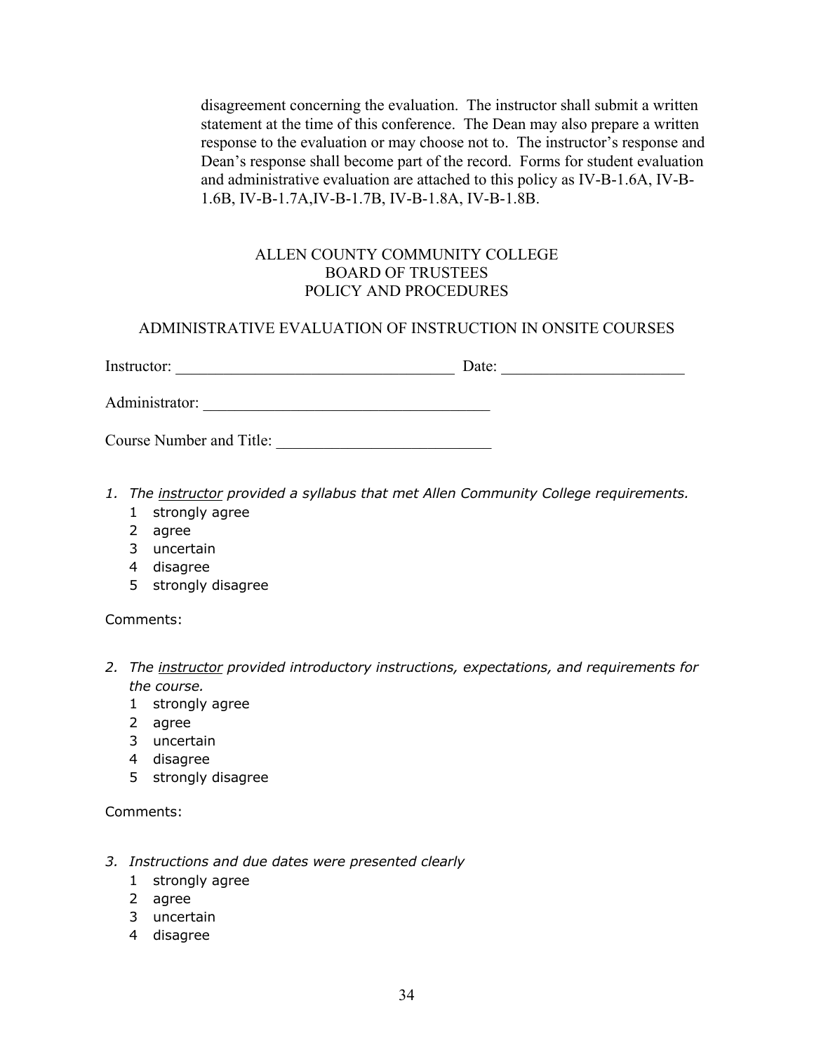disagreement concerning the evaluation. The instructor shall submit a written statement at the time of this conference. The Dean may also prepare a written response to the evaluation or may choose not to. The instructor's response and Dean's response shall become part of the record. Forms for student evaluation and administrative evaluation are attached to this policy as IV-B-1.6A, IV-B-1.6B, IV-B-1.7A,IV-B-1.7B, IV-B-1.8A, IV-B-1.8B.

ALLEN COUNTY COMMUNITY COLLEGE
BOARD OF TRUSTEES
POLICY AND PROCEDURES

ADMINISTRATIVE EVALUATION OF INSTRUCTION IN ONSITE COURSES

Instructor: ___________________________________ Date: ______________________

Administrator: ___________________________________

Course Number and Title: ___________________________

1. *The instructor provided a syllabus that met Allen Community College requirements.*
   1 strongly agree
   2 agree
   3 uncertain
   4 disagree
   5 strongly disagree

Comments:

2. *The instructor provided introductory instructions, expectations, and requirements for the course.*
   1 strongly agree
   2 agree
   3 uncertain
   4 disagree
   5 strongly disagree

Comments:

3. *Instructions and due dates were presented clearly*
   1 strongly agree
   2 agree
   3 uncertain
   4 disagree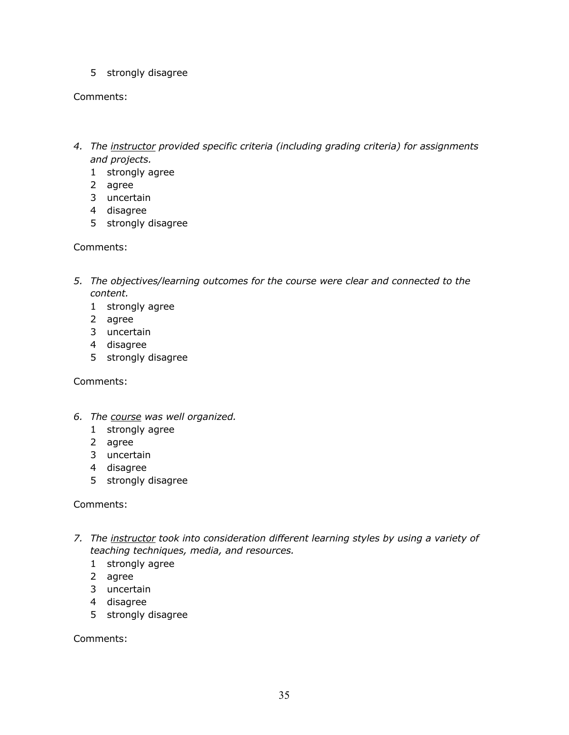5 strongly disagree

Comments:

4. *The <u>instructor</u> provided specific criteria (including grading criteria) for assignments and projects.*
   1 strongly agree
   2 agree
   3 uncertain
   4 disagree
   5 strongly disagree

Comments:

5. *The objectives/learning outcomes for the course were clear and connected to the content.*
   1 strongly agree
   2 agree
   3 uncertain
   4 disagree
   5 strongly disagree

Comments:

6. *The <u>course</u> was well organized.*
   1 strongly agree
   2 agree
   3 uncertain
   4 disagree
   5 strongly disagree

Comments:

7. *The <u>instructor</u> took into consideration different learning styles by using a variety of teaching techniques, media, and resources.*
   1 strongly agree
   2 agree
   3 uncertain
   4 disagree
   5 strongly disagree

Comments: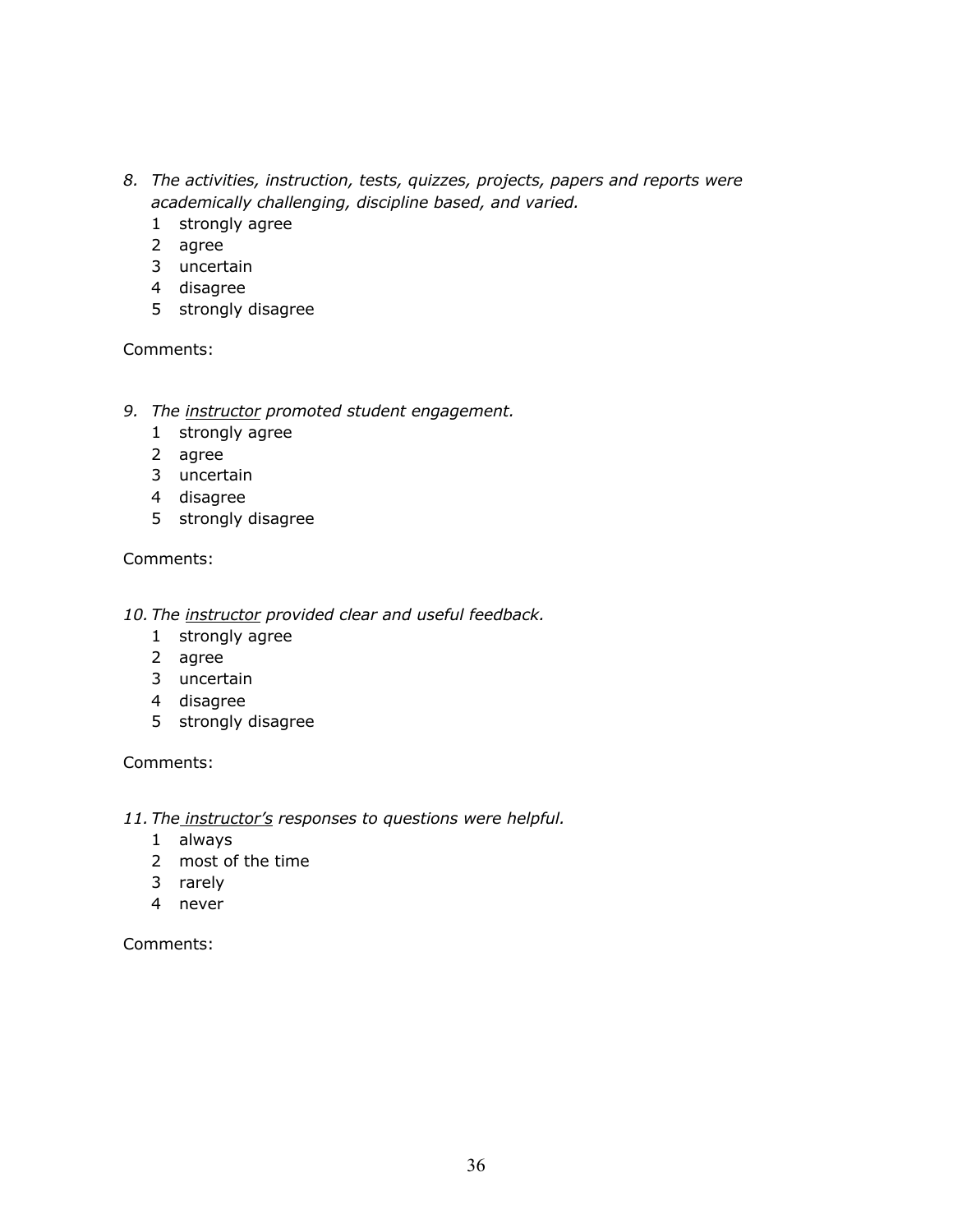8. *The activities, instruction, tests, quizzes, projects, papers and reports were academically challenging, discipline based, and varied.*
   1 strongly agree
   2 agree
   3 uncertain
   4 disagree
   5 strongly disagree

Comments:

9. *The <u>instructor</u> promoted student engagement.*
   1 strongly agree
   2 agree
   3 uncertain
   4 disagree
   5 strongly disagree

Comments:

10. *The <u>instructor</u> provided clear and useful feedback.*
    1 strongly agree
    2 agree
    3 uncertain
    4 disagree
    5 strongly disagree

Comments:

11. *The <u>instructor's</u> responses to questions were helpful.*
    1 always
    2 most of the time
    3 rarely
    4 never

Comments: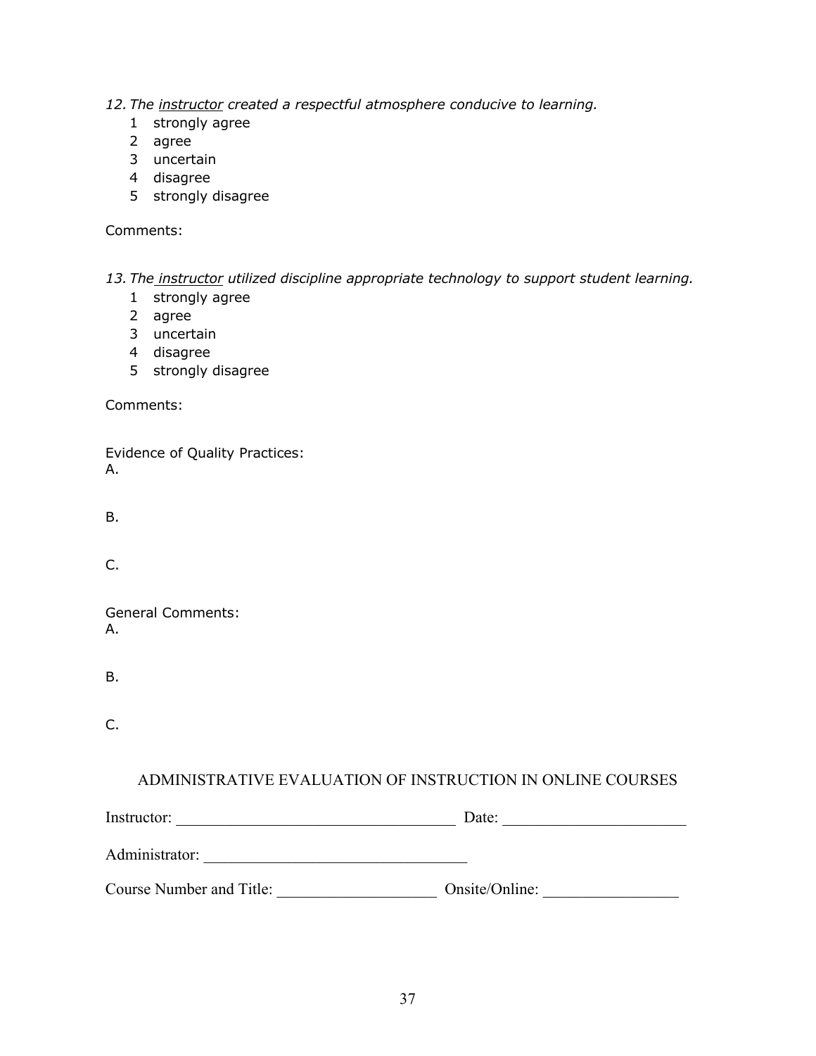*12. The <u>instructor</u> created a respectful atmosphere conducive to learning.*

1 strongly agree
2 agree
3 uncertain
4 disagree
5 strongly disagree

Comments:

*13. The <u>instructor</u> utilized discipline appropriate technology to support student learning.*

1 strongly agree
2 agree
3 uncertain
4 disagree
5 strongly disagree

Comments:

Evidence of Quality Practices:
A.

B.

C.

General Comments:
A.

B.

C.

## ADMINISTRATIVE EVALUATION OF INSTRUCTION IN ONLINE COURSES

Instructor: __________________________________ Date: ______________________

Administrator: ________________________________

Course Number and Title: ___________________ Onsite/Online: ________________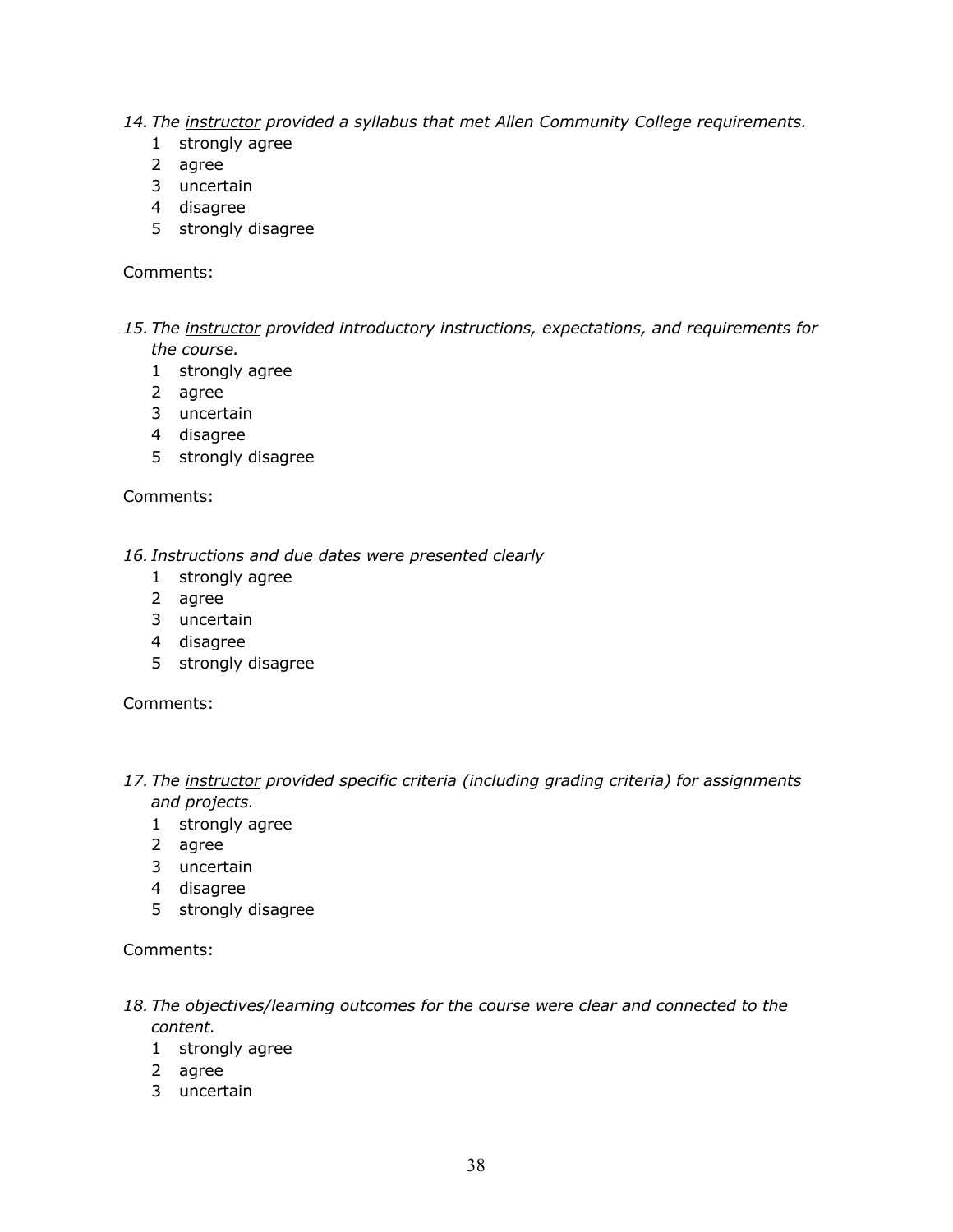*14. The <u>instructor</u> provided a syllabus that met Allen Community College requirements.*

1 strongly agree
2 agree
3 uncertain
4 disagree
5 strongly disagree

Comments:

*15. The <u>instructor</u> provided introductory instructions, expectations, and requirements for the course.*

1 strongly agree
2 agree
3 uncertain
4 disagree
5 strongly disagree

Comments:

*16. Instructions and due dates were presented clearly*

1 strongly agree
2 agree
3 uncertain
4 disagree
5 strongly disagree

Comments:

*17. The <u>instructor</u> provided specific criteria (including grading criteria) for assignments and projects.*

1 strongly agree
2 agree
3 uncertain
4 disagree
5 strongly disagree

Comments:

*18. The objectives/learning outcomes for the course were clear and connected to the content.*

1 strongly agree
2 agree
3 uncertain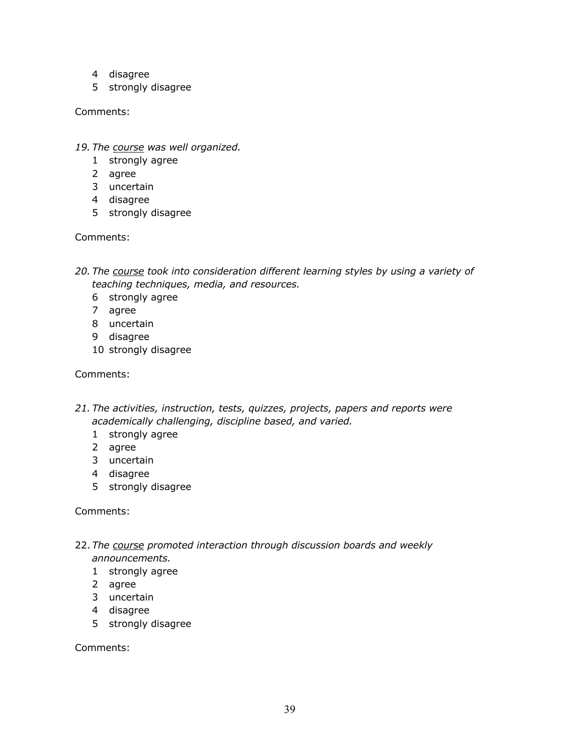4 disagree
5 strongly disagree

Comments:

*19. The <u>course</u> was well organized.*

1 strongly agree
2 agree
3 uncertain
4 disagree
5 strongly disagree

Comments:

*20. The <u>course</u> took into consideration different learning styles by using a variety of teaching techniques, media, and resources.*

6 strongly agree
7 agree
8 uncertain
9 disagree
10 strongly disagree

Comments:

*21. The activities, instruction, tests, quizzes, projects, papers and reports were academically challenging, discipline based, and varied.*

1 strongly agree
2 agree
3 uncertain
4 disagree
5 strongly disagree

Comments:

22. *The <u>course</u> promoted interaction through discussion boards and weekly announcements.*

1 strongly agree
2 agree
3 uncertain
4 disagree
5 strongly disagree

Comments: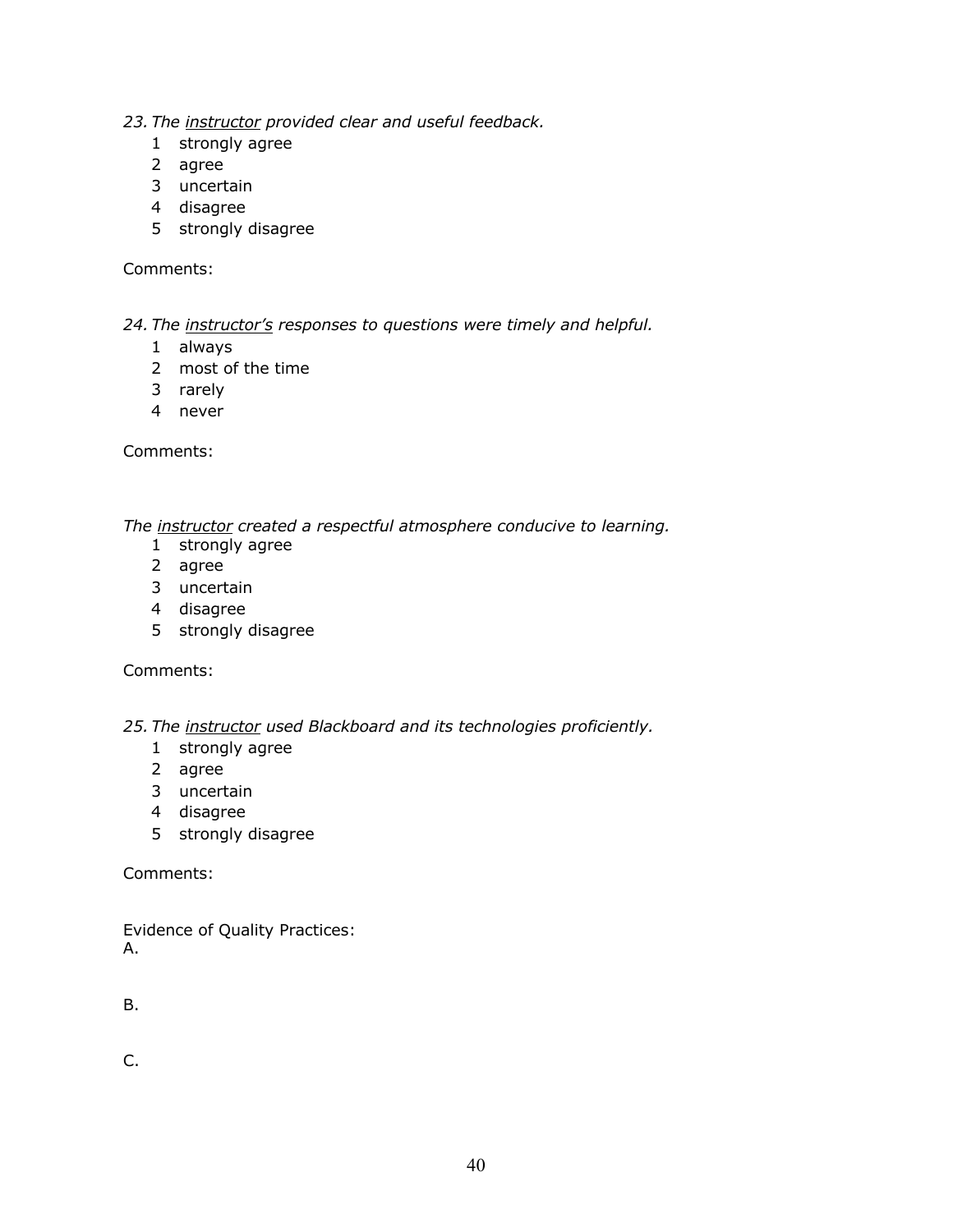*23. The <u>instructor</u> provided clear and useful feedback.*

1 strongly agree
2 agree
3 uncertain
4 disagree
5 strongly disagree

Comments:

*24. The <u>instructor's</u> responses to questions were timely and helpful.*

1 always
2 most of the time
3 rarely
4 never

Comments:

*The <u>instructor</u> created a respectful atmosphere conducive to learning.*

1 strongly agree
2 agree
3 uncertain
4 disagree
5 strongly disagree

Comments:

*25. The <u>instructor</u> used Blackboard and its technologies proficiently.*

1 strongly agree
2 agree
3 uncertain
4 disagree
5 strongly disagree

Comments:

Evidence of Quality Practices:
A.

B.

C.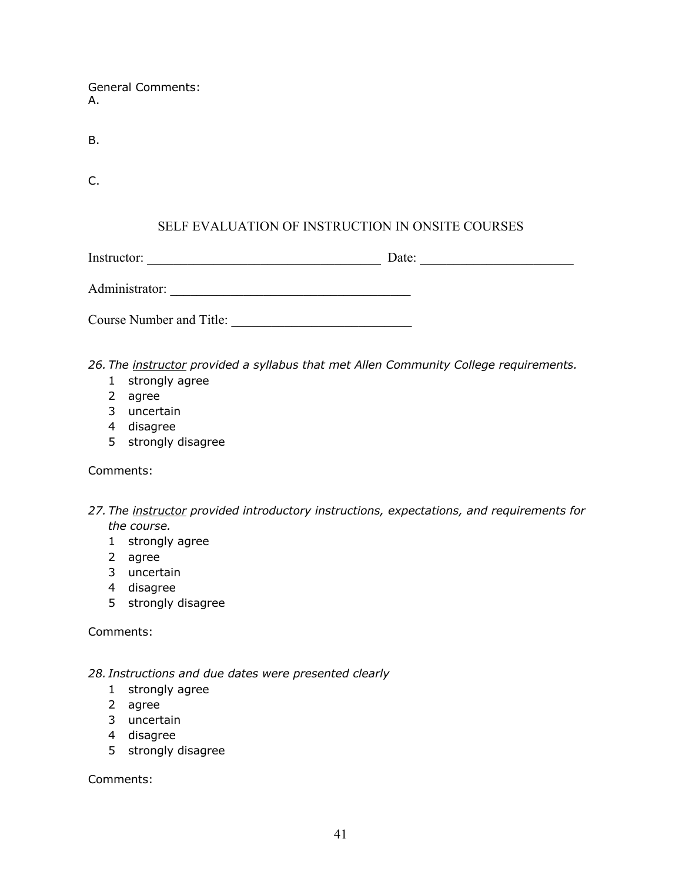General Comments:
A.

B.

C.

## SELF EVALUATION OF INSTRUCTION IN ONSITE COURSES

Instructor: ___________________________________ Date: ______________________

Administrator: ____________________________________

Course Number and Title: ___________________________

*26. The <u>instructor</u> provided a syllabus that met Allen Community College requirements.*

1 strongly agree
2 agree
3 uncertain
4 disagree
5 strongly disagree

Comments:

*27. The <u>instructor</u> provided introductory instructions, expectations, and requirements for the course.*

1 strongly agree
2 agree
3 uncertain
4 disagree
5 strongly disagree

Comments:

*28. Instructions and due dates were presented clearly*

1 strongly agree
2 agree
3 uncertain
4 disagree
5 strongly disagree

Comments: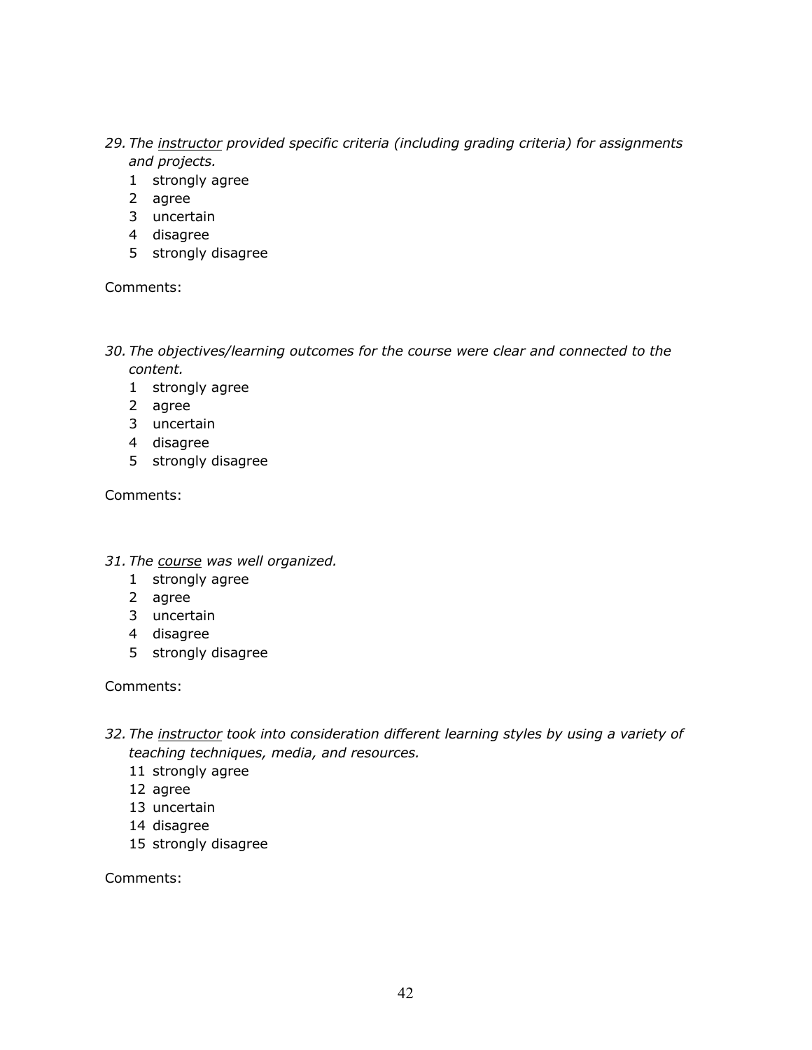*29. The <u>instructor</u> provided specific criteria (including grading criteria) for assignments and projects.*

1 strongly agree
2 agree
3 uncertain
4 disagree
5 strongly disagree

Comments:

*30. The objectives/learning outcomes for the course were clear and connected to the content.*

1 strongly agree
2 agree
3 uncertain
4 disagree
5 strongly disagree

Comments:

*31. The <u>course</u> was well organized.*

1 strongly agree
2 agree
3 uncertain
4 disagree
5 strongly disagree

Comments:

*32. The <u>instructor</u> took into consideration different learning styles by using a variety of teaching techniques, media, and resources.*

11 strongly agree
12 agree
13 uncertain
14 disagree
15 strongly disagree

Comments: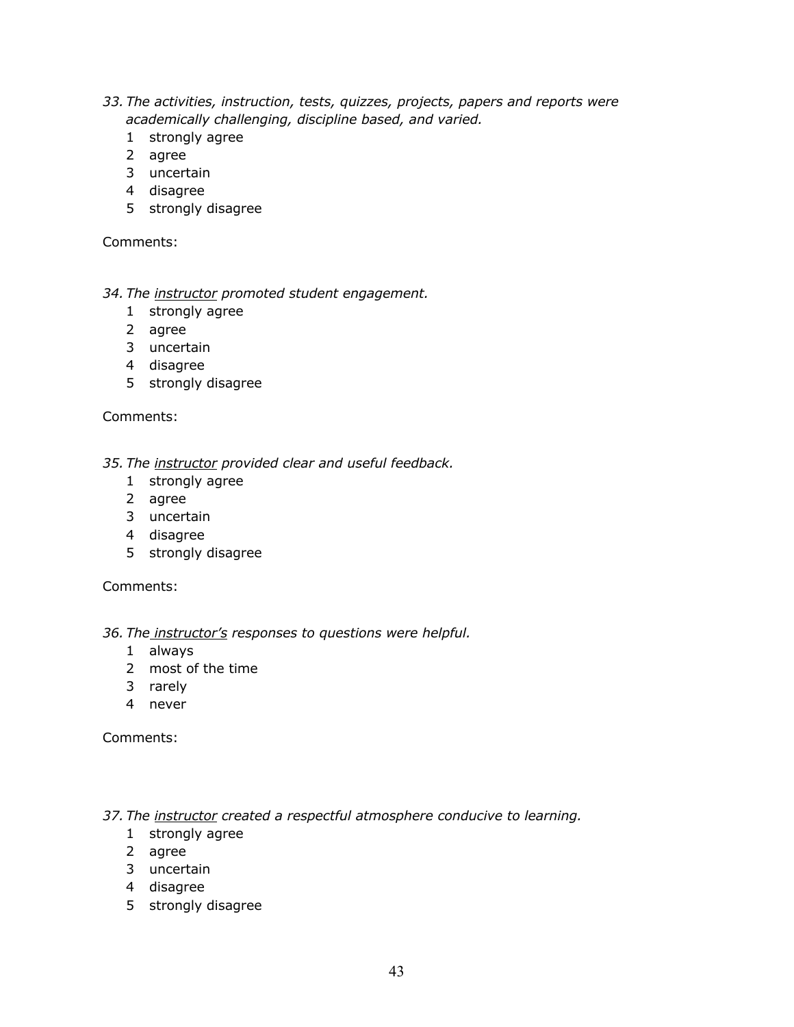*33. The activities, instruction, tests, quizzes, projects, papers and reports were academically challenging, discipline based, and varied.*

1 strongly agree
2 agree
3 uncertain
4 disagree
5 strongly disagree

Comments:

*34. The <u>instructor</u> promoted student engagement.*

1 strongly agree
2 agree
3 uncertain
4 disagree
5 strongly disagree

Comments:

*35. The <u>instructor</u> provided clear and useful feedback.*

1 strongly agree
2 agree
3 uncertain
4 disagree
5 strongly disagree

Comments:

*36. The <u>instructor's</u> responses to questions were helpful.*

1 always
2 most of the time
3 rarely
4 never

Comments:

*37. The <u>instructor</u> created a respectful atmosphere conducive to learning.*

1 strongly agree
2 agree
3 uncertain
4 disagree
5 strongly disagree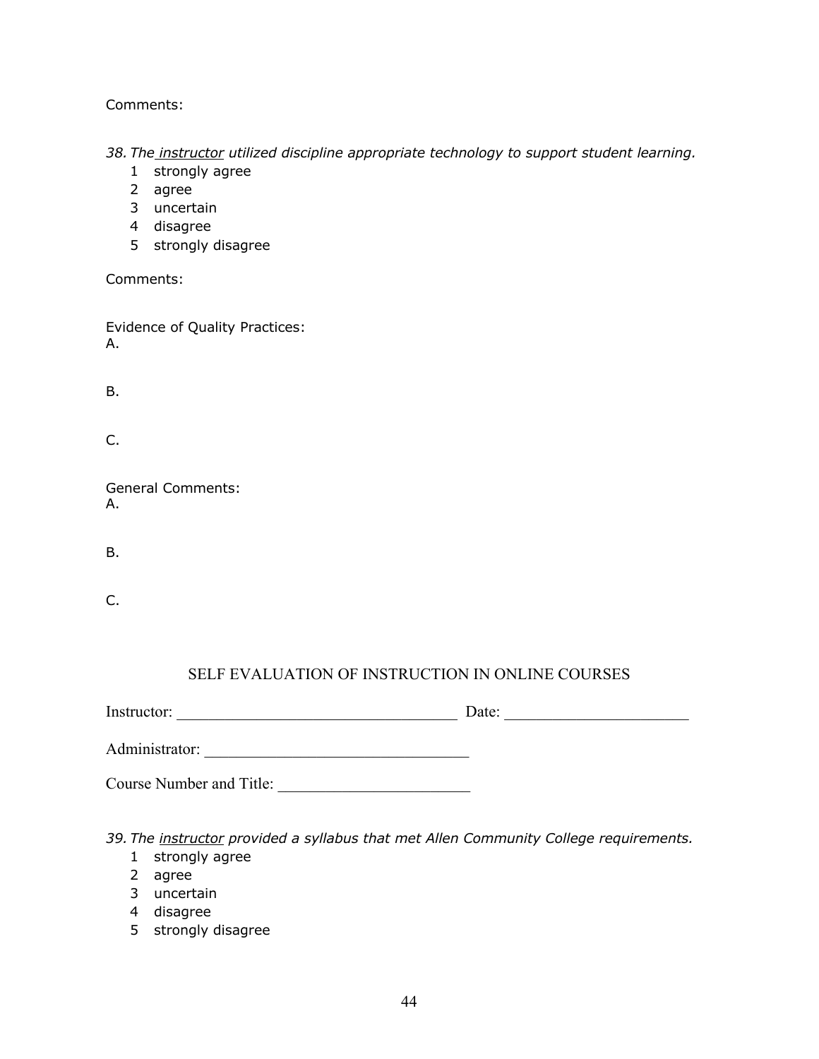Comments:

38. *The <u>instructor</u> utilized discipline appropriate technology to support student learning.*
    1 strongly agree
    2 agree
    3 uncertain
    4 disagree
    5 strongly disagree

Comments:

Evidence of Quality Practices:
A.

B.

C.

General Comments:
A.

B.

C.

## SELF EVALUATION OF INSTRUCTION IN ONLINE COURSES

Instructor: ___________________________________ Date: ______________________

Administrator: ________________________________

Course Number and Title: _______________________

39. *The <u>instructor</u> provided a syllabus that met Allen Community College requirements.*
    1 strongly agree
    2 agree
    3 uncertain
    4 disagree
    5 strongly disagree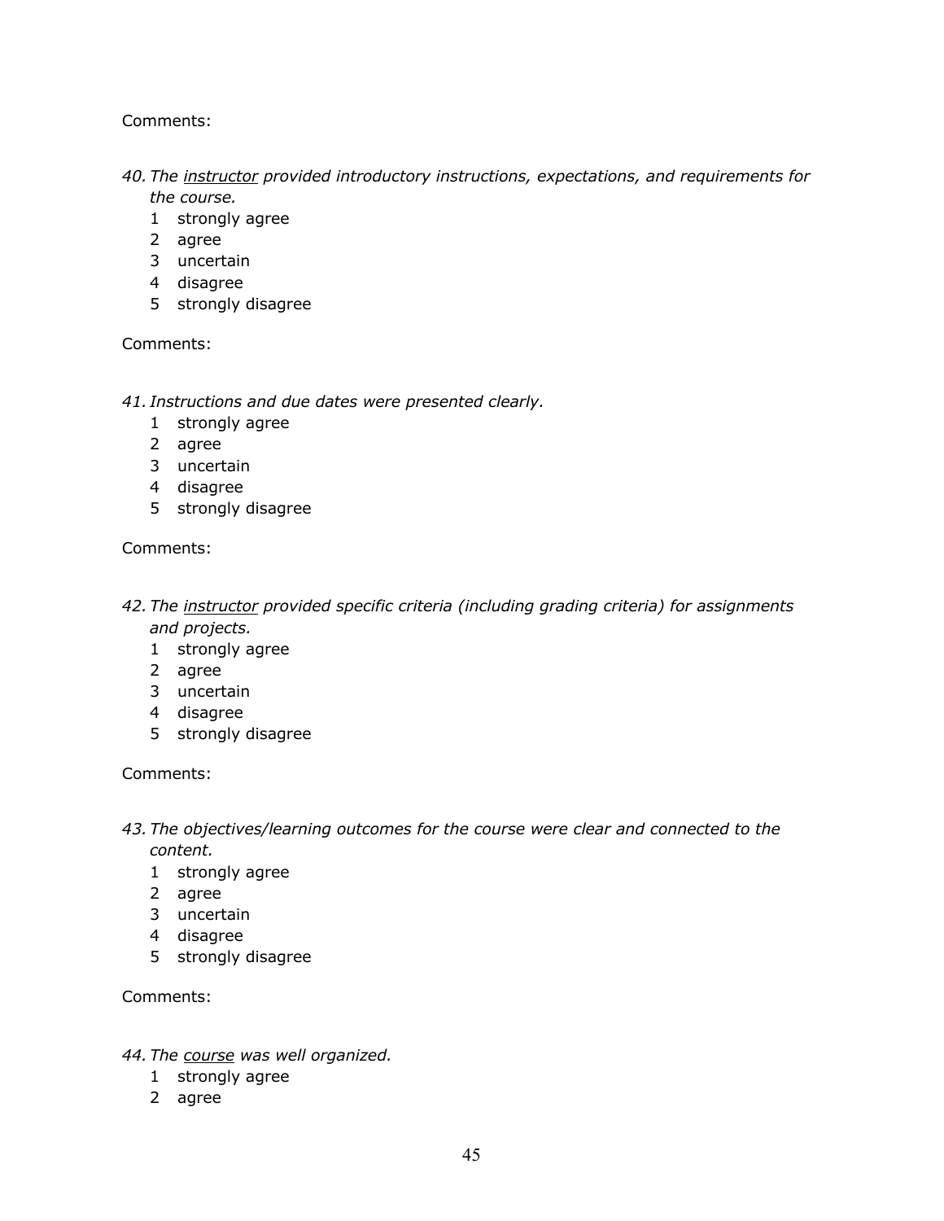Comments:

*40. The <u>instructor</u> provided introductory instructions, expectations, and requirements for the course.*

1 strongly agree
2 agree
3 uncertain
4 disagree
5 strongly disagree

Comments:

*41. Instructions and due dates were presented clearly.*

1 strongly agree
2 agree
3 uncertain
4 disagree
5 strongly disagree

Comments:

*42. The <u>instructor</u> provided specific criteria (including grading criteria) for assignments and projects.*

1 strongly agree
2 agree
3 uncertain
4 disagree
5 strongly disagree

Comments:

*43. The objectives/learning outcomes for the course were clear and connected to the content.*

1 strongly agree
2 agree
3 uncertain
4 disagree
5 strongly disagree

Comments:

*44. The <u>course</u> was well organized.*

1 strongly agree
2 agree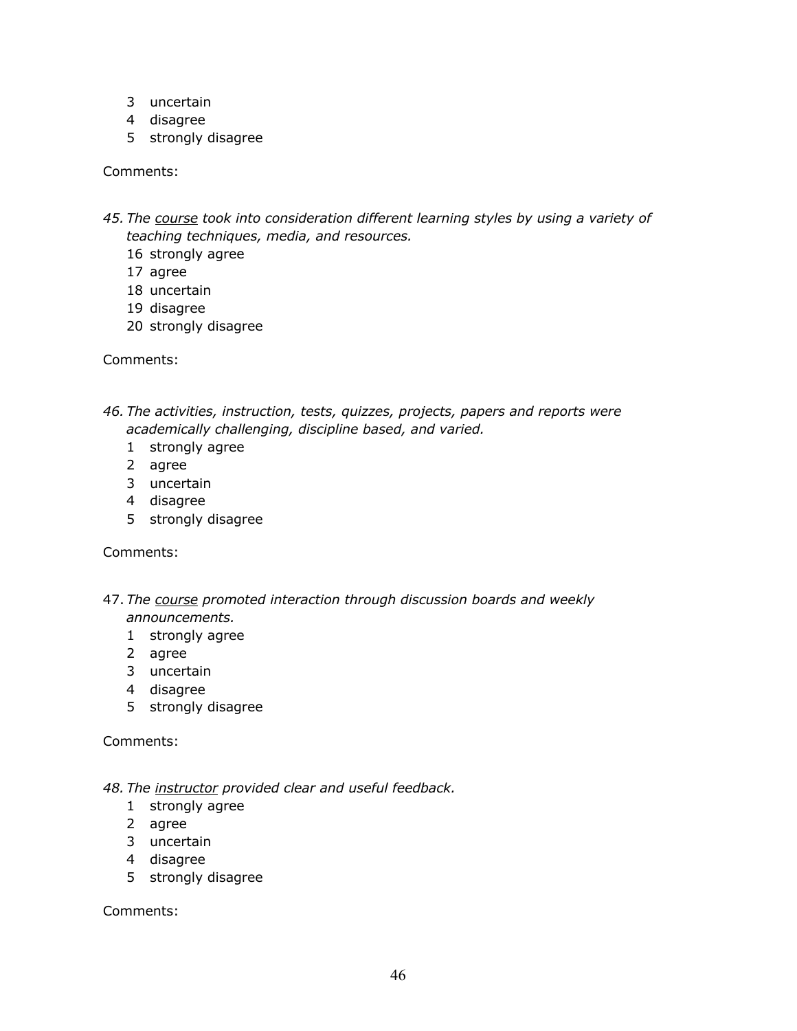3 uncertain  
4 disagree  
5 strongly disagree

Comments:

*45. The* *<u>course</u>* *took into consideration different learning styles by using a variety of teaching techniques, media, and resources.*

16 strongly agree  
17 agree  
18 uncertain  
19 disagree  
20 strongly disagree

Comments:

*46. The activities, instruction, tests, quizzes, projects, papers and reports were academically challenging, discipline based, and varied.*

1 strongly agree  
2 agree  
3 uncertain  
4 disagree  
5 strongly disagree

Comments:

47. *The* *<u>course</u>* *promoted interaction through discussion boards and weekly announcements.*

1 strongly agree  
2 agree  
3 uncertain  
4 disagree  
5 strongly disagree

Comments:

*48. The* *<u>instructor</u>* *provided clear and useful feedback.*

1 strongly agree  
2 agree  
3 uncertain  
4 disagree  
5 strongly disagree

Comments: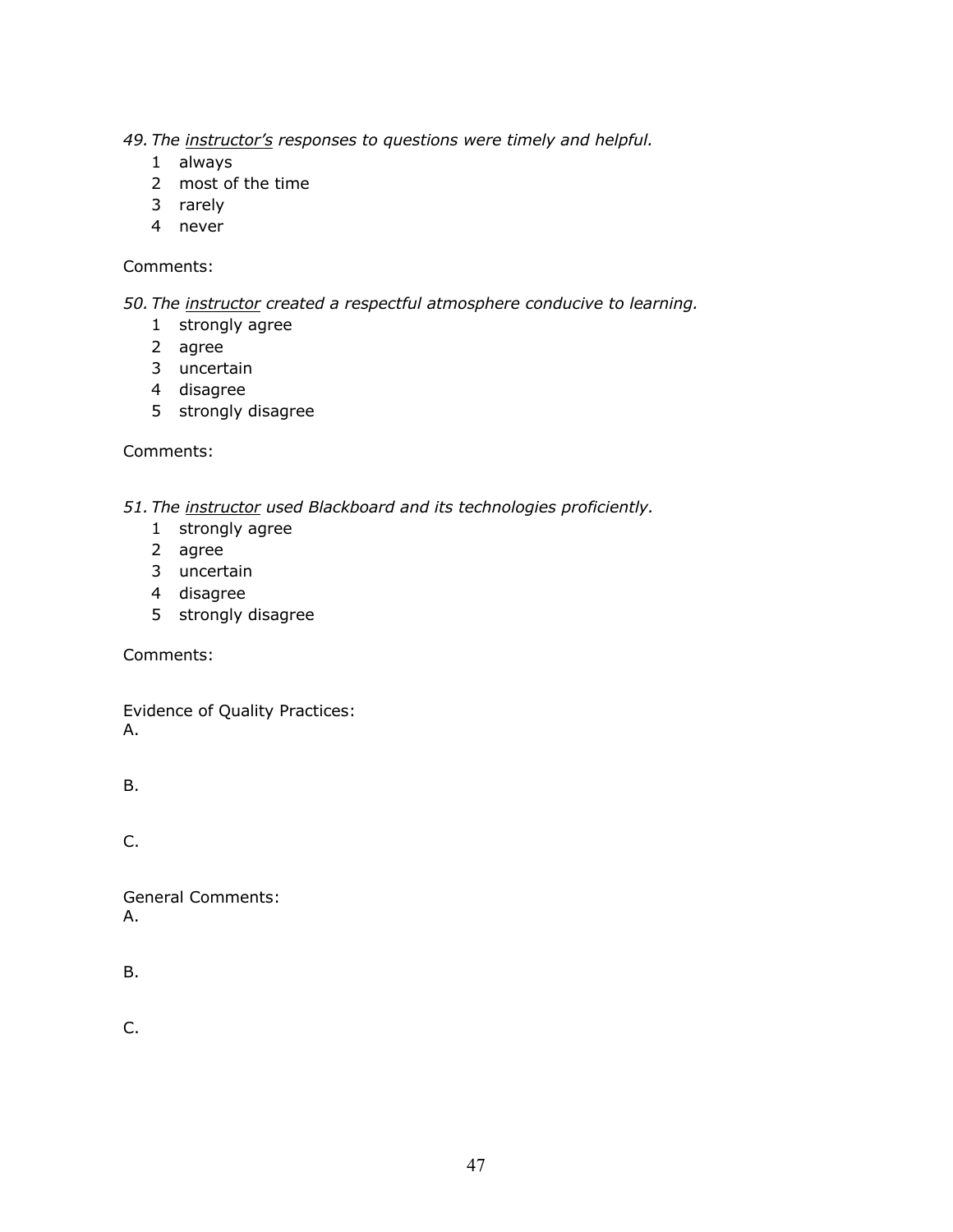*49. The <u>instructor's</u> responses to questions were timely and helpful.*

1 always
2 most of the time
3 rarely
4 never

Comments:

*50. The <u>instructor</u> created a respectful atmosphere conducive to learning.*

1 strongly agree
2 agree
3 uncertain
4 disagree
5 strongly disagree

Comments:

*51. The <u>instructor</u> used Blackboard and its technologies proficiently.*

1 strongly agree
2 agree
3 uncertain
4 disagree
5 strongly disagree

Comments:

Evidence of Quality Practices:

A.

B.

C.

General Comments:

A.

B.

C.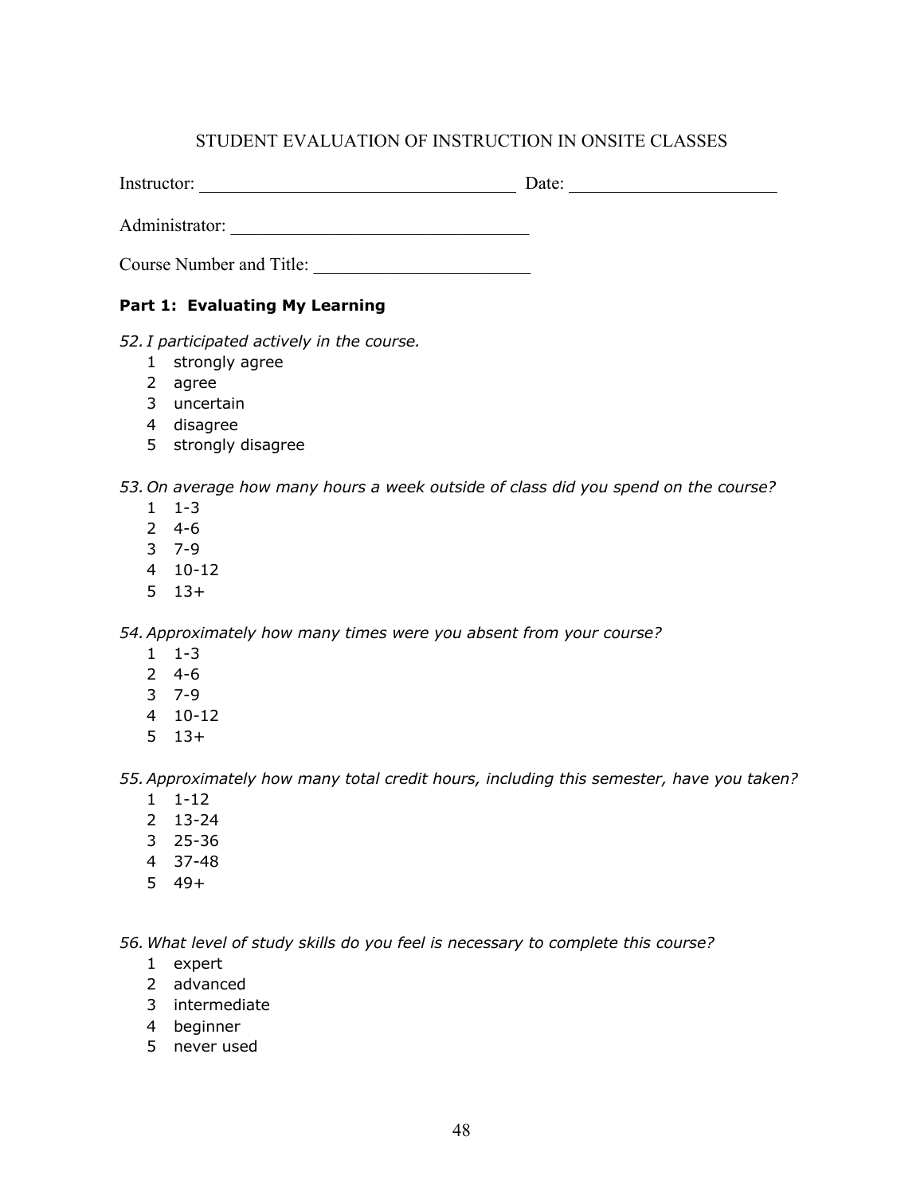STUDENT EVALUATION OF INSTRUCTION IN ONSITE CLASSES

Instructor: ___________________________________ Date: _______________________

Administrator: _________________________________

Course Number and Title: ________________________

**Part 1: Evaluating My Learning**

52. *I participated actively in the course.*
    1 strongly agree
    2 agree
    3 uncertain
    4 disagree
    5 strongly disagree

53. *On average how many hours a week outside of class did you spend on the course?*
    1 1-3
    2 4-6
    3 7-9
    4 10-12
    5 13+

54. *Approximately how many times were you absent from your course?*
    1 1-3
    2 4-6
    3 7-9
    4 10-12
    5 13+

55. *Approximately how many total credit hours, including this semester, have you taken?*
    1 1-12
    2 13-24
    3 25-36
    4 37-48
    5 49+

56. *What level of study skills do you feel is necessary to complete this course?*
    1 expert
    2 advanced
    3 intermediate
    4 beginner
    5 never used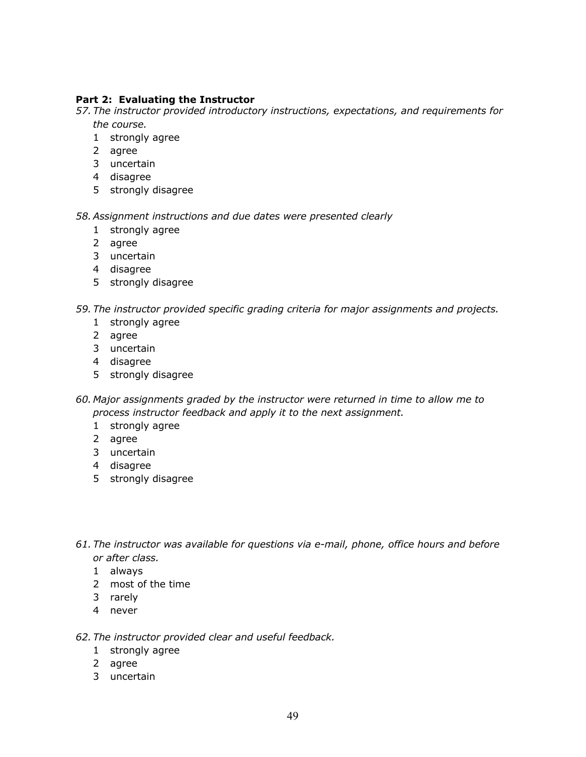**Part 2: Evaluating the Instructor**

57. *The instructor provided introductory instructions, expectations, and requirements for the course.*
    1 strongly agree
    2 agree
    3 uncertain
    4 disagree
    5 strongly disagree

58. *Assignment instructions and due dates were presented clearly*
    1 strongly agree
    2 agree
    3 uncertain
    4 disagree
    5 strongly disagree

59. *The instructor provided specific grading criteria for major assignments and projects.*
    1 strongly agree
    2 agree
    3 uncertain
    4 disagree
    5 strongly disagree

60. *Major assignments graded by the instructor were returned in time to allow me to process instructor feedback and apply it to the next assignment.*
    1 strongly agree
    2 agree
    3 uncertain
    4 disagree
    5 strongly disagree

61. *The instructor was available for questions via e-mail, phone, office hours and before or after class.*
    1 always
    2 most of the time
    3 rarely
    4 never

62. *The instructor provided clear and useful feedback.*
    1 strongly agree
    2 agree
    3 uncertain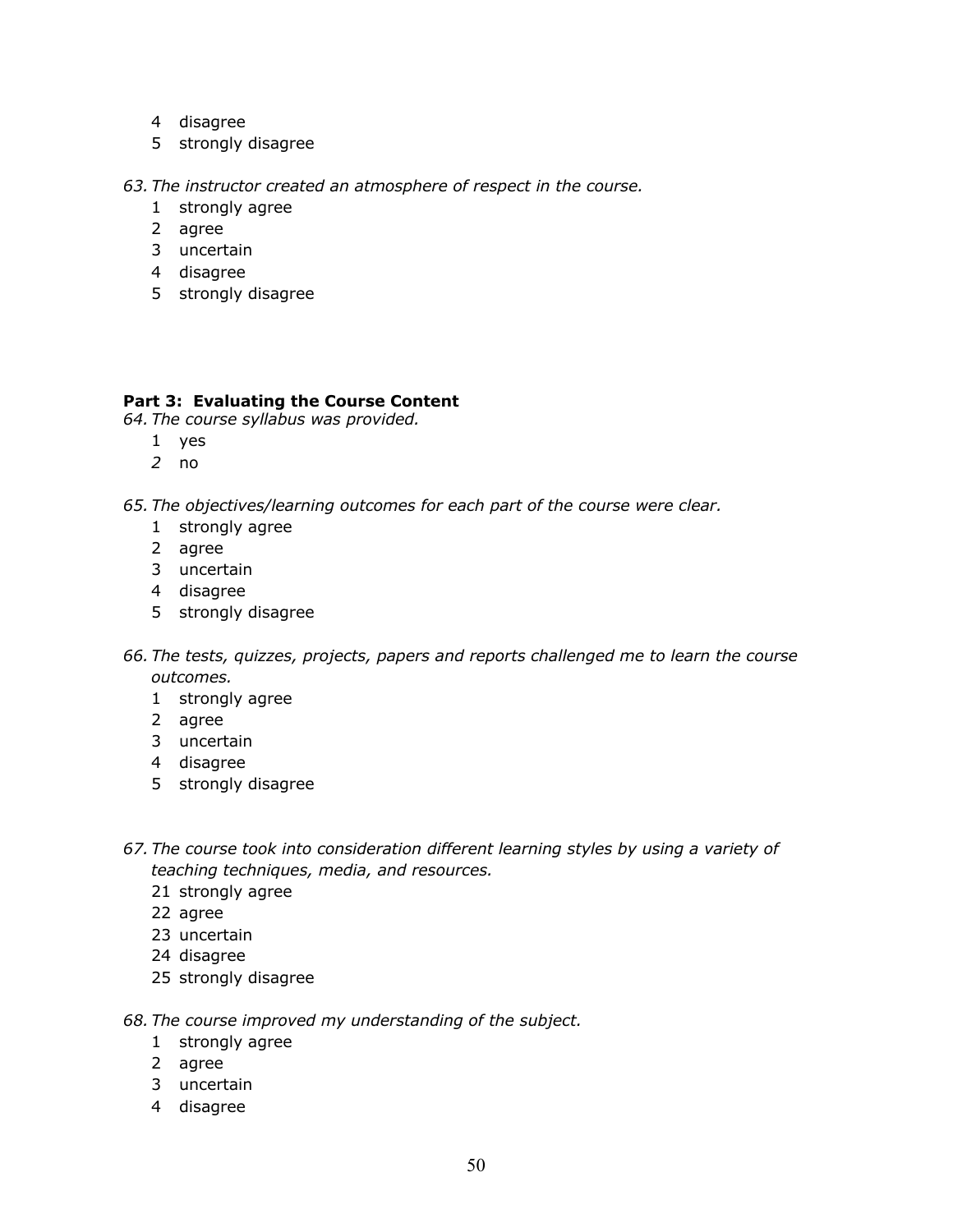4 disagree
5 strongly disagree

*63. The instructor created an atmosphere of respect in the course.*

1 strongly agree
2 agree
3 uncertain
4 disagree
5 strongly disagree

**Part 3: Evaluating the Course Content**

*64. The course syllabus was provided.*

1 yes
*2* no

*65. The objectives/learning outcomes for each part of the course were clear.*

1 strongly agree
2 agree
3 uncertain
4 disagree
5 strongly disagree

*66. The tests, quizzes, projects, papers and reports challenged me to learn the course outcomes.*

1 strongly agree
2 agree
3 uncertain
4 disagree
5 strongly disagree

*67. The course took into consideration different learning styles by using a variety of teaching techniques, media, and resources.*

21 strongly agree
22 agree
23 uncertain
24 disagree
25 strongly disagree

*68. The course improved my understanding of the subject.*

1 strongly agree
2 agree
3 uncertain
4 disagree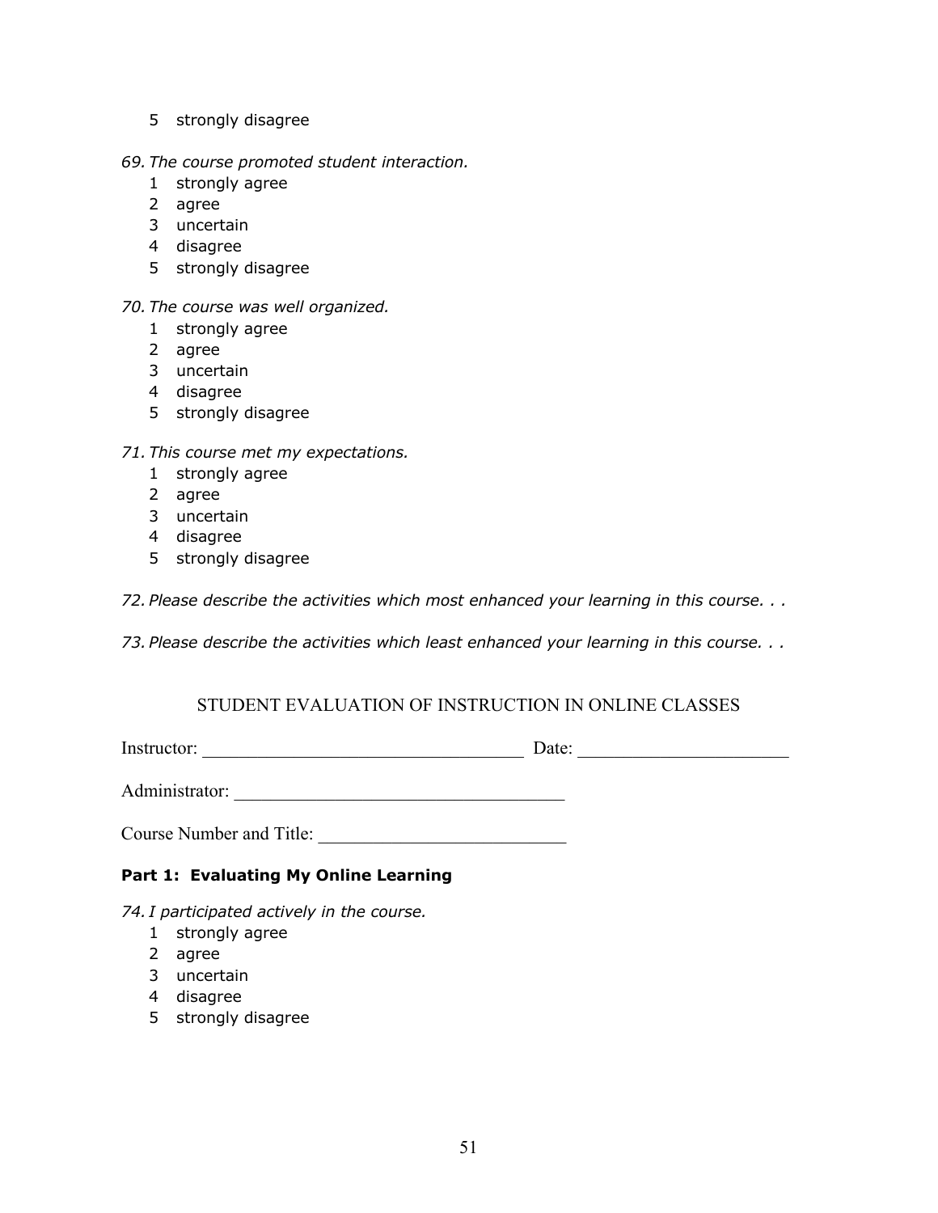5 strongly disagree

*69. The course promoted student interaction.*
1 strongly agree
2 agree
3 uncertain
4 disagree
5 strongly disagree

*70. The course was well organized.*
1 strongly agree
2 agree
3 uncertain
4 disagree
5 strongly disagree

*71. This course met my expectations.*
1 strongly agree
2 agree
3 uncertain
4 disagree
5 strongly disagree

*72. Please describe the activities which most enhanced your learning in this course. . .*

*73. Please describe the activities which least enhanced your learning in this course. . .*

## STUDENT EVALUATION OF INSTRUCTION IN ONLINE CLASSES

Instructor: ___________________________________ Date: _______________________

Administrator: ___________________________________

Course Number and Title: __________________________

**Part 1: Evaluating My Online Learning**

*74. I participated actively in the course.*
1 strongly agree
2 agree
3 uncertain
4 disagree
5 strongly disagree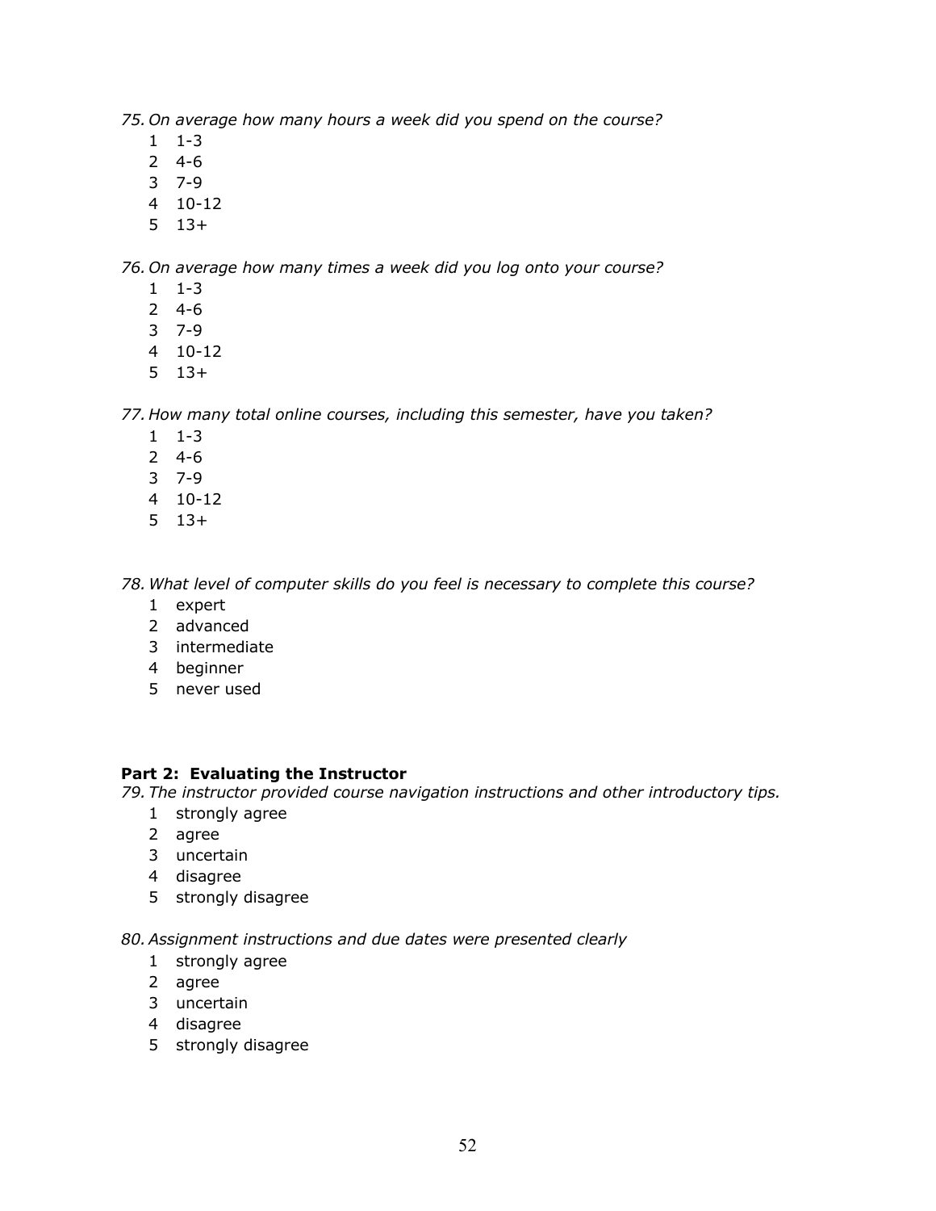*75. On average how many hours a week did you spend on the course?*

1  1-3
2  4-6
3  7-9
4  10-12
5  13+

*76. On average how many times a week did you log onto your course?*

1  1-3
2  4-6
3  7-9
4  10-12
5  13+

*77. How many total online courses, including this semester, have you taken?*

1  1-3
2  4-6
3  7-9
4  10-12
5  13+

*78. What level of computer skills do you feel is necessary to complete this course?*

1  expert
2  advanced
3  intermediate
4  beginner
5  never used

**Part 2: Evaluating the Instructor**

*79. The instructor provided course navigation instructions and other introductory tips.*

1  strongly agree
2  agree
3  uncertain
4  disagree
5  strongly disagree

*80. Assignment instructions and due dates were presented clearly*

1  strongly agree
2  agree
3  uncertain
4  disagree
5  strongly disagree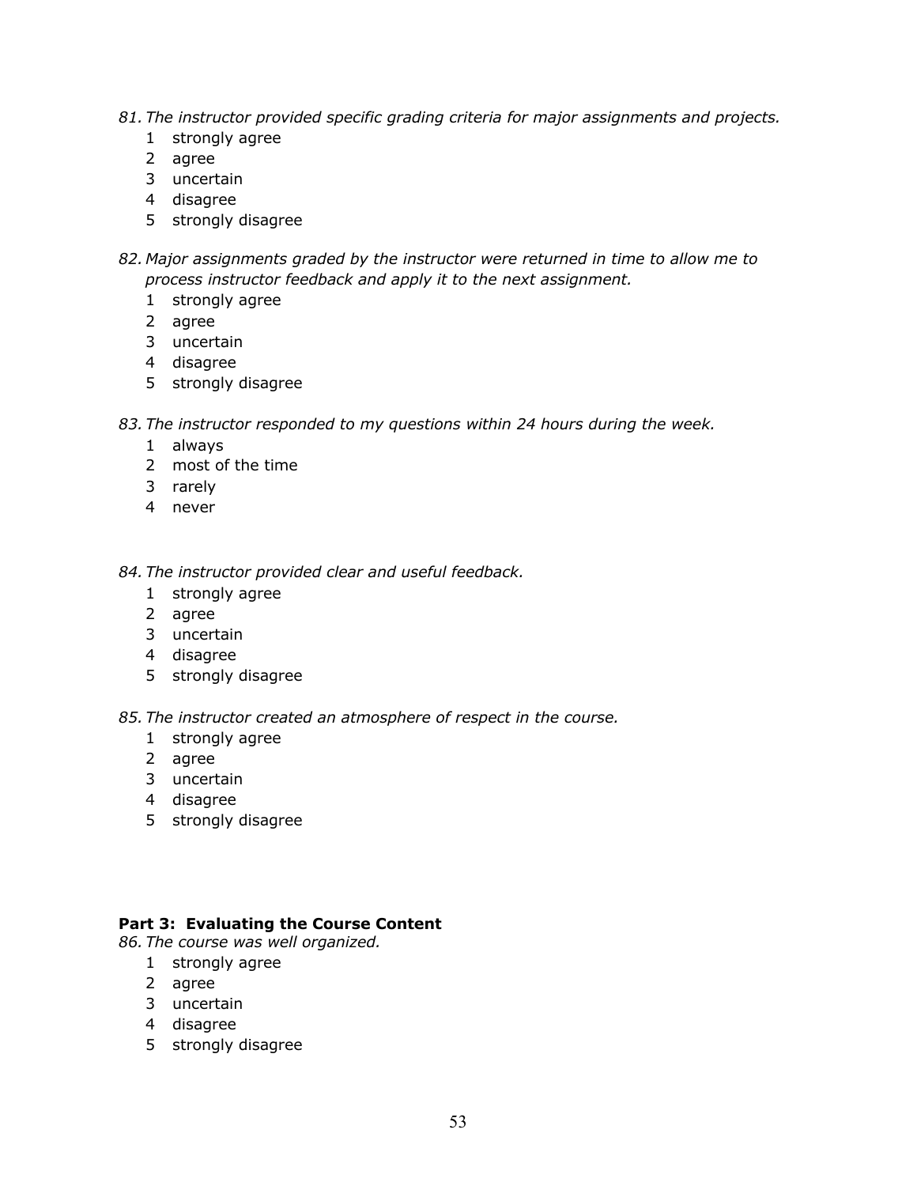81. *The instructor provided specific grading criteria for major assignments and projects.*
    1 strongly agree
    2 agree
    3 uncertain
    4 disagree
    5 strongly disagree

82. *Major assignments graded by the instructor were returned in time to allow me to process instructor feedback and apply it to the next assignment.*
    1 strongly agree
    2 agree
    3 uncertain
    4 disagree
    5 strongly disagree

83. *The instructor responded to my questions within 24 hours during the week.*
    1 always
    2 most of the time
    3 rarely
    4 never

84. *The instructor provided clear and useful feedback.*
    1 strongly agree
    2 agree
    3 uncertain
    4 disagree
    5 strongly disagree

85. *The instructor created an atmosphere of respect in the course.*
    1 strongly agree
    2 agree
    3 uncertain
    4 disagree
    5 strongly disagree

**Part 3: Evaluating the Course Content**

86. *The course was well organized.*
    1 strongly agree
    2 agree
    3 uncertain
    4 disagree
    5 strongly disagree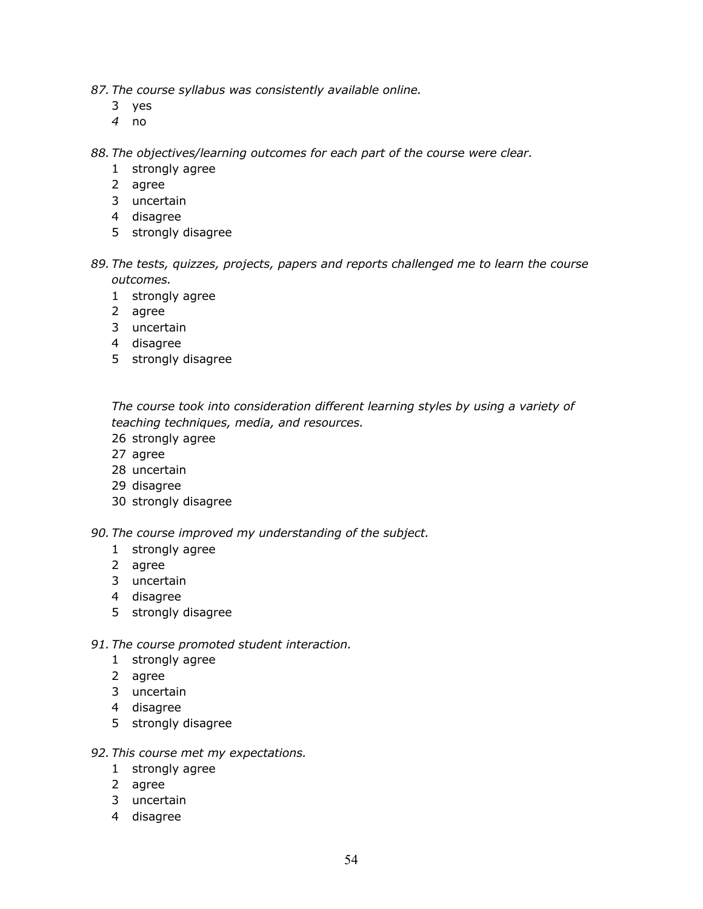87. *The course syllabus was consistently available online.*

    3 yes
    *4* no

88. *The objectives/learning outcomes for each part of the course were clear.*

    1 strongly agree
    2 agree
    3 uncertain
    4 disagree
    5 strongly disagree

89. *The tests, quizzes, projects, papers and reports challenged me to learn the course outcomes.*

    1 strongly agree
    2 agree
    3 uncertain
    4 disagree
    5 strongly disagree

*The course took into consideration different learning styles by using a variety of teaching techniques, media, and resources.*

26 strongly agree
27 agree
28 uncertain
29 disagree
30 strongly disagree

90. *The course improved my understanding of the subject.*

    1 strongly agree
    2 agree
    3 uncertain
    4 disagree
    5 strongly disagree

91. *The course promoted student interaction.*

    1 strongly agree
    2 agree
    3 uncertain
    4 disagree
    5 strongly disagree

92. *This course met my expectations.*

    1 strongly agree
    2 agree
    3 uncertain
    4 disagree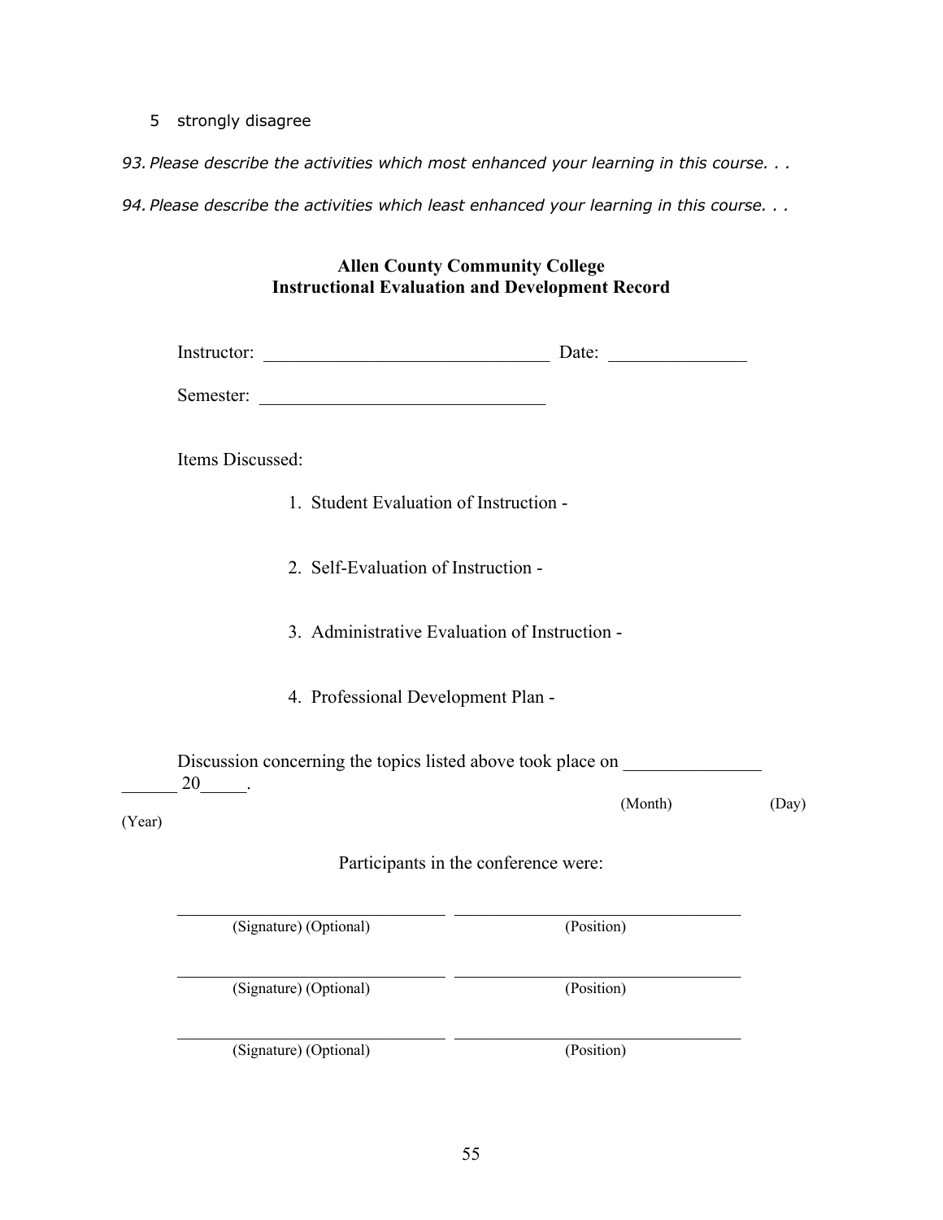5 strongly disagree

*93. Please describe the activities which most enhanced your learning in this course. . .*

*94. Please describe the activities which least enhanced your learning in this course. . .*

**Allen County Community College**
**Instructional Evaluation and Development Record**

Instructor: _______________________________ Date: _______________

Semester: _______________________________

Items Discussed:

1. Student Evaluation of Instruction -

2. Self-Evaluation of Instruction -

3. Administrative Evaluation of Instruction -

4. Professional Development Plan -

Discussion concerning the topics listed above took place on _______________ ______ 20_____.

(Month) (Day) (Year)

Participants in the conference were:

_______________________________ _________________________________
(Signature) (Optional) (Position)

_______________________________ _________________________________
(Signature) (Optional) (Position)

_______________________________ _________________________________
(Signature) (Optional) (Position)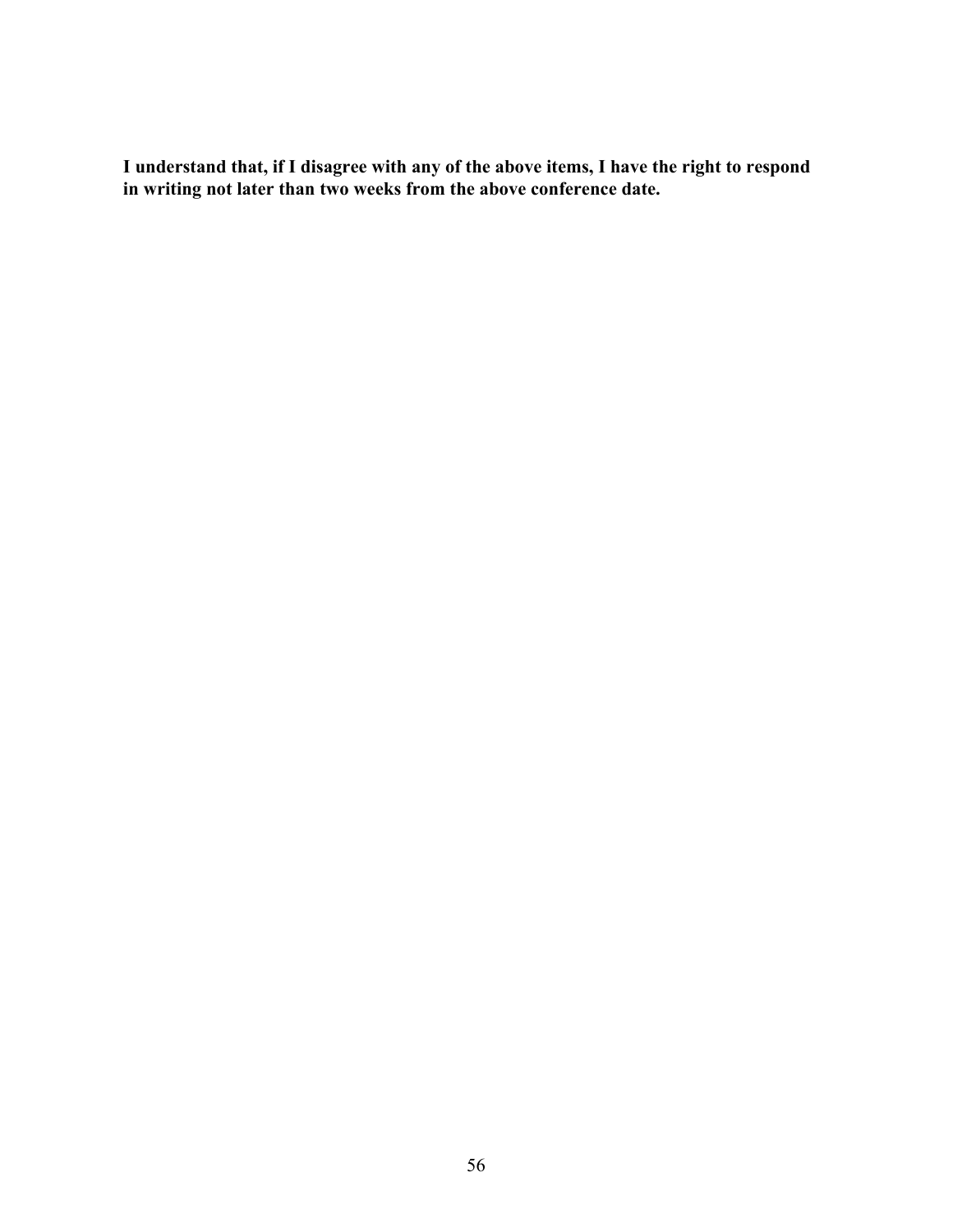**I understand that, if I disagree with any of the above items, I have the right to respond in writing not later than two weeks from the above conference date.**